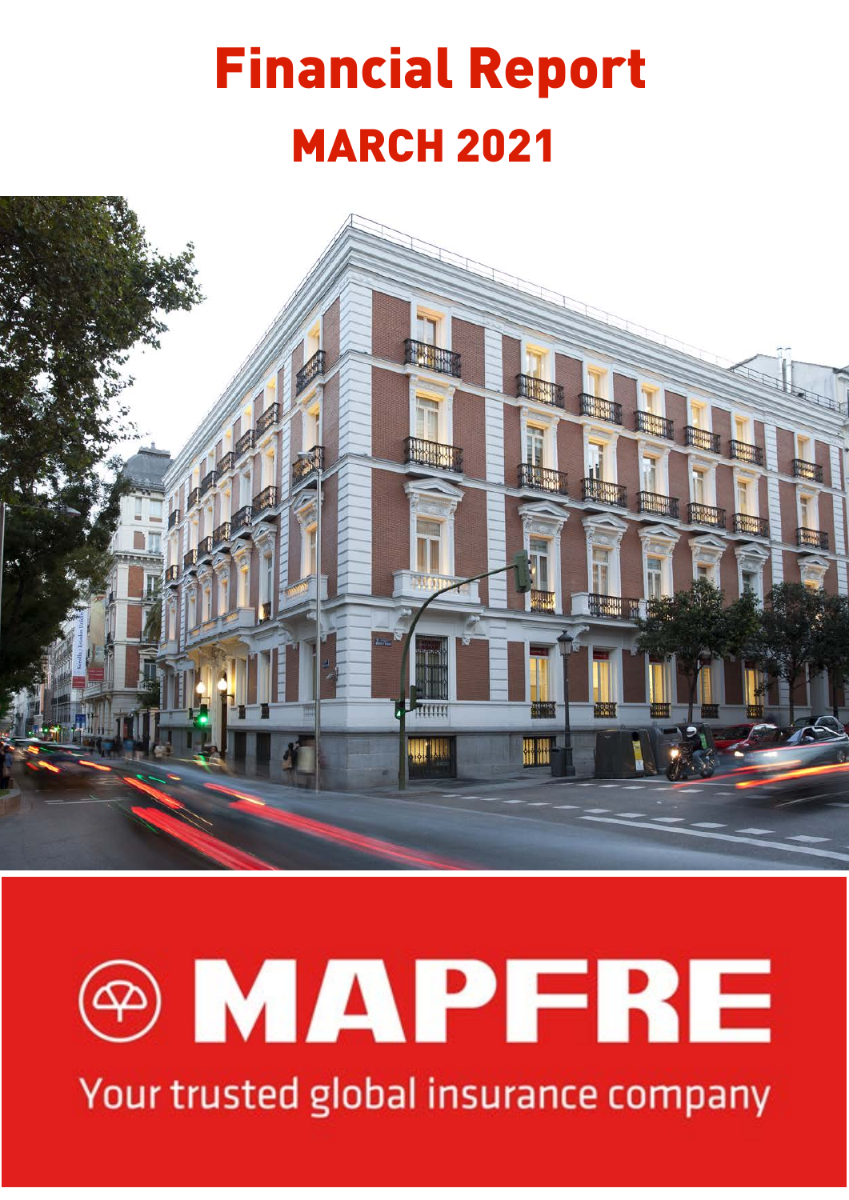# Financial Report

## MARCH 2021

MAPFRE

Your trusted global insurance company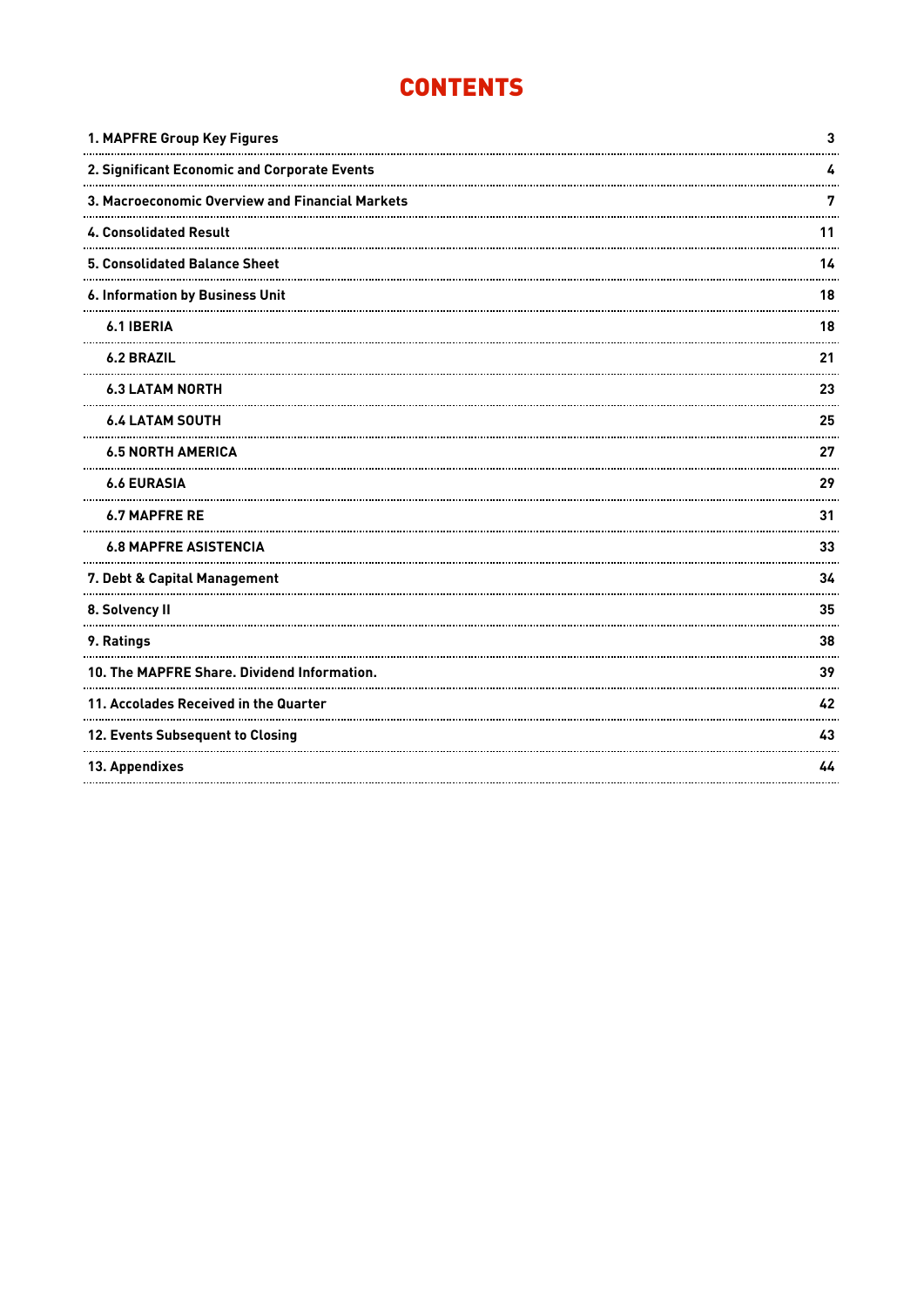# CONTENTS

| | |
|---|---|
| **1. MAPFRE Group Key Figures** | **3** |
| **2. Significant Economic and Corporate Events** | **4** |
| **3. Macroeconomic Overview and Financial Markets** | **7** |
| **4. Consolidated Result** | **11** |
| **5. Consolidated Balance Sheet** | **14** |
| **6. Information by Business Unit** | **18** |
| **6.1 IBERIA** | **18** |
| **6.2 BRAZIL** | **21** |
| **6.3 LATAM NORTH** | **23** |
| **6.4 LATAM SOUTH** | **25** |
| **6.5 NORTH AMERICA** | **27** |
| **6.6 EURASIA** | **29** |
| **6.7 MAPFRE RE** | **31** |
| **6.8 MAPFRE ASISTENCIA** | **33** |
| **7. Debt & Capital Management** | **34** |
| **8. Solvency II** | **35** |
| **9. Ratings** | **38** |
| **10. The MAPFRE Share. Dividend Information.** | **39** |
| **11. Accolades Received in the Quarter** | **42** |
| **12. Events Subsequent to Closing** | **43** |
| **13. Appendixes** | **44** |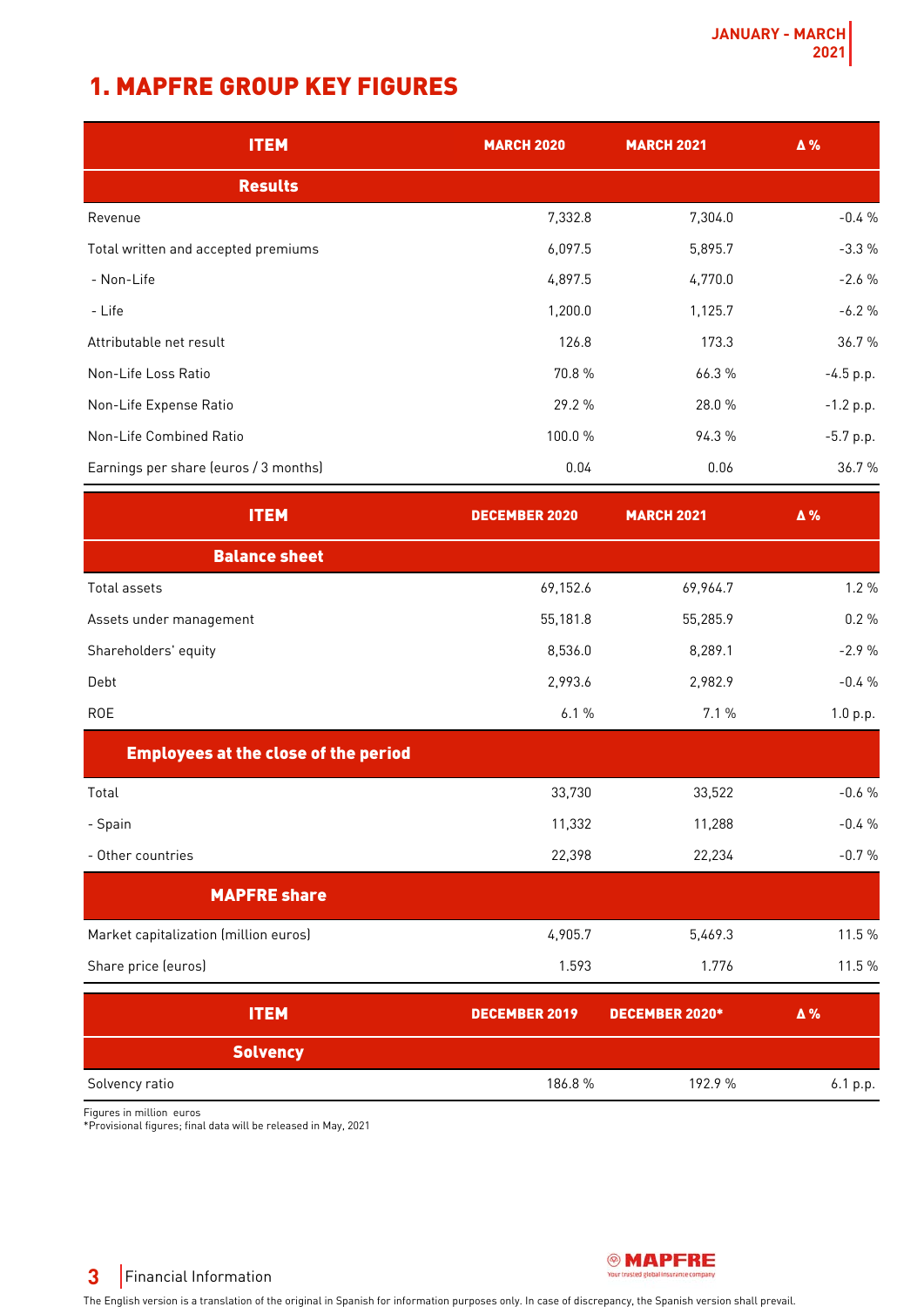# 1. MAPFRE GROUP KEY FIGURES

| ITEM | MARCH 2020 | MARCH 2021 | Δ % |
|---|---|---|---|
| **Results** | | | |
| Revenue | 7,332.8 | 7,304.0 | -0.4 % |
| Total written and accepted premiums | 6,097.5 | 5,895.7 | -3.3 % |
| - Non-Life | 4,897.5 | 4,770.0 | -2.6 % |
| - Life | 1,200.0 | 1,125.7 | -6.2 % |
| Attributable net result | 126.8 | 173.3 | 36.7 % |
| Non-Life Loss Ratio | 70.8 % | 66.3 % | -4.5 p.p. |
| Non-Life Expense Ratio | 29.2 % | 28.0 % | -1.2 p.p. |
| Non-Life Combined Ratio | 100.0 % | 94.3 % | -5.7 p.p. |
| Earnings per share (euros / 3 months) | 0.04 | 0.06 | 36.7 % |

| ITEM | DECEMBER 2020 | MARCH 2021 | Δ % |
|---|---|---|---|
| **Balance sheet** | | | |
| Total assets | 69,152.6 | 69,964.7 | 1.2 % |
| Assets under management | 55,181.8 | 55,285.9 | 0.2 % |
| Shareholders' equity | 8,536.0 | 8,289.1 | -2.9 % |
| Debt | 2,993.6 | 2,982.9 | -0.4 % |
| ROE | 6.1 % | 7.1 % | 1.0 p.p. |
| **Employees at the close of the period** | | | |
| Total | 33,730 | 33,522 | -0.6 % |
| - Spain | 11,332 | 11,288 | -0.4 % |
| - Other countries | 22,398 | 22,234 | -0.7 % |
| **MAPFRE share** | | | |
| Market capitalization (million euros) | 4,905.7 | 5,469.3 | 11.5 % |
| Share price (euros) | 1.593 | 1.776 | 11.5 % |

| ITEM | DECEMBER 2019 | DECEMBER 2020* | Δ % |
|---|---|---|---|
| **Solvency** | | | |
| Solvency ratio | 186.8 % | 192.9 % | 6.1 p.p. |

Figures in million euros
*Provisional figures; final data will be released in May, 2021

The English version is a translation of the original in Spanish for information purposes only. In case of discrepancy, the Spanish version shall prevail.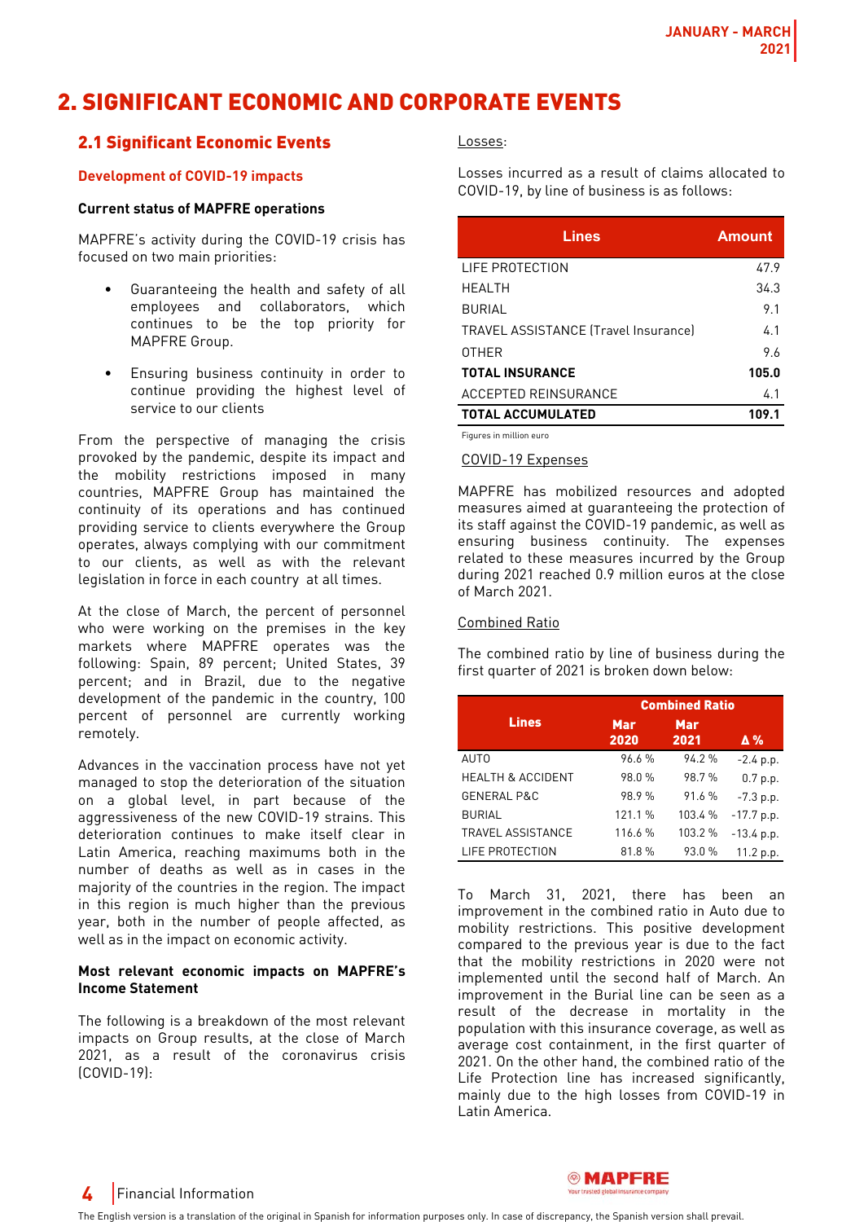# 2. SIGNIFICANT ECONOMIC AND CORPORATE EVENTS

## 2.1 Significant Economic Events

### Development of COVID-19 impacts

**Current status of MAPFRE operations**

MAPFRE's activity during the COVID-19 crisis has focused on two main priorities:

- Guaranteeing the health and safety of all employees and collaborators, which continues to be the top priority for MAPFRE Group.
- Ensuring business continuity in order to continue providing the highest level of service to our clients

From the perspective of managing the crisis provoked by the pandemic, despite its impact and the mobility restrictions imposed in many countries, MAPFRE Group has maintained the continuity of its operations and has continued providing service to clients everywhere the Group operates, always complying with our commitment to our clients, as well as with the relevant legislation in force in each country at all times.

At the close of March, the percent of personnel who were working on the premises in the key markets where MAPFRE operates was the following: Spain, 89 percent; United States, 39 percent; and in Brazil, due to the negative development of the pandemic in the country, 100 percent of personnel are currently working remotely.

Advances in the vaccination process have not yet managed to stop the deterioration of the situation on a global level, in part because of the aggressiveness of the new COVID-19 strains. This deterioration continues to make itself clear in Latin America, reaching maximums both in the number of deaths as well as in cases in the majority of the countries in the region. The impact in this region is much higher than the previous year, both in the number of people affected, as well as in the impact on economic activity.

**Most relevant economic impacts on MAPFRE's Income Statement**

The following is a breakdown of the most relevant impacts on Group results, at the close of March 2021, as a result of the coronavirus crisis (COVID-19):

Losses:

Losses incurred as a result of claims allocated to COVID-19, by line of business is as follows:

| Lines | Amount |
|---|---|
| LIFE PROTECTION | 47.9 |
| HEALTH | 34.3 |
| BURIAL | 9.1 |
| TRAVEL ASSISTANCE (Travel Insurance) | 4.1 |
| OTHER | 9.6 |
| **TOTAL INSURANCE** | **105.0** |
| ACCEPTED REINSURANCE | 4.1 |
| **TOTAL ACCUMULATED** | **109.1** |

Figures in million euro

COVID-19 Expenses

MAPFRE has mobilized resources and adopted measures aimed at guaranteeing the protection of its staff against the COVID-19 pandemic, as well as ensuring business continuity. The expenses related to these measures incurred by the Group during 2021 reached 0.9 million euros at the close of March 2021.

Combined Ratio

The combined ratio by line of business during the first quarter of 2021 is broken down below:

| Lines | Combined Ratio | | |
|---|---|---|---|
| | Mar 2020 | Mar 2021 | Δ % |
| AUTO | 96.6 % | 94.2 % | -2.4 p.p. |
| HEALTH & ACCIDENT | 98.0 % | 98.7 % | 0.7 p.p. |
| GENERAL P&C | 98.9 % | 91.6 % | -7.3 p.p. |
| BURIAL | 121.1 % | 103.4 % | -17.7 p.p. |
| TRAVEL ASSISTANCE | 116.6 % | 103.2 % | -13.4 p.p. |
| LIFE PROTECTION | 81.8 % | 93.0 % | 11.2 p.p. |

To March 31, 2021, there has been an improvement in the combined ratio in Auto due to mobility restrictions. This positive development compared to the previous year is due to the fact that the mobility restrictions in 2020 were not implemented until the second half of March. An improvement in the Burial line can be seen as a result of the decrease in mortality in the population with this insurance coverage, as well as average cost containment, in the first quarter of 2021. On the other hand, the combined ratio of the Life Protection line has increased significantly, mainly due to the high losses from COVID-19 in Latin America.

The English version is a translation of the original in Spanish for information purposes only. In case of discrepancy, the Spanish version shall prevail.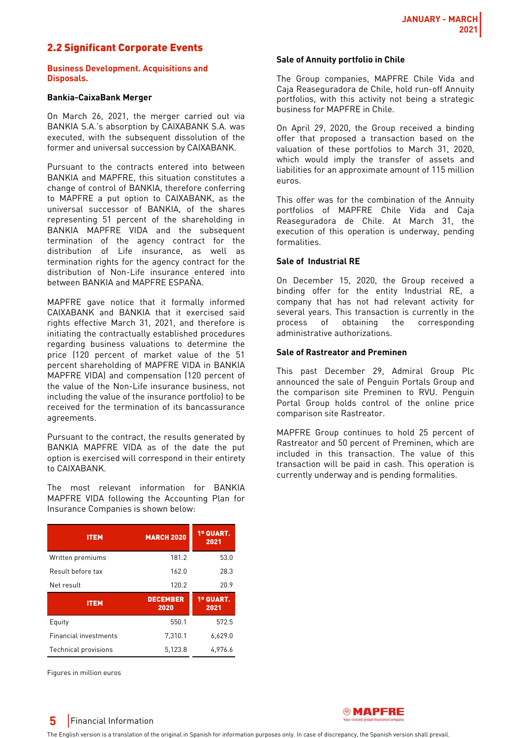## 2.2 Significant Corporate Events

### Business Development. Acquisitions and Disposals.

**Bankia-CaixaBank Merger**

On March 26, 2021, the merger carried out via BANKIA S.A.´s absorption by CAIXABANK S.A. was executed, with the subsequent dissolution of the former and universal succession by CAIXABANK.

Pursuant to the contracts entered into between BANKIA and MAPFRE, this situation constitutes a change of control of BANKIA, therefore conferring to MAPFRE a put option to CAIXABANK, as the universal successor of BANKIA, of the shares representing 51 percent of the shareholding in BANKIA MAPFRE VIDA and the subsequent termination of the agency contract for the distribution of Life insurance, as well as termination rights for the agency contract for the distribution of Non-Life insurance entered into between BANKIA and MAPFRE ESPAÑA.

MAPFRE gave notice that it formally informed CAIXABANK and BANKIA that it exercised said rights effective March 31, 2021, and therefore is initiating the contractually established procedures regarding business valuations to determine the price (120 percent of market value of the 51 percent shareholding of MAPFRE VIDA in BANKIA MAPFRE VIDA) and compensation (120 percent of the value of the Non-Life insurance business, not including the value of the insurance portfolio) to be received for the termination of its bancassurance agreements.

Pursuant to the contract, the results generated by BANKIA MAPFRE VIDA as of the date the put option is exercised will correspond in their entirety to CAIXABANK.

The most relevant information for BANKIA MAPFRE VIDA following the Accounting Plan for Insurance Companies is shown below:

| ITEM | MARCH 2020 | 1º QUART. 2021 |
|---|---|---|
| Written premiums | 181.2 | 53.0 |
| Result before tax | 162.0 | 28.3 |
| Net result | 120.2 | 20.9 |
| **ITEM** | **DECEMBER 2020** | **1º QUART. 2021** |
| Equity | 550.1 | 572.5 |
| Financial investments | 7,310.1 | 6,629.0 |
| Technical provisions | 5,123.8 | 4,976.6 |

Figures in million euros

**Sale of Annuity portfolio in Chile**

The Group companies, MAPFRE Chile Vida and Caja Reaseguradora de Chile, hold run-off Annuity portfolios, with this activity not being a strategic business for MAPFRE in Chile.

On April 29, 2020, the Group received a binding offer that proposed a transaction based on the valuation of these portfolios to March 31, 2020, which would imply the transfer of assets and liabilities for an approximate amount of 115 million euros.

This offer was for the combination of the Annuity portfolios of MAPFRE Chile Vida and Caja Reaseguradora de Chile. At March 31, the execution of this operation is underway, pending formalities.

**Sale of Industrial RE**

On December 15, 2020, the Group received a binding offer for the entity Industrial RE, a company that has not had relevant activity for several years. This transaction is currently in the process of obtaining the corresponding administrative authorizations.

**Sale of Rastreator and Preminen**

This past December 29, Admiral Group Plc announced the sale of Penguin Portals Group and the comparison site Preminen to RVU. Penguin Portal Group holds control of the online price comparison site Rastreator.

MAPFRE Group continues to hold 25 percent of Rastreator and 50 percent of Preminen, which are included in this transaction. The value of this transaction will be paid in cash. This operation is currently underway and is pending formalities.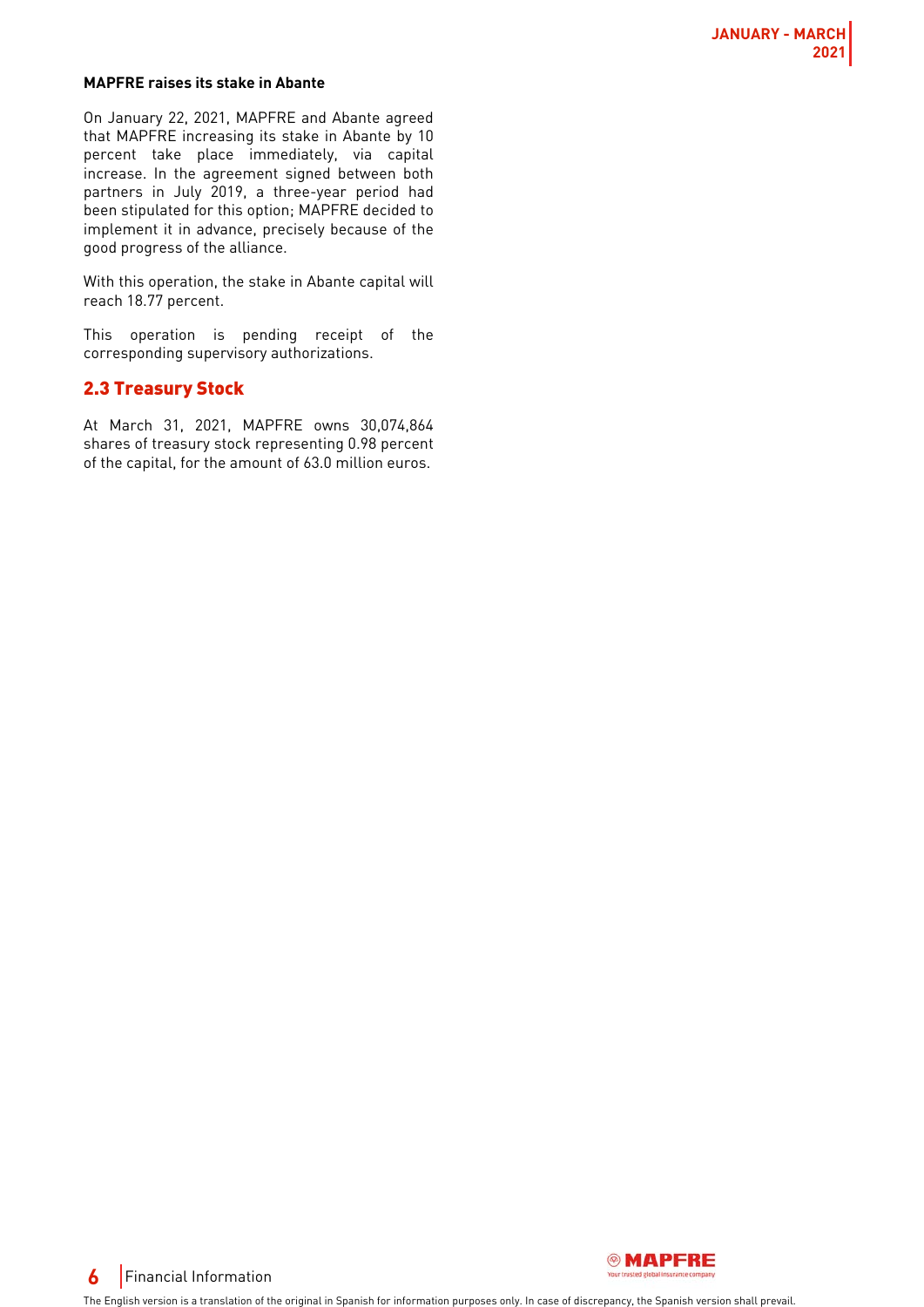**MAPFRE raises its stake in Abante**

On January 22, 2021, MAPFRE and Abante agreed that MAPFRE increasing its stake in Abante by 10 percent take place immediately, via capital increase. In the agreement signed between both partners in July 2019, a three-year period had been stipulated for this option; MAPFRE decided to implement it in advance, precisely because of the good progress of the alliance.

With this operation, the stake in Abante capital will reach 18.77 percent.

This operation is pending receipt of the corresponding supervisory authorizations.

## 2.3 Treasury Stock

At March 31, 2021, MAPFRE owns 30,074,864 shares of treasury stock representing 0.98 percent of the capital, for the amount of 63.0 million euros.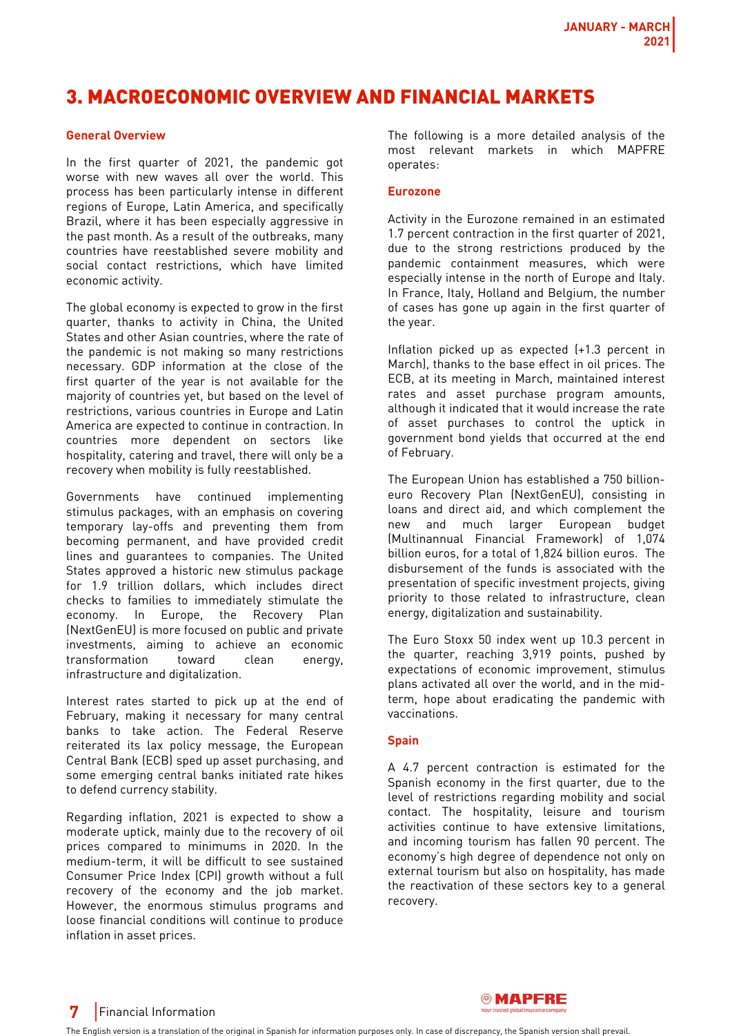# 3. MACROECONOMIC OVERVIEW AND FINANCIAL MARKETS

### General Overview

In the first quarter of 2021, the pandemic got worse with new waves all over the world. This process has been particularly intense in different regions of Europe, Latin America, and specifically Brazil, where it has been especially aggressive in the past month. As a result of the outbreaks, many countries have reestablished severe mobility and social contact restrictions, which have limited economic activity.

The global economy is expected to grow in the first quarter, thanks to activity in China, the United States and other Asian countries, where the rate of the pandemic is not making so many restrictions necessary. GDP information at the close of the first quarter of the year is not available for the majority of countries yet, but based on the level of restrictions, various countries in Europe and Latin America are expected to continue in contraction. In countries more dependent on sectors like hospitality, catering and travel, there will only be a recovery when mobility is fully reestablished.

Governments have continued implementing stimulus packages, with an emphasis on covering temporary lay-offs and preventing them from becoming permanent, and have provided credit lines and guarantees to companies. The United States approved a historic new stimulus package for 1.9 trillion dollars, which includes direct checks to families to immediately stimulate the economy. In Europe, the Recovery Plan (NextGenEU) is more focused on public and private investments, aiming to achieve an economic transformation toward clean energy, infrastructure and digitalization.

Interest rates started to pick up at the end of February, making it necessary for many central banks to take action. The Federal Reserve reiterated its lax policy message, the European Central Bank (ECB) sped up asset purchasing, and some emerging central banks initiated rate hikes to defend currency stability.

Regarding inflation, 2021 is expected to show a moderate uptick, mainly due to the recovery of oil prices compared to minimums in 2020. In the medium-term, it will be difficult to see sustained Consumer Price Index (CPI) growth without a full recovery of the economy and the job market. However, the enormous stimulus programs and loose financial conditions will continue to produce inflation in asset prices.

The following is a more detailed analysis of the most relevant markets in which MAPFRE operates:

### Eurozone

Activity in the Eurozone remained in an estimated 1.7 percent contraction in the first quarter of 2021, due to the strong restrictions produced by the pandemic containment measures, which were especially intense in the north of Europe and Italy. In France, Italy, Holland and Belgium, the number of cases has gone up again in the first quarter of the year.

Inflation picked up as expected (+1.3 percent in March), thanks to the base effect in oil prices. The ECB, at its meeting in March, maintained interest rates and asset purchase program amounts, although it indicated that it would increase the rate of asset purchases to control the uptick in government bond yields that occurred at the end of February.

The European Union has established a 750 billion-euro Recovery Plan (NextGenEU), consisting in loans and direct aid, and which complement the new and much larger European budget (Multinannual Financial Framework) of 1,074 billion euros, for a total of 1,824 billion euros. The disbursement of the funds is associated with the presentation of specific investment projects, giving priority to those related to infrastructure, clean energy, digitalization and sustainability.

The Euro Stoxx 50 index went up 10.3 percent in the quarter, reaching 3,919 points, pushed by expectations of economic improvement, stimulus plans activated all over the world, and in the mid-term, hope about eradicating the pandemic with vaccinations.

### Spain

A 4.7 percent contraction is estimated for the Spanish economy in the first quarter, due to the level of restrictions regarding mobility and social contact. The hospitality, leisure and tourism activities continue to have extensive limitations, and incoming tourism has fallen 90 percent. The economy's high degree of dependence not only on external tourism but also on hospitality, has made the reactivation of these sectors key to a general recovery.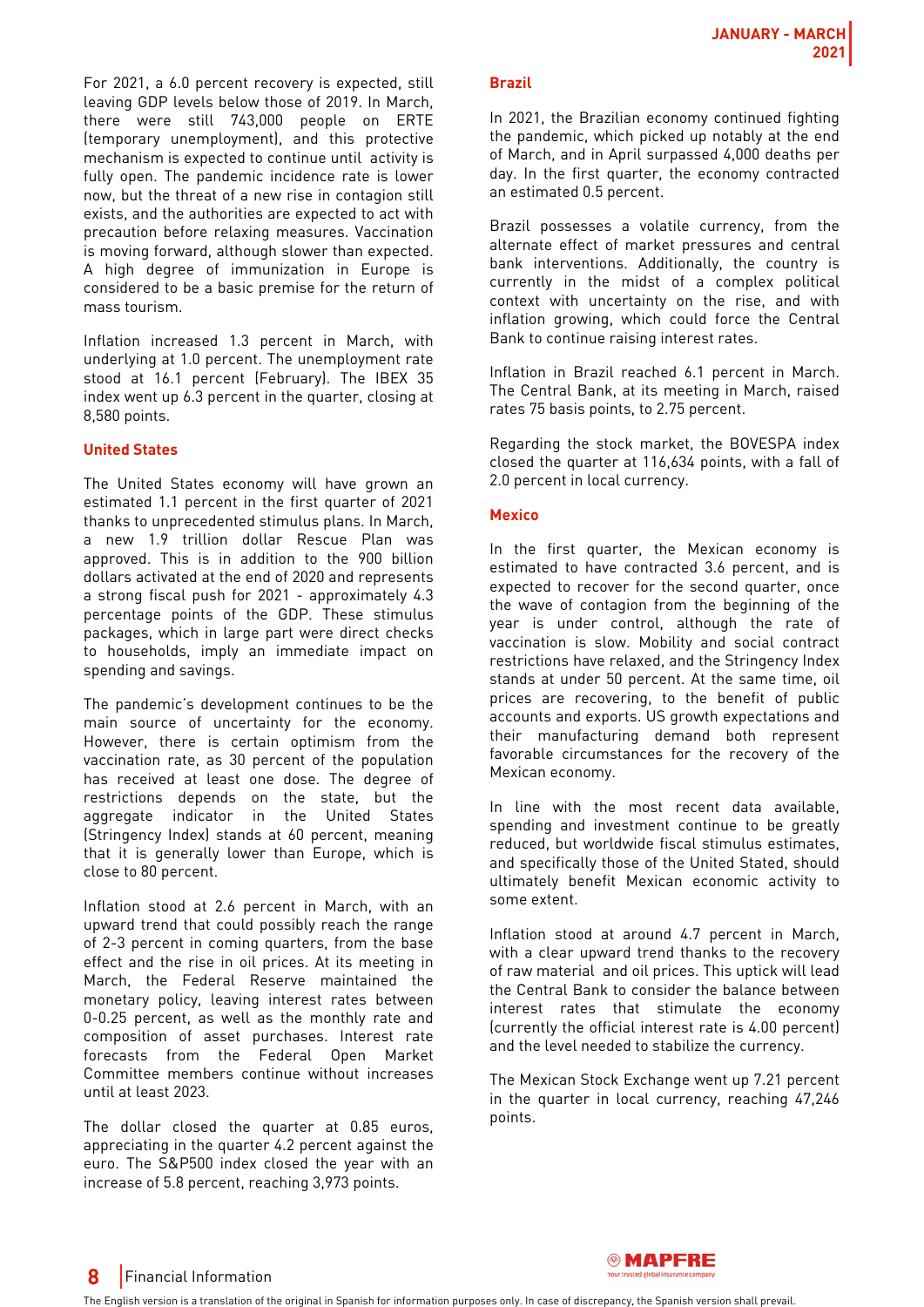For 2021, a 6.0 percent recovery is expected, still leaving GDP levels below those of 2019. In March, there were still 743,000 people on ERTE (temporary unemployment), and this protective mechanism is expected to continue until activity is fully open. The pandemic incidence rate is lower now, but the threat of a new rise in contagion still exists, and the authorities are expected to act with precaution before relaxing measures. Vaccination is moving forward, although slower than expected. A high degree of immunization in Europe is considered to be a basic premise for the return of mass tourism.

Inflation increased 1.3 percent in March, with underlying at 1.0 percent. The unemployment rate stood at 16.1 percent (February). The IBEX 35 index went up 6.3 percent in the quarter, closing at 8,580 points.

**United States**

The United States economy will have grown an estimated 1.1 percent in the first quarter of 2021 thanks to unprecedented stimulus plans. In March, a new 1.9 trillion dollar Rescue Plan was approved. This is in addition to the 900 billion dollars activated at the end of 2020 and represents a strong fiscal push for 2021 - approximately 4.3 percentage points of the GDP. These stimulus packages, which in large part were direct checks to households, imply an immediate impact on spending and savings.

The pandemic's development continues to be the main source of uncertainty for the economy. However, there is certain optimism from the vaccination rate, as 30 percent of the population has received at least one dose. The degree of restrictions depends on the state, but the aggregate indicator in the United States (Stringency Index) stands at 60 percent, meaning that it is generally lower than Europe, which is close to 80 percent.

Inflation stood at 2.6 percent in March, with an upward trend that could possibly reach the range of 2-3 percent in coming quarters, from the base effect and the rise in oil prices. At its meeting in March, the Federal Reserve maintained the monetary policy, leaving interest rates between 0-0.25 percent, as well as the monthly rate and composition of asset purchases. Interest rate forecasts from the Federal Open Market Committee members continue without increases until at least 2023.

The dollar closed the quarter at 0.85 euros, appreciating in the quarter 4.2 percent against the euro. The S&P500 index closed the year with an increase of 5.8 percent, reaching 3,973 points.

**Brazil**

In 2021, the Brazilian economy continued fighting the pandemic, which picked up notably at the end of March, and in April surpassed 4,000 deaths per day. In the first quarter, the economy contracted an estimated 0.5 percent.

Brazil possesses a volatile currency, from the alternate effect of market pressures and central bank interventions. Additionally, the country is currently in the midst of a complex political context with uncertainty on the rise, and with inflation growing, which could force the Central Bank to continue raising interest rates.

Inflation in Brazil reached 6.1 percent in March. The Central Bank, at its meeting in March, raised rates 75 basis points, to 2.75 percent.

Regarding the stock market, the BOVESPA index closed the quarter at 116,634 points, with a fall of 2.0 percent in local currency.

**Mexico**

In the first quarter, the Mexican economy is estimated to have contracted 3.6 percent, and is expected to recover for the second quarter, once the wave of contagion from the beginning of the year is under control, although the rate of vaccination is slow. Mobility and social contract restrictions have relaxed, and the Stringency Index stands at under 50 percent. At the same time, oil prices are recovering, to the benefit of public accounts and exports. US growth expectations and their manufacturing demand both represent favorable circumstances for the recovery of the Mexican economy.

In line with the most recent data available, spending and investment continue to be greatly reduced, but worldwide fiscal stimulus estimates, and specifically those of the United Stated, should ultimately benefit Mexican economic activity to some extent.

Inflation stood at around 4.7 percent in March, with a clear upward trend thanks to the recovery of raw material and oil prices. This uptick will lead the Central Bank to consider the balance between interest rates that stimulate the economy (currently the official interest rate is 4.00 percent) and the level needed to stabilize the currency.

The Mexican Stock Exchange went up 7.21 percent in the quarter in local currency, reaching 47,246 points.

The English version is a translation of the original in Spanish for information purposes only. In case of discrepancy, the Spanish version shall prevail.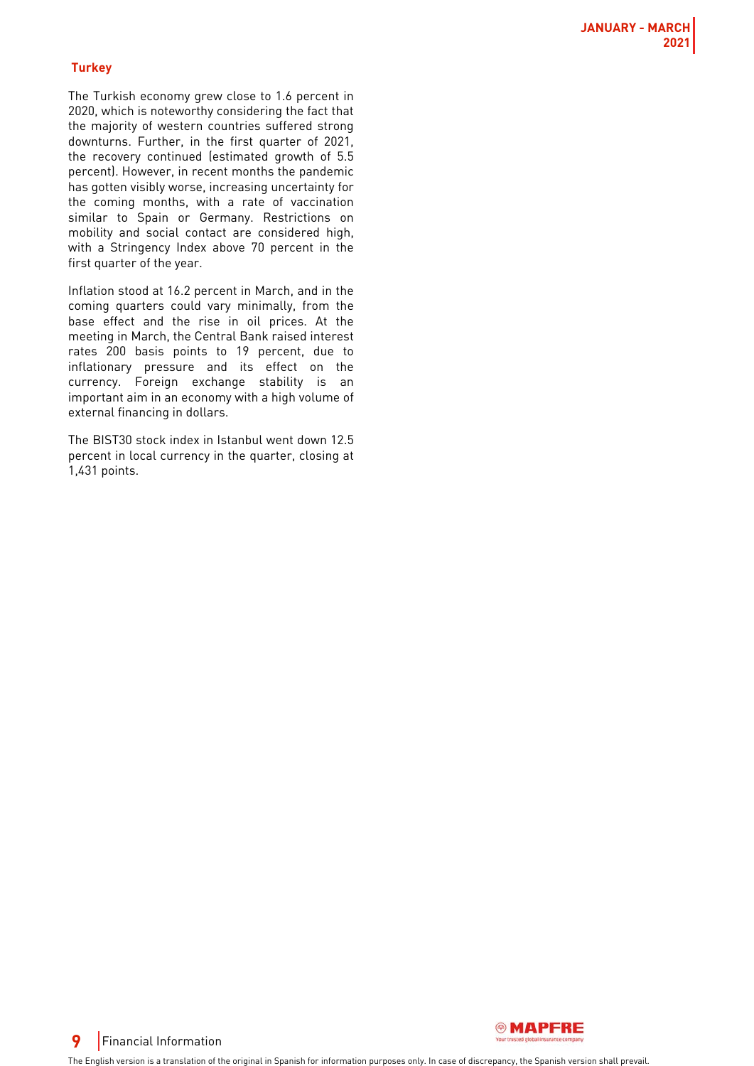### Turkey

The Turkish economy grew close to 1.6 percent in 2020, which is noteworthy considering the fact that the majority of western countries suffered strong downturns. Further, in the first quarter of 2021, the recovery continued (estimated growth of 5.5 percent). However, in recent months the pandemic has gotten visibly worse, increasing uncertainty for the coming months, with a rate of vaccination similar to Spain or Germany. Restrictions on mobility and social contact are considered high, with a Stringency Index above 70 percent in the first quarter of the year.

Inflation stood at 16.2 percent in March, and in the coming quarters could vary minimally, from the base effect and the rise in oil prices. At the meeting in March, the Central Bank raised interest rates 200 basis points to 19 percent, due to inflationary pressure and its effect on the currency. Foreign exchange stability is an important aim in an economy with a high volume of external financing in dollars.

The BIST30 stock index in Istanbul went down 12.5 percent in local currency in the quarter, closing at 1,431 points.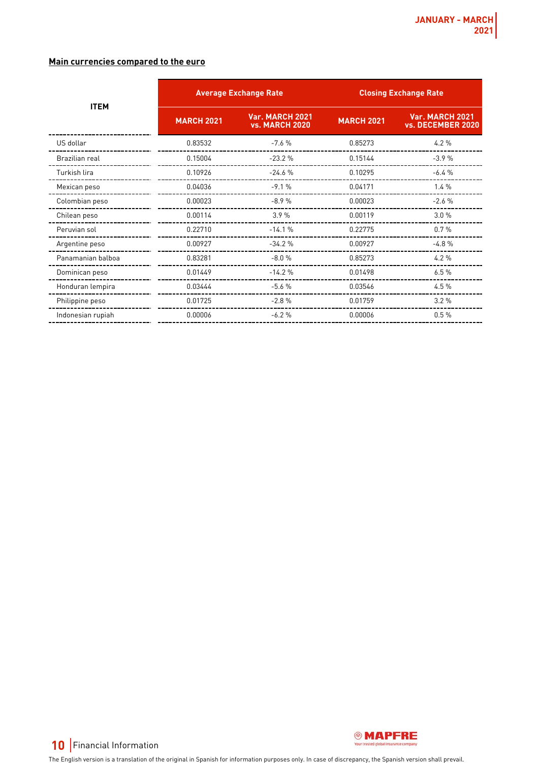**Main currencies compared to the euro**

| ITEM | Average Exchange Rate | | Closing Exchange Rate | |
|---|---|---|---|---|
| | MARCH 2021 | Var. MARCH 2021 vs. MARCH 2020 | MARCH 2021 | Var. MARCH 2021 vs. DECEMBER 2020 |
| US dollar | 0.83532 | -7.6 % | 0.85273 | 4.2 % |
| Brazilian real | 0.15004 | -23.2 % | 0.15144 | -3.9 % |
| Turkish lira | 0.10926 | -24.6 % | 0.10295 | -6.4 % |
| Mexican peso | 0.04036 | -9.1 % | 0.04171 | 1.4 % |
| Colombian peso | 0.00023 | -8.9 % | 0.00023 | -2.6 % |
| Chilean peso | 0.00114 | 3.9 % | 0.00119 | 3.0 % |
| Peruvian sol | 0.22710 | -14.1 % | 0.22775 | 0.7 % |
| Argentine peso | 0.00927 | -34.2 % | 0.00927 | -4.8 % |
| Panamanian balboa | 0.83281 | -8.0 % | 0.85273 | 4.2 % |
| Dominican peso | 0.01449 | -14.2 % | 0.01498 | 6.5 % |
| Honduran lempira | 0.03444 | -5.6 % | 0.03546 | 4.5 % |
| Philippine peso | 0.01725 | -2.8 % | 0.01759 | 3.2 % |
| Indonesian rupiah | 0.00006 | -6.2 % | 0.00006 | 0.5 % |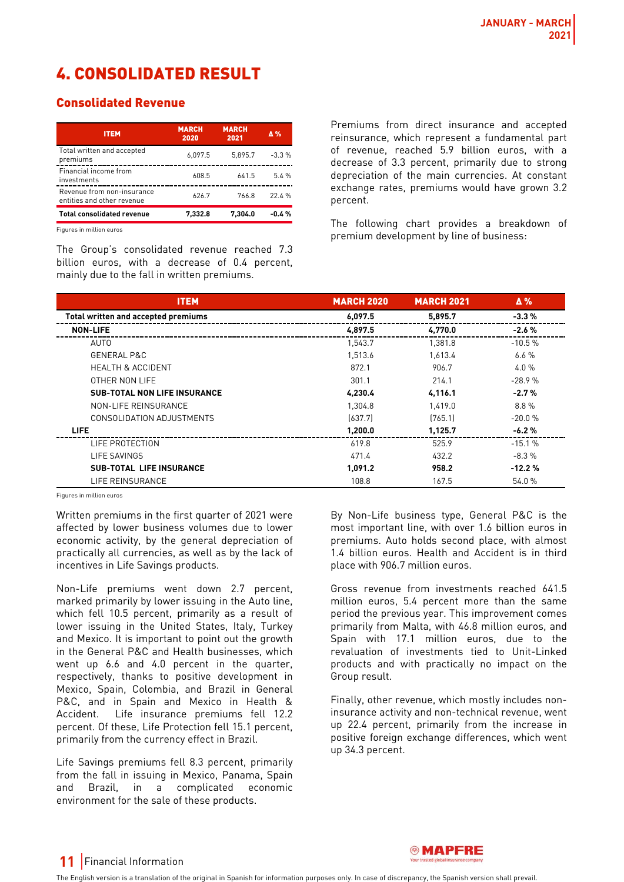# 4. CONSOLIDATED RESULT

## Consolidated Revenue

| ITEM | MARCH 2020 | MARCH 2021 | Δ % |
|---|---|---|---|
| Total written and accepted premiums | 6,097.5 | 5,895.7 | -3.3 % |
| Financial income from investments | 608.5 | 641.5 | 5.4 % |
| Revenue from non-insurance entities and other revenue | 626.7 | 766.8 | 22.4 % |
| **Total consolidated revenue** | **7,332.8** | **7,304.0** | **-0.4 %** |

Figures in million euros

The Group's consolidated revenue reached 7.3 billion euros, with a decrease of 0.4 percent, mainly due to the fall in written premiums.

Premiums from direct insurance and accepted reinsurance, which represent a fundamental part of revenue, reached 5.9 billion euros, with a decrease of 3.3 percent, primarily due to strong depreciation of the main currencies. At constant exchange rates, premiums would have grown 3.2 percent.

The following chart provides a breakdown of premium development by line of business:

| ITEM | MARCH 2020 | MARCH 2021 | Δ % |
|---|---|---|---|
| **Total written and accepted premiums** | **6,097.5** | **5,895.7** | **-3.3 %** |
| **NON-LIFE** | **4,897.5** | **4,770.0** | **-2.6 %** |
| AUTO | 1,543.7 | 1,381.8 | -10.5 % |
| GENERAL P&C | 1,513.6 | 1,613.4 | 6.6 % |
| HEALTH & ACCIDENT | 872.1 | 906.7 | 4.0 % |
| OTHER NON LIFE | 301.1 | 214.1 | -28.9 % |
| **SUB-TOTAL NON LIFE INSURANCE** | **4,230.4** | **4,116.1** | **-2.7 %** |
| NON-LIFE REINSURANCE | 1,304.8 | 1,419.0 | 8.8 % |
| CONSOLIDATION ADJUSTMENTS | (637.7) | (765.1) | -20.0 % |
| **LIFE** | **1,200.0** | **1,125.7** | **-6.2 %** |
| LIFE PROTECTION | 619.8 | 525.9 | -15.1 % |
| LIFE SAVINGS | 471.4 | 432.2 | -8.3 % |
| **SUB-TOTAL LIFE INSURANCE** | **1,091.2** | **958.2** | **-12.2 %** |
| LIFE REINSURANCE | 108.8 | 167.5 | 54.0 % |

Figures in million euros

Written premiums in the first quarter of 2021 were affected by lower business volumes due to lower economic activity, by the general depreciation of practically all currencies, as well as by the lack of incentives in Life Savings products.

Non-Life premiums went down 2.7 percent, marked primarily by lower issuing in the Auto line, which fell 10.5 percent, primarily as a result of lower issuing in the United States, Italy, Turkey and Mexico. It is important to point out the growth in the General P&C and Health businesses, which went up 6.6 and 4.0 percent in the quarter, respectively, thanks to positive development in Mexico, Spain, Colombia, and Brazil in General P&C, and in Spain and Mexico in Health & Accident. Life insurance premiums fell 12.2 percent. Of these, Life Protection fell 15.1 percent, primarily from the currency effect in Brazil.

Life Savings premiums fell 8.3 percent, primarily from the fall in issuing in Mexico, Panama, Spain and Brazil, in a complicated economic environment for the sale of these products.

By Non-Life business type, General P&C is the most important line, with over 1.6 billion euros in premiums. Auto holds second place, with almost 1.4 billion euros. Health and Accident is in third place with 906.7 million euros.

Gross revenue from investments reached 641.5 million euros, 5.4 percent more than the same period the previous year. This improvement comes primarily from Malta, with 46.8 million euros, and Spain with 17.1 million euros, due to the revaluation of investments tied to Unit-Linked products and with practically no impact on the Group result.

Finally, other revenue, which mostly includes non-insurance activity and non-technical revenue, went up 22.4 percent, primarily from the increase in positive foreign exchange differences, which went up 34.3 percent.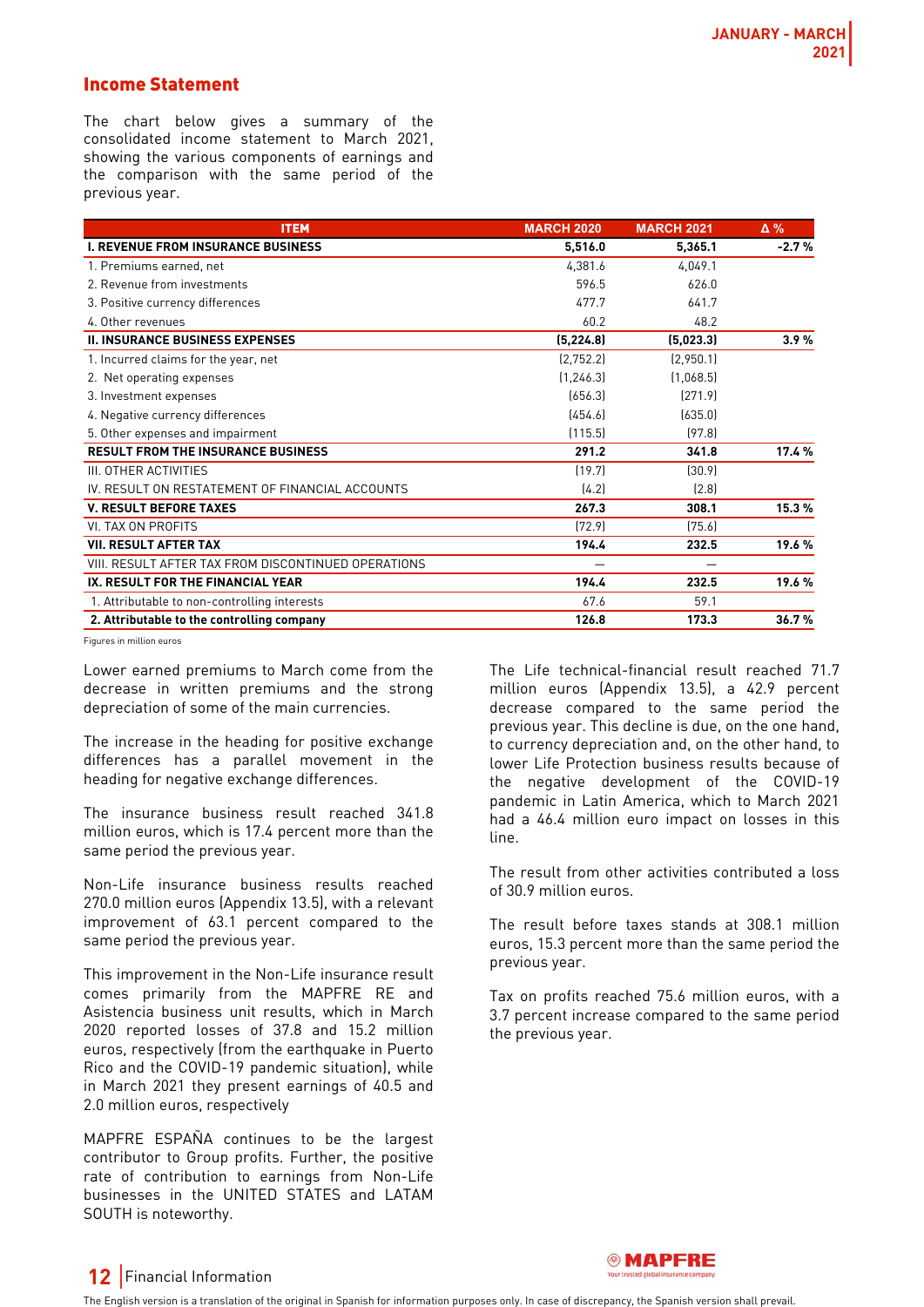## Income Statement

The chart below gives a summary of the consolidated income statement to March 2021, showing the various components of earnings and the comparison with the same period of the previous year.

| ITEM | MARCH 2020 | MARCH 2021 | Δ % |
|---|---|---|---|
| **I. REVENUE FROM INSURANCE BUSINESS** | **5,516.0** | **5,365.1** | **-2.7 %** |
| 1. Premiums earned, net | 4,381.6 | 4,049.1 | |
| 2. Revenue from investments | 596.5 | 626.0 | |
| 3. Positive currency differences | 477.7 | 641.7 | |
| 4. Other revenues | 60.2 | 48.2 | |
| **II. INSURANCE BUSINESS EXPENSES** | **(5,224.8)** | **(5,023.3)** | **3.9 %** |
| 1. Incurred claims for the year, net | (2,752.2) | (2,950.1) | |
| 2. Net operating expenses | (1,246.3) | (1,068.5) | |
| 3. Investment expenses | (656.3) | (271.9) | |
| 4. Negative currency differences | (454.6) | (635.0) | |
| 5. Other expenses and impairment | (115.5) | (97.8) | |
| **RESULT FROM THE INSURANCE BUSINESS** | **291.2** | **341.8** | **17.4 %** |
| III. OTHER ACTIVITIES | (19.7) | (30.9) | |
| IV. RESULT ON RESTATEMENT OF FINANCIAL ACCOUNTS | (4.2) | (2.8) | |
| **V. RESULT BEFORE TAXES** | **267.3** | **308.1** | **15.3 %** |
| VI. TAX ON PROFITS | (72.9) | (75.6) | |
| **VII. RESULT AFTER TAX** | **194.4** | **232.5** | **19.6 %** |
| VIII. RESULT AFTER TAX FROM DISCONTINUED OPERATIONS | — | — | |
| **IX. RESULT FOR THE FINANCIAL YEAR** | **194.4** | **232.5** | **19.6 %** |
| 1. Attributable to non-controlling interests | 67.6 | 59.1 | |
| **2. Attributable to the controlling company** | **126.8** | **173.3** | **36.7 %** |

Figures in million euros

Lower earned premiums to March come from the decrease in written premiums and the strong depreciation of some of the main currencies.

The increase in the heading for positive exchange differences has a parallel movement in the heading for negative exchange differences.

The insurance business result reached 341.8 million euros, which is 17.4 percent more than the same period the previous year.

Non-Life insurance business results reached 270.0 million euros (Appendix 13.5), with a relevant improvement of 63.1 percent compared to the same period the previous year.

This improvement in the Non-Life insurance result comes primarily from the MAPFRE RE and Asistencia business unit results, which in March 2020 reported losses of 37.8 and 15.2 million euros, respectively (from the earthquake in Puerto Rico and the COVID-19 pandemic situation), while in March 2021 they present earnings of 40.5 and 2.0 million euros, respectively

MAPFRE ESPAÑA continues to be the largest contributor to Group profits. Further, the positive rate of contribution to earnings from Non-Life businesses in the UNITED STATES and LATAM SOUTH is noteworthy.

The Life technical-financial result reached 71.7 million euros (Appendix 13.5), a 42.9 percent decrease compared to the same period the previous year. This decline is due, on the one hand, to currency depreciation and, on the other hand, to lower Life Protection business results because of the negative development of the COVID-19 pandemic in Latin America, which to March 2021 had a 46.4 million euro impact on losses in this line.

The result from other activities contributed a loss of 30.9 million euros.

The result before taxes stands at 308.1 million euros, 15.3 percent more than the same period the previous year.

Tax on profits reached 75.6 million euros, with a 3.7 percent increase compared to the same period the previous year.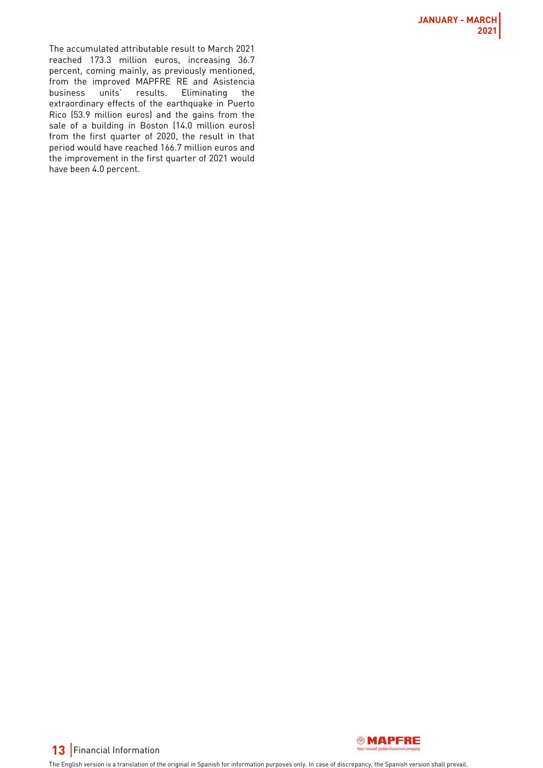The accumulated attributable result to March 2021 reached 173.3 million euros, increasing 36.7 percent, coming mainly, as previously mentioned, from the improved MAPFRE RE and Asistencia business units' results. Eliminating the extraordinary effects of the earthquake in Puerto Rico (53.9 million euros) and the gains from the sale of a building in Boston (14.0 million euros) from the first quarter of 2020, the result in that period would have reached 166.7 million euros and the improvement in the first quarter of 2021 would have been 4.0 percent.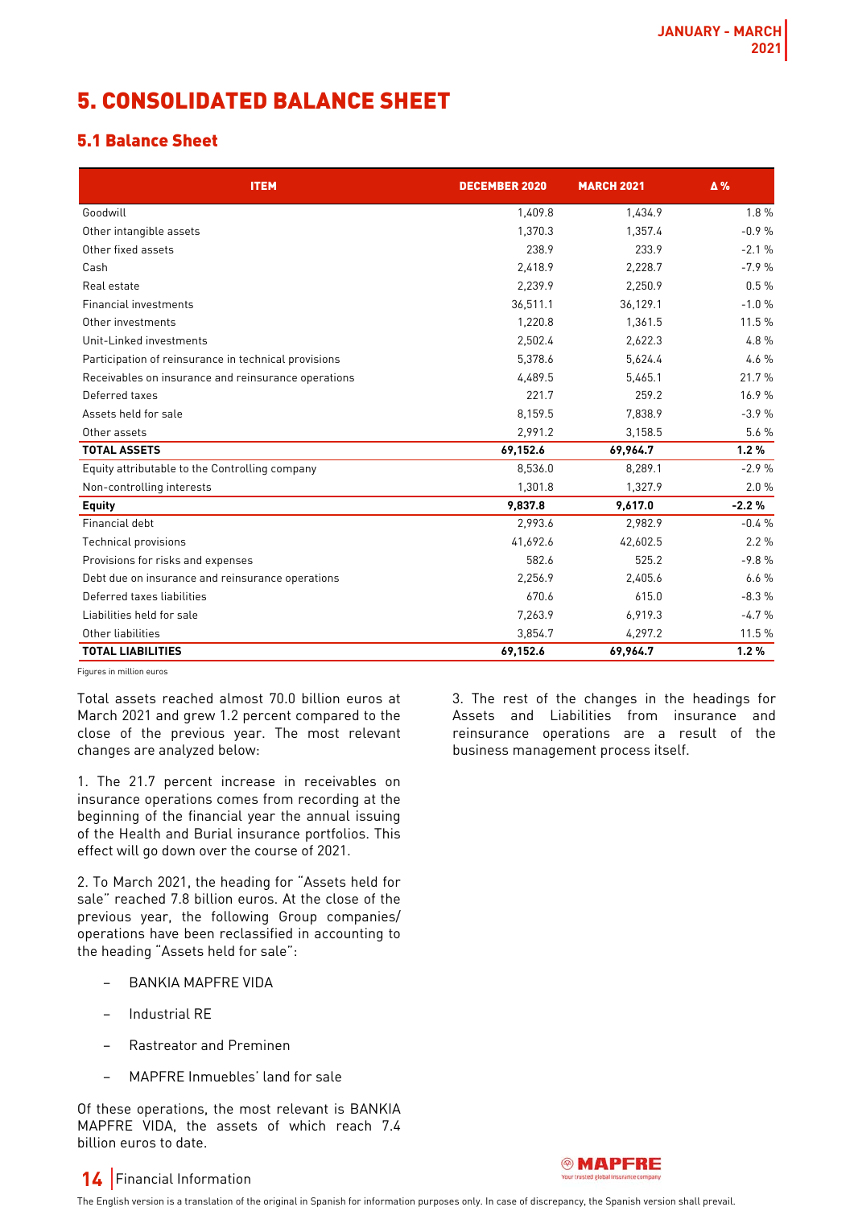# 5. CONSOLIDATED BALANCE SHEET

## 5.1 Balance Sheet

| ITEM | DECEMBER 2020 | MARCH 2021 | Δ % |
|---|---|---|---|
| Goodwill | 1,409.8 | 1,434.9 | 1.8 % |
| Other intangible assets | 1,370.3 | 1,357.4 | -0.9 % |
| Other fixed assets | 238.9 | 233.9 | -2.1 % |
| Cash | 2,418.9 | 2,228.7 | -7.9 % |
| Real estate | 2,239.9 | 2,250.9 | 0.5 % |
| Financial investments | 36,511.1 | 36,129.1 | -1.0 % |
| Other investments | 1,220.8 | 1,361.5 | 11.5 % |
| Unit-Linked investments | 2,502.4 | 2,622.3 | 4.8 % |
| Participation of reinsurance in technical provisions | 5,378.6 | 5,624.4 | 4.6 % |
| Receivables on insurance and reinsurance operations | 4,489.5 | 5,465.1 | 21.7 % |
| Deferred taxes | 221.7 | 259.2 | 16.9 % |
| Assets held for sale | 8,159.5 | 7,838.9 | -3.9 % |
| Other assets | 2,991.2 | 3,158.5 | 5.6 % |
| **TOTAL ASSETS** | **69,152.6** | **69,964.7** | **1.2 %** |
| Equity attributable to the Controlling company | 8,536.0 | 8,289.1 | -2.9 % |
| Non-controlling interests | 1,301.8 | 1,327.9 | 2.0 % |
| **Equity** | **9,837.8** | **9,617.0** | **-2.2 %** |
| Financial debt | 2,993.6 | 2,982.9 | -0.4 % |
| Technical provisions | 41,692.6 | 42,602.5 | 2.2 % |
| Provisions for risks and expenses | 582.6 | 525.2 | -9.8 % |
| Debt due on insurance and reinsurance operations | 2,256.9 | 2,405.6 | 6.6 % |
| Deferred taxes liabilities | 670.6 | 615.0 | -8.3 % |
| Liabilities held for sale | 7,263.9 | 6,919.3 | -4.7 % |
| Other liabilities | 3,854.7 | 4,297.2 | 11.5 % |
| **TOTAL LIABILITIES** | **69,152.6** | **69,964.7** | **1.2 %** |

Figures in million euros

Total assets reached almost 70.0 billion euros at March 2021 and grew 1.2 percent compared to the close of the previous year. The most relevant changes are analyzed below:

1. The 21.7 percent increase in receivables on insurance operations comes from recording at the beginning of the financial year the annual issuing of the Health and Burial insurance portfolios. This effect will go down over the course of 2021.

2. To March 2021, the heading for "Assets held for sale" reached 7.8 billion euros. At the close of the previous year, the following Group companies/ operations have been reclassified in accounting to the heading "Assets held for sale":

- BANKIA MAPFRE VIDA
- Industrial RE
- Rastreator and Preminen
- MAPFRE Inmuebles' land for sale

Of these operations, the most relevant is BANKIA MAPFRE VIDA, the assets of which reach 7.4 billion euros to date.

3. The rest of the changes in the headings for Assets and Liabilities from insurance and reinsurance operations are a result of the business management process itself.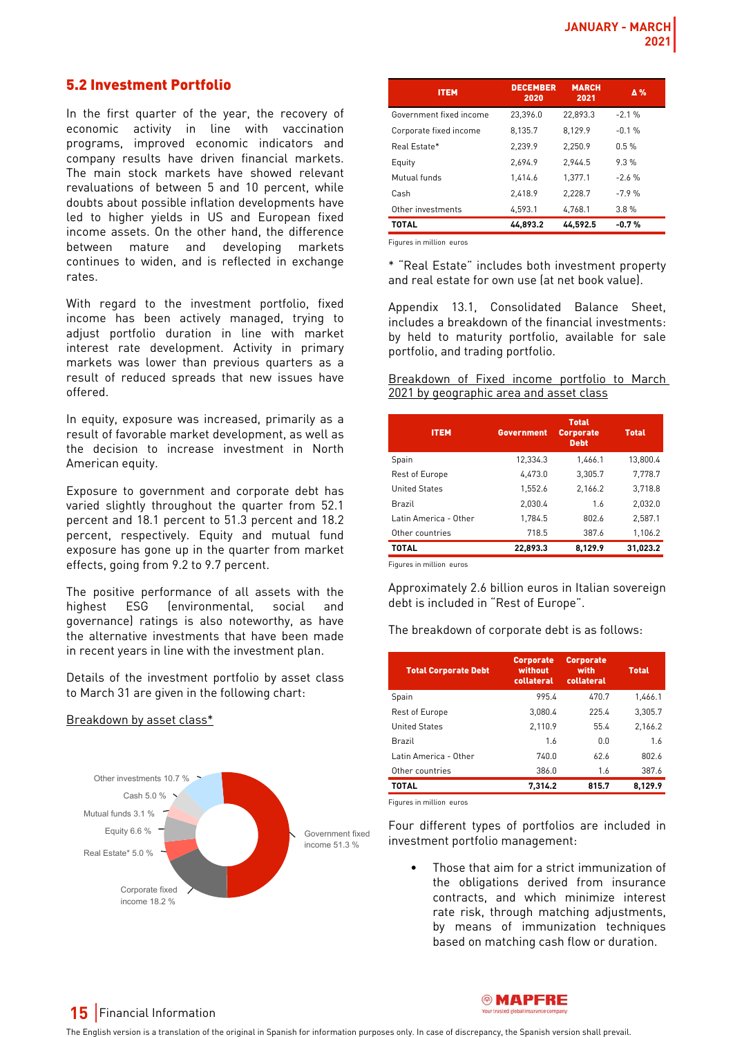## 5.2 Investment Portfolio

In the first quarter of the year, the recovery of economic activity in line with vaccination programs, improved economic indicators and company results have driven financial markets. The main stock markets have showed relevant revaluations of between 5 and 10 percent, while doubts about possible inflation developments have led to higher yields in US and European fixed income assets. On the other hand, the difference between mature and developing markets continues to widen, and is reflected in exchange rates.

With regard to the investment portfolio, fixed income has been actively managed, trying to adjust portfolio duration in line with market interest rate development. Activity in primary markets was lower than previous quarters as a result of reduced spreads that new issues have offered.

In equity, exposure was increased, primarily as a result of favorable market development, as well as the decision to increase investment in North American equity.

Exposure to government and corporate debt has varied slightly throughout the quarter from 52.1 percent and 18.1 percent to 51.3 percent and 18.2 percent, respectively. Equity and mutual fund exposure has gone up in the quarter from market effects, going from 9.2 to 9.7 percent.

The positive performance of all assets with the highest ESG (environmental, social and governance) ratings is also noteworthy, as have the alternative investments that have been made in recent years in line with the investment plan.

Details of the investment portfolio by asset class to March 31 are given in the following chart:

Breakdown by asset class*

| Asset class | % |
|---|---|
| Government fixed income | 51.3 % |
| Corporate fixed income | 18.2 % |
| Real Estate* | 5.0 % |
| Equity | 6.6 % |
| Mutual funds | 3.1 % |
| Cash | 5.0 % |
| Other investments | 10.7 % |

| ITEM | DECEMBER 2020 | MARCH 2021 | Δ % |
|---|---|---|---|
| Government fixed income | 23,396.0 | 22,893.3 | -2.1 % |
| Corporate fixed income | 8,135.7 | 8,129.9 | -0.1 % |
| Real Estate* | 2,239.9 | 2,250.9 | 0.5 % |
| Equity | 2,694.9 | 2,944.5 | 9.3 % |
| Mutual funds | 1,414.6 | 1,377.1 | -2.6 % |
| Cash | 2,418.9 | 2,228.7 | -7.9 % |
| Other investments | 4,593.1 | 4,768.1 | 3.8 % |
| **TOTAL** | **44,893.2** | **44,592.5** | **-0.7 %** |

Figures in million euros

* "Real Estate" includes both investment property and real estate for own use (at net book value).

Appendix 13.1, Consolidated Balance Sheet, includes a breakdown of the financial investments: by held to maturity portfolio, available for sale portfolio, and trading portfolio.

Breakdown of Fixed income portfolio to March 2021 by geographic area and asset class

| ITEM | Government | Total Corporate Debt | Total |
|---|---|---|---|
| Spain | 12,334.3 | 1,466.1 | 13,800.4 |
| Rest of Europe | 4,473.0 | 3,305.7 | 7,778.7 |
| United States | 1,552.6 | 2,166.2 | 3,718.8 |
| Brazil | 2,030.4 | 1.6 | 2,032.0 |
| Latin America - Other | 1,784.5 | 802.6 | 2,587.1 |
| Other countries | 718.5 | 387.6 | 1,106.2 |
| **TOTAL** | **22,893.3** | **8,129.9** | **31,023.2** |

Figures in million euros

Approximately 2.6 billion euros in Italian sovereign debt is included in "Rest of Europe".

The breakdown of corporate debt is as follows:

| Total Corporate Debt | Corporate without collateral | Corporate with collateral | Total |
|---|---|---|---|
| Spain | 995.4 | 470.7 | 1,466.1 |
| Rest of Europe | 3,080.4 | 225.4 | 3,305.7 |
| United States | 2,110.9 | 55.4 | 2,166.2 |
| Brazil | 1.6 | 0.0 | 1.6 |
| Latin America - Other | 740.0 | 62.6 | 802.6 |
| Other countries | 386.0 | 1.6 | 387.6 |
| **TOTAL** | **7,314.2** | **815.7** | **8,129.9** |

Figures in million euros

Four different types of portfolios are included in investment portfolio management:

- Those that aim for a strict immunization of the obligations derived from insurance contracts, and which minimize interest rate risk, through matching adjustments, by means of immunization techniques based on matching cash flow or duration.

The English version is a translation of the original in Spanish for information purposes only. In case of discrepancy, the Spanish version shall prevail.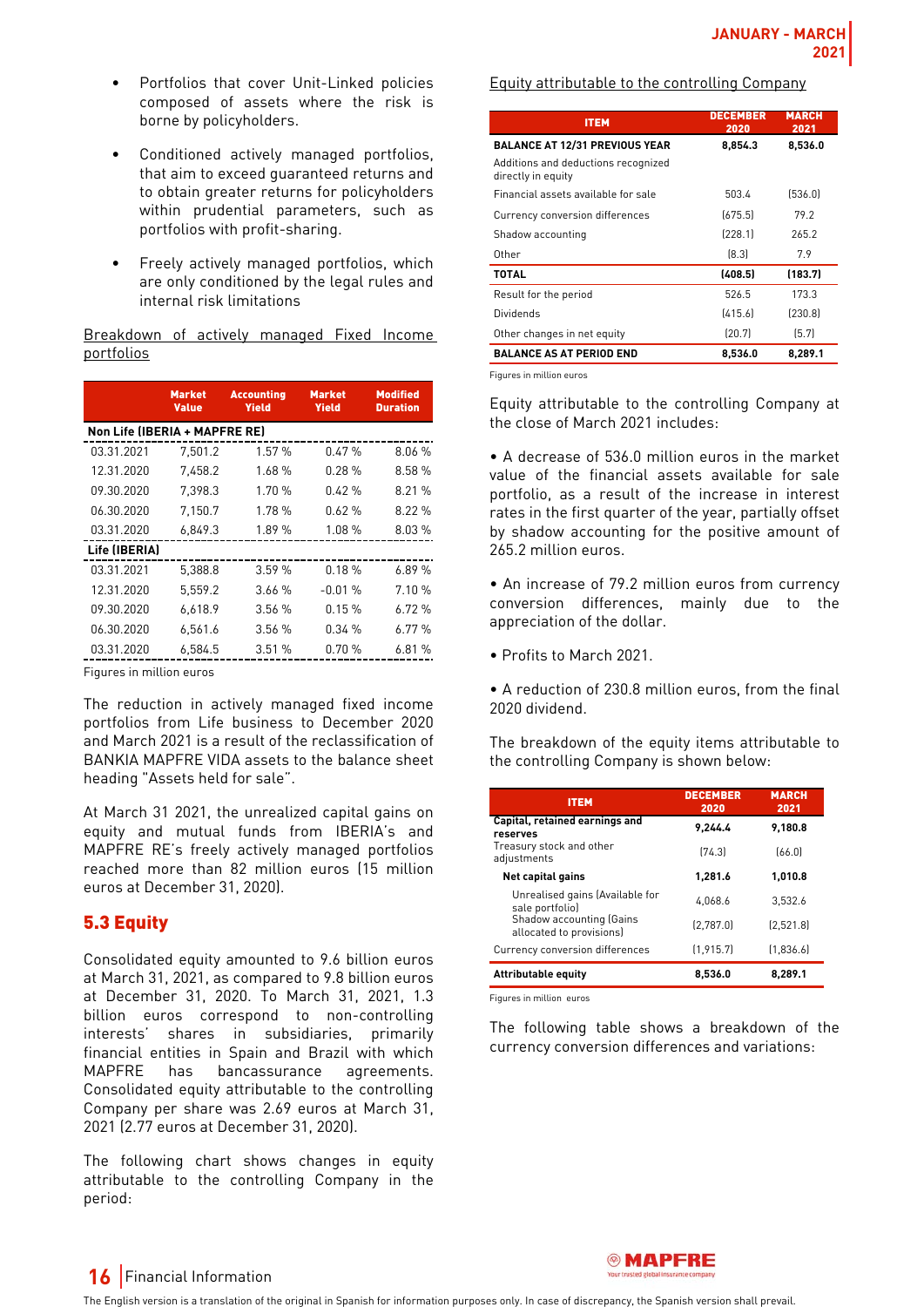- Portfolios that cover Unit-Linked policies composed of assets where the risk is borne by policyholders.

- Conditioned actively managed portfolios, that aim to exceed guaranteed returns and to obtain greater returns for policyholders within prudential parameters, such as portfolios with profit-sharing.

- Freely actively managed portfolios, which are only conditioned by the legal rules and internal risk limitations

Breakdown of actively managed Fixed Income portfolios

| | Market Value | Accounting Yield | Market Yield | Modified Duration |
|---|---|---|---|---|
| **Non Life (IBERIA + MAPFRE RE)** | | | | |
| 03.31.2021 | 7,501.2 | 1.57 % | 0.47 % | 8.06 % |
| 12.31.2020 | 7,458.2 | 1.68 % | 0.28 % | 8.58 % |
| 09.30.2020 | 7,398.3 | 1.70 % | 0.42 % | 8.21 % |
| 06.30.2020 | 7,150.7 | 1.78 % | 0.62 % | 8.22 % |
| 03.31.2020 | 6,849.3 | 1.89 % | 1.08 % | 8.03 % |
| **Life (IBERIA)** | | | | |
| 03.31.2021 | 5,388.8 | 3.59 % | 0.18 % | 6.89 % |
| 12.31.2020 | 5,559.2 | 3.66 % | -0.01 % | 7.10 % |
| 09.30.2020 | 6,618.9 | 3.56 % | 0.15 % | 6.72 % |
| 06.30.2020 | 6,561.6 | 3.56 % | 0.34 % | 6.77 % |
| 03.31.2020 | 6,584.5 | 3.51 % | 0.70 % | 6.81 % |

Figures in million euros

The reduction in actively managed fixed income portfolios from Life business to December 2020 and March 2021 is a result of the reclassification of BANKIA MAPFRE VIDA assets to the balance sheet heading "Assets held for sale".

At March 31 2021, the unrealized capital gains on equity and mutual funds from IBERIA's and MAPFRE RE's freely actively managed portfolios reached more than 82 million euros (15 million euros at December 31, 2020).

## 5.3 Equity

Consolidated equity amounted to 9.6 billion euros at March 31, 2021, as compared to 9.8 billion euros at December 31, 2020. To March 31, 2021, 1.3 billion euros correspond to non-controlling interests' shares in subsidiaries, primarily financial entities in Spain and Brazil with which MAPFRE has bancassurance agreements. Consolidated equity attributable to the controlling Company per share was 2.69 euros at March 31, 2021 (2.77 euros at December 31, 2020).

The following chart shows changes in equity attributable to the controlling Company in the period:

Equity attributable to the controlling Company

| ITEM | DECEMBER 2020 | MARCH 2021 |
|---|---|---|
| **BALANCE AT 12/31 PREVIOUS YEAR** | **8,854.3** | **8,536.0** |
| Additions and deductions recognized directly in equity | | |
| Financial assets available for sale | 503.4 | (536.0) |
| Currency conversion differences | (675.5) | 79.2 |
| Shadow accounting | (228.1) | 265.2 |
| Other | (8.3) | 7.9 |
| **TOTAL** | **(408.5)** | **(183.7)** |
| Result for the period | 526.5 | 173.3 |
| Dividends | (415.6) | (230.8) |
| Other changes in net equity | (20.7) | (5.7) |
| **BALANCE AS AT PERIOD END** | **8,536.0** | **8,289.1** |

Figures in million euros

Equity attributable to the controlling Company at the close of March 2021 includes:

• A decrease of 536.0 million euros in the market value of the financial assets available for sale portfolio, as a result of the increase in interest rates in the first quarter of the year, partially offset by shadow accounting for the positive amount of 265.2 million euros.

• An increase of 79.2 million euros from currency conversion differences, mainly due to the appreciation of the dollar.

• Profits to March 2021.

• A reduction of 230.8 million euros, from the final 2020 dividend.

The breakdown of the equity items attributable to the controlling Company is shown below:

| ITEM | DECEMBER 2020 | MARCH 2021 |
|---|---|---|
| **Capital, retained earnings and reserves** | **9,244.4** | **9,180.8** |
| Treasury stock and other adjustments | (74.3) | (66.0) |
| **Net capital gains** | **1,281.6** | **1,010.8** |
| Unrealised gains (Available for sale portfolio) | 4,068.6 | 3,532.6 |
| Shadow accounting (Gains allocated to provisions) | (2,787.0) | (2,521.8) |
| Currency conversion differences | (1,915.7) | (1,836.6) |
| **Attributable equity** | **8,536.0** | **8,289.1** |

Figures in million euros

The following table shows a breakdown of the currency conversion differences and variations: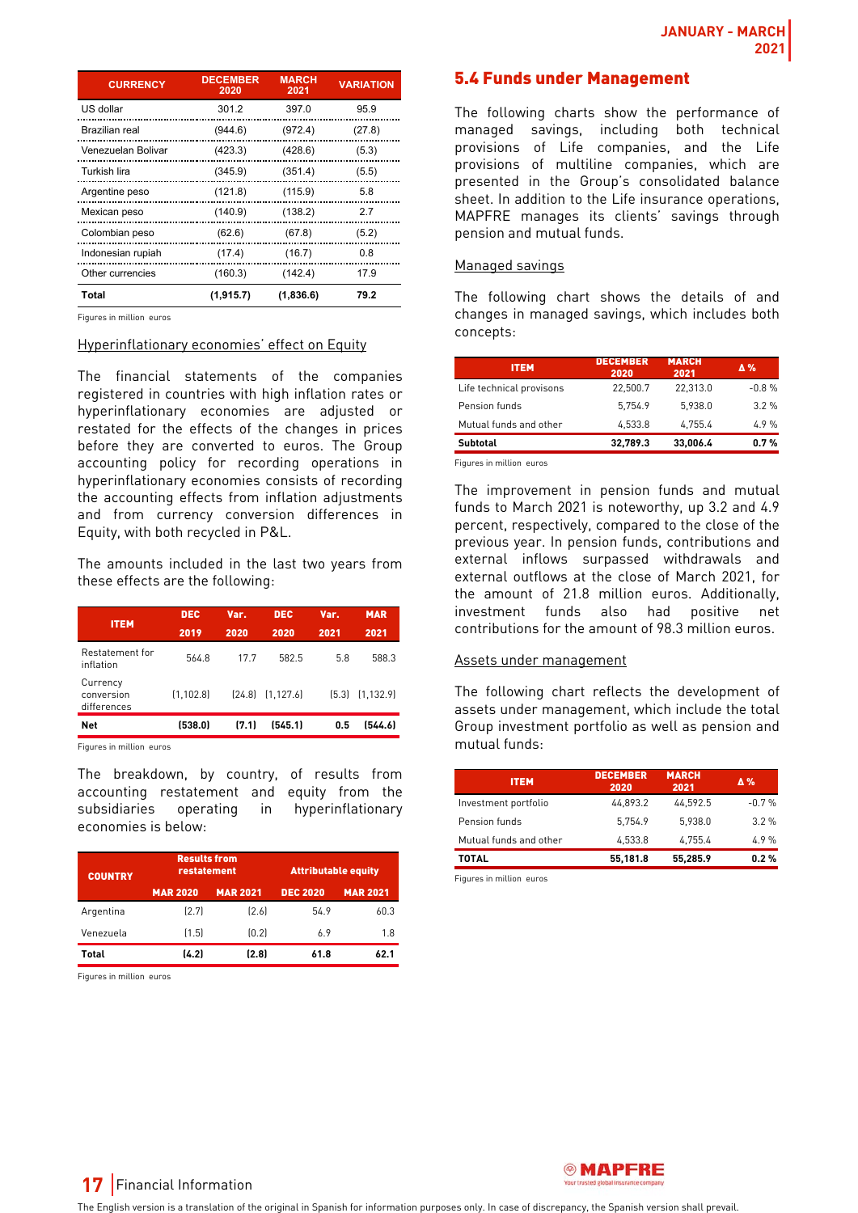| CURRENCY | DECEMBER 2020 | MARCH 2021 | VARIATION |
|---|---|---|---|
| US dollar | 301.2 | 397.0 | 95.9 |
| Brazilian real | (944.6) | (972.4) | (27.8) |
| Venezuelan Bolivar | (423.3) | (428.6) | (5.3) |
| Turkish lira | (345.9) | (351.4) | (5.5) |
| Argentine peso | (121.8) | (115.9) | 5.8 |
| Mexican peso | (140.9) | (138.2) | 2.7 |
| Colombian peso | (62.6) | (67.8) | (5.2) |
| Indonesian rupiah | (17.4) | (16.7) | 0.8 |
| Other currencies | (160.3) | (142.4) | 17.9 |
| **Total** | **(1,915.7)** | **(1,836.6)** | **79.2** |

Figures in million euros

Hyperinflationary economies' effect on Equity

The financial statements of the companies registered in countries with high inflation rates or hyperinflationary economies are adjusted or restated for the effects of the changes in prices before they are converted to euros. The Group accounting policy for recording operations in hyperinflationary economies consists of recording the accounting effects from inflation adjustments and from currency conversion differences in Equity, with both recycled in P&L.

The amounts included in the last two years from these effects are the following:

| ITEM | DEC 2019 | Var. 2020 | DEC 2020 | Var. 2021 | MAR 2021 |
|---|---|---|---|---|---|
| Restatement for inflation | 564.8 | 17.7 | 582.5 | 5.8 | 588.3 |
| Currency conversion differences | (1,102.8) | (24.8) | (1,127.6) | (5.3) | (1,132.9) |
| **Net** | **(538.0)** | **(7.1)** | **(545.1)** | **0.5** | **(544.6)** |

Figures in million euros

The breakdown, by country, of results from accounting restatement and equity from the subsidiaries operating in hyperinflationary economies is below:

| COUNTRY | Results from restatement | | Attributable equity | |
|---|---|---|---|---|
| | MAR 2020 | MAR 2021 | DEC 2020 | MAR 2021 |
| Argentina | (2.7) | (2.6) | 54.9 | 60.3 |
| Venezuela | (1.5) | (0.2) | 6.9 | 1.8 |
| **Total** | **(4.2)** | **(2.8)** | **61.8** | **62.1** |

Figures in million euros

## 5.4 Funds under Management

The following charts show the performance of managed savings, including both technical provisions of Life companies, and the Life provisions of multiline companies, which are presented in the Group's consolidated balance sheet. In addition to the Life insurance operations, MAPFRE manages its clients' savings through pension and mutual funds.

Managed savings

The following chart shows the details of and changes in managed savings, which includes both concepts:

| ITEM | DECEMBER 2020 | MARCH 2021 | Δ % |
|---|---|---|---|
| Life technical provisons | 22,500.7 | 22,313.0 | -0.8 % |
| Pension funds | 5,754.9 | 5,938.0 | 3.2 % |
| Mutual funds and other | 4,533.8 | 4,755.4 | 4.9 % |
| **Subtotal** | **32,789.3** | **33,006.4** | **0.7 %** |

Figures in million euros

The improvement in pension funds and mutual funds to March 2021 is noteworthy, up 3.2 and 4.9 percent, respectively, compared to the close of the previous year. In pension funds, contributions and external inflows surpassed withdrawals and external outflows at the close of March 2021, for the amount of 21.8 million euros. Additionally, investment funds also had positive net contributions for the amount of 98.3 million euros.

Assets under management

The following chart reflects the development of assets under management, which include the total Group investment portfolio as well as pension and mutual funds:

| ITEM | DECEMBER 2020 | MARCH 2021 | Δ % |
|---|---|---|---|
| Investment portfolio | 44,893.2 | 44,592.5 | -0.7 % |
| Pension funds | 5,754.9 | 5,938.0 | 3.2 % |
| Mutual funds and other | 4,533.8 | 4,755.4 | 4.9 % |
| **TOTAL** | **55,181.8** | **55,285.9** | **0.2 %** |

Figures in million euros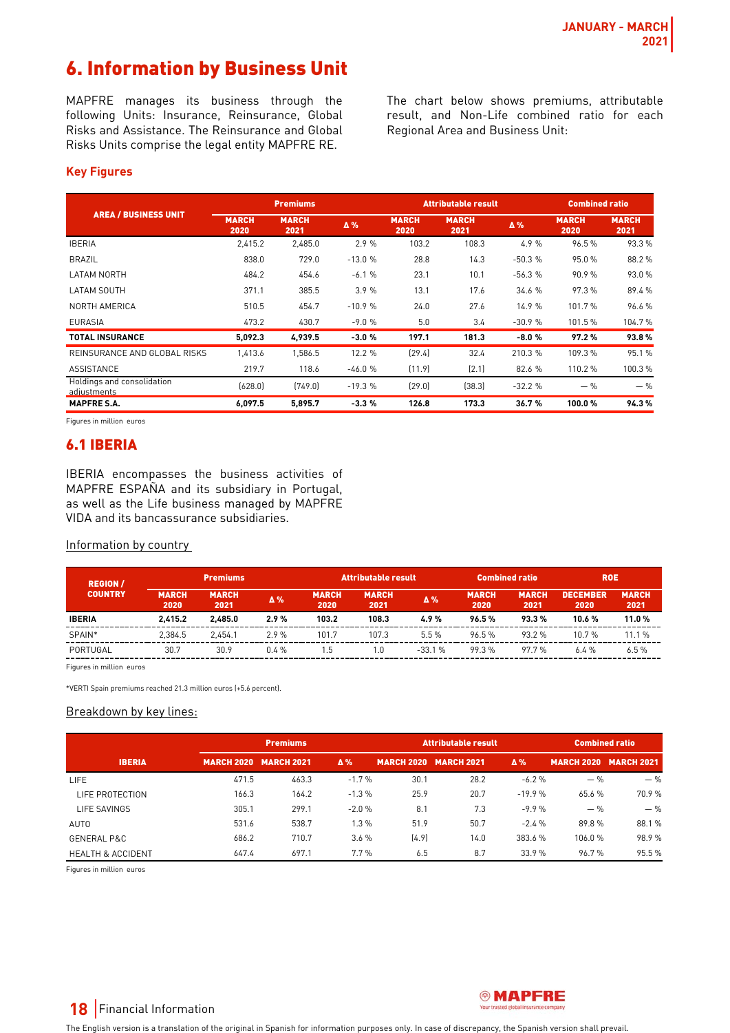# 6. Information by Business Unit

MAPFRE manages its business through the following Units: Insurance, Reinsurance, Global Risks and Assistance. The Reinsurance and Global Risks Units comprise the legal entity MAPFRE RE.

The chart below shows premiums, attributable result, and Non-Life combined ratio for each Regional Area and Business Unit:

### Key Figures

| AREA / BUSINESS UNIT | Premiums | | | Attributable result | | | Combined ratio | |
|---|---|---|---|---|---|---|---|---|
| | MARCH 2020 | MARCH 2021 | Δ % | MARCH 2020 | MARCH 2021 | Δ % | MARCH 2020 | MARCH 2021 |
| IBERIA | 2,415.2 | 2,485.0 | 2.9 % | 103.2 | 108.3 | 4.9 % | 96.5 % | 93.3 % |
| BRAZIL | 838.0 | 729.0 | -13.0 % | 28.8 | 14.3 | -50.3 % | 95.0 % | 88.2 % |
| LATAM NORTH | 484.2 | 454.6 | -6.1 % | 23.1 | 10.1 | -56.3 % | 90.9 % | 93.0 % |
| LATAM SOUTH | 371.1 | 385.5 | 3.9 % | 13.1 | 17.6 | 34.6 % | 97.3 % | 89.4 % |
| NORTH AMERICA | 510.5 | 454.7 | -10.9 % | 24.0 | 27.6 | 14.9 % | 101.7 % | 96.6 % |
| EURASIA | 473.2 | 430.7 | -9.0 % | 5.0 | 3.4 | -30.9 % | 101.5 % | 104.7 % |
| **TOTAL INSURANCE** | **5,092.3** | **4,939.5** | **-3.0 %** | **197.1** | **181.3** | **-8.0 %** | **97.2 %** | **93.8 %** |
| REINSURANCE AND GLOBAL RISKS | 1,413.6 | 1,586.5 | 12.2 % | (29.4) | 32.4 | 210.3 % | 109.3 % | 95.1 % |
| ASSISTANCE | 219.7 | 118.6 | -46.0 % | (11.9) | (2.1) | 82.6 % | 110.2 % | 100.3 % |
| Holdings and consolidation adjustments | (628.0) | (749.0) | -19.3 % | (29.0) | (38.3) | -32.2 % | — % | — % |
| **MAPFRE S.A.** | **6,097.5** | **5,895.7** | **-3.3 %** | **126.8** | **173.3** | **36.7 %** | **100.0 %** | **94.3 %** |

Figures in million euros

## 6.1 IBERIA

IBERIA encompasses the business activities of MAPFRE ESPAÑA and its subsidiary in Portugal, as well as the Life business managed by MAPFRE VIDA and its bancassurance subsidiaries.

Information by country

| REGION / COUNTRY | Premiums | | | Attributable result | | | Combined ratio | | ROE | |
|---|---|---|---|---|---|---|---|---|---|---|
| | MARCH 2020 | MARCH 2021 | Δ % | MARCH 2020 | MARCH 2021 | Δ % | MARCH 2020 | MARCH 2021 | DECEMBER 2020 | MARCH 2021 |
| **IBERIA** | **2,415.2** | **2,485.0** | **2.9 %** | **103.2** | **108.3** | **4.9 %** | **96.5 %** | **93.3 %** | **10.6 %** | **11.0 %** |
| SPAIN* | 2,384.5 | 2,454.1 | 2.9 % | 101.7 | 107.3 | 5.5 % | 96.5 % | 93.2 % | 10.7 % | 11.1 % |
| PORTUGAL | 30.7 | 30.9 | 0.4 % | 1.5 | 1.0 | -33.1 % | 99.3 % | 97.7 % | 6.4 % | 6.5 % |

Figures in million euros

*VERTI Spain premiums reached 21.3 million euros (+5.6 percent).

Breakdown by key lines:

| IBERIA | Premiums | | | Attributable result | | | Combined ratio | |
|---|---|---|---|---|---|---|---|---|
| | MARCH 2020 | MARCH 2021 | Δ % | MARCH 2020 | MARCH 2021 | Δ % | MARCH 2020 | MARCH 2021 |
| LIFE | 471.5 | 463.3 | -1.7 % | 30.1 | 28.2 | -6.2 % | — % | — % |
| LIFE PROTECTION | 166.3 | 164.2 | -1.3 % | 25.9 | 20.7 | -19.9 % | 65.6 % | 70.9 % |
| LIFE SAVINGS | 305.1 | 299.1 | -2.0 % | 8.1 | 7.3 | -9.9 % | — % | — % |
| AUTO | 531.6 | 538.7 | 1.3 % | 51.9 | 50.7 | -2.4 % | 89.8 % | 88.1 % |
| GENERAL P&C | 686.2 | 710.7 | 3.6 % | (4.9) | 14.0 | 383.6 % | 106.0 % | 98.9 % |
| HEALTH & ACCIDENT | 647.4 | 697.1 | 7.7 % | 6.5 | 8.7 | 33.9 % | 96.7 % | 95.5 % |

Figures in million euros

The English version is a translation of the original in Spanish for information purposes only. In case of discrepancy, the Spanish version shall prevail.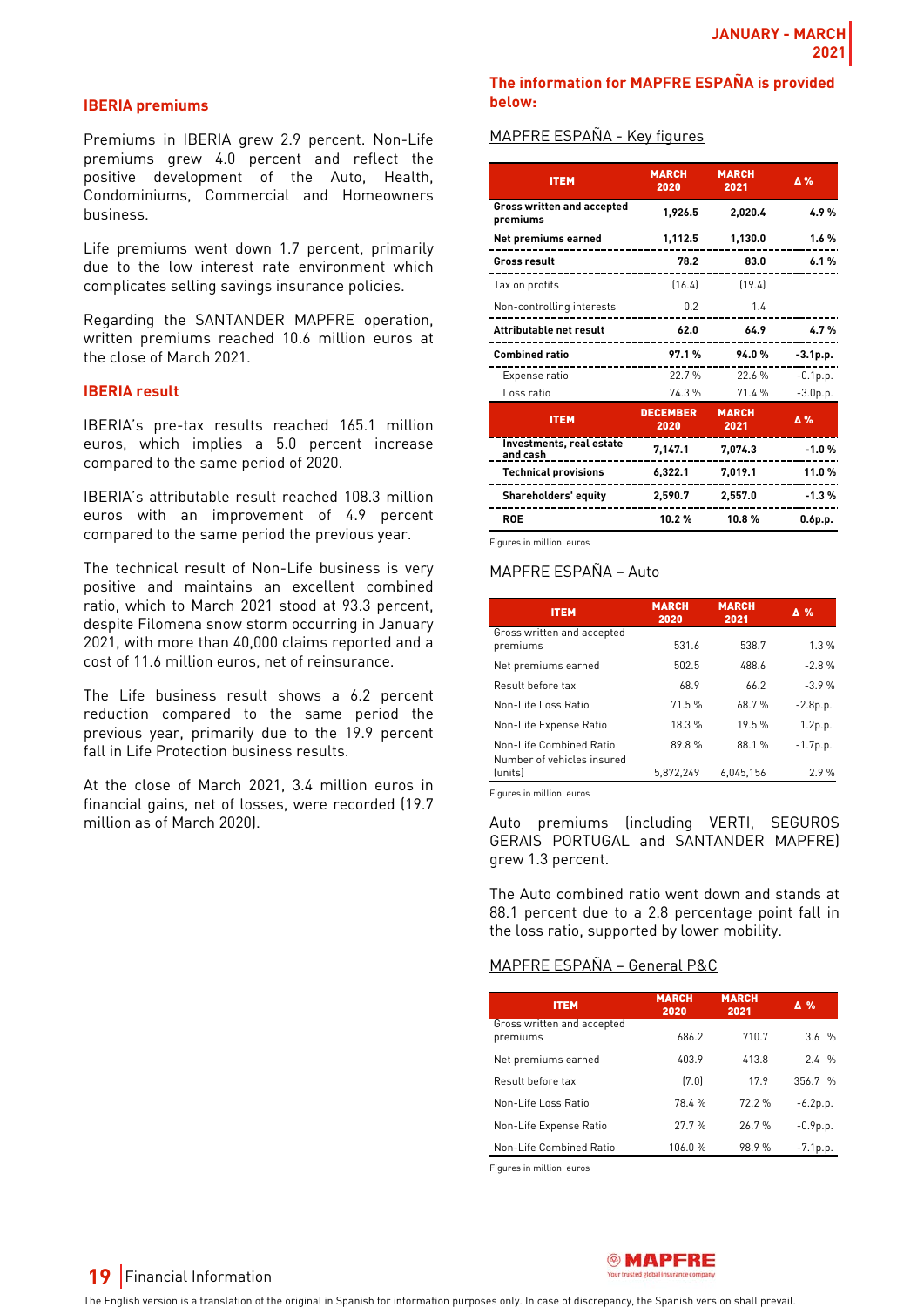### IBERIA premiums

Premiums in IBERIA grew 2.9 percent. Non-Life premiums grew 4.0 percent and reflect the positive development of the Auto, Health, Condominiums, Commercial and Homeowners business.

Life premiums went down 1.7 percent, primarily due to the low interest rate environment which complicates selling savings insurance policies.

Regarding the SANTANDER MAPFRE operation, written premiums reached 10.6 million euros at the close of March 2021.

### IBERIA result

IBERIA's pre-tax results reached 165.1 million euros, which implies a 5.0 percent increase compared to the same period of 2020.

IBERIA's attributable result reached 108.3 million euros with an improvement of 4.9 percent compared to the same period the previous year.

The technical result of Non-Life business is very positive and maintains an excellent combined ratio, which to March 2021 stood at 93.3 percent, despite Filomena snow storm occurring in January 2021, with more than 40,000 claims reported and a cost of 11.6 million euros, net of reinsurance.

The Life business result shows a 6.2 percent reduction compared to the same period the previous year, primarily due to the 19.9 percent fall in Life Protection business results.

At the close of March 2021, 3.4 million euros in financial gains, net of losses, were recorded (19.7 million as of March 2020).

### The information for MAPFRE ESPAÑA is provided below:

MAPFRE ESPAÑA - Key figures

| ITEM | MARCH 2020 | MARCH 2021 | Δ % |
|---|---|---|---|
| **Gross written and accepted premiums** | **1,926.5** | **2,020.4** | **4.9 %** |
| **Net premiums earned** | **1,112.5** | **1,130.0** | **1.6 %** |
| **Gross result** | **78.2** | **83.0** | **6.1 %** |
| Tax on profits | (16.4) | (19.4) | |
| Non-controlling interests | 0.2 | 1.4 | |
| **Attributable net result** | **62.0** | **64.9** | **4.7 %** |
| **Combined ratio** | **97.1 %** | **94.0 %** | **-3.1p.p.** |
| Expense ratio | 22.7 % | 22.6 % | -0.1p.p. |
| Loss ratio | 74.3 % | 71.4 % | -3.0p.p. |
| **ITEM** | **DECEMBER 2020** | **MARCH 2021** | **Δ %** |
| **Investments, real estate and cash** | **7,147.1** | **7,074.3** | **-1.0 %** |
| **Technical provisions** | **6,322.1** | **7,019.1** | **11.0 %** |
| **Shareholders' equity** | **2,590.7** | **2,557.0** | **-1.3 %** |
| **ROE** | **10.2 %** | **10.8 %** | **0.6p.p.** |

Figures in million euros

MAPFRE ESPAÑA – Auto

| ITEM | MARCH 2020 | MARCH 2021 | Δ % |
|---|---|---|---|
| Gross written and accepted premiums | 531.6 | 538.7 | 1.3 % |
| Net premiums earned | 502.5 | 488.6 | -2.8 % |
| Result before tax | 68.9 | 66.2 | -3.9 % |
| Non-Life Loss Ratio | 71.5 % | 68.7 % | -2.8p.p. |
| Non-Life Expense Ratio | 18.3 % | 19.5 % | 1.2p.p. |
| Non-Life Combined Ratio | 89.8 % | 88.1 % | -1.7p.p. |
| Number of vehicles insured (units) | 5,872,249 | 6,045,156 | 2.9 % |

Figures in million euros

Auto premiums (including VERTI, SEGUROS GERAIS PORTUGAL and SANTANDER MAPFRE) grew 1.3 percent.

The Auto combined ratio went down and stands at 88.1 percent due to a 2.8 percentage point fall in the loss ratio, supported by lower mobility.

MAPFRE ESPAÑA – General P&C

| ITEM | MARCH 2020 | MARCH 2021 | Δ % |
|---|---|---|---|
| Gross written and accepted premiums | 686.2 | 710.7 | 3.6 % |
| Net premiums earned | 403.9 | 413.8 | 2.4 % |
| Result before tax | (7.0) | 17.9 | 356.7 % |
| Non-Life Loss Ratio | 78.4 % | 72.2 % | -6.2p.p. |
| Non-Life Expense Ratio | 27.7 % | 26.7 % | -0.9p.p. |
| Non-Life Combined Ratio | 106.0 % | 98.9 % | -7.1p.p. |

Figures in million euros

The English version is a translation of the original in Spanish for information purposes only. In case of discrepancy, the Spanish version shall prevail.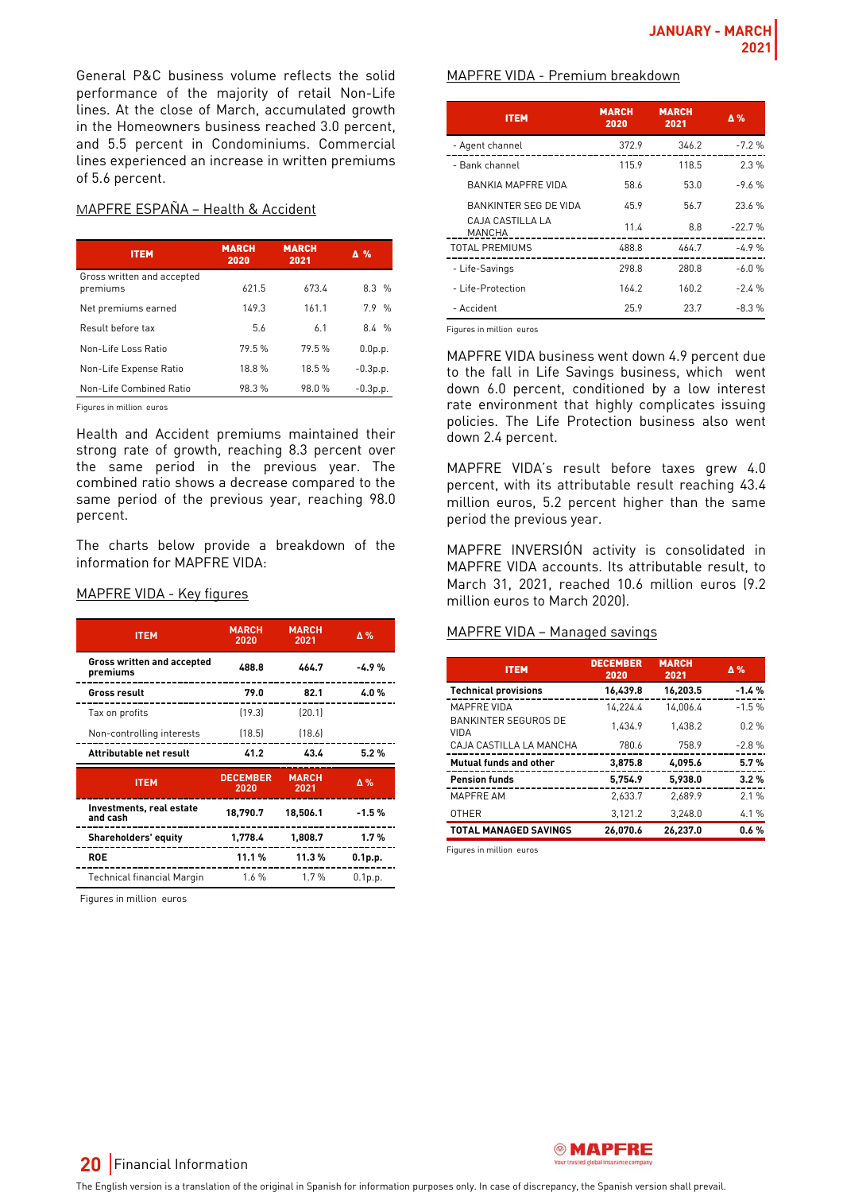General P&C business volume reflects the solid performance of the majority of retail Non-Life lines. At the close of March, accumulated growth in the Homeowners business reached 3.0 percent, and 5.5 percent in Condominiums. Commercial lines experienced an increase in written premiums of 5.6 percent.

### MAPFRE ESPAÑA – Health & Accident

| ITEM | MARCH 2020 | MARCH 2021 | Δ % |
|---|---|---|---|
| Gross written and accepted premiums | 621.5 | 673.4 | 8.3 % |
| Net premiums earned | 149.3 | 161.1 | 7.9 % |
| Result before tax | 5.6 | 6.1 | 8.4 % |
| Non-Life Loss Ratio | 79.5 % | 79.5 % | 0.0p.p. |
| Non-Life Expense Ratio | 18.8 % | 18.5 % | -0.3p.p. |
| Non-Life Combined Ratio | 98.3 % | 98.0 % | -0.3p.p. |

Figures in million euros

Health and Accident premiums maintained their strong rate of growth, reaching 8.3 percent over the same period in the previous year. The combined ratio shows a decrease compared to the same period of the previous year, reaching 98.0 percent.

The charts below provide a breakdown of the information for MAPFRE VIDA:

### MAPFRE VIDA - Key figures

| ITEM | MARCH 2020 | MARCH 2021 | Δ % |
|---|---|---|---|
| **Gross written and accepted premiums** | **488.8** | **464.7** | **-4.9 %** |
| **Gross result** | **79.0** | **82.1** | **4.0 %** |
| Tax on profits | (19.3) | (20.1) | |
| Non-controlling interests | (18.5) | (18.6) | |
| **Attributable net result** | **41.2** | **43.4** | **5.2 %** |
| **ITEM** | **DECEMBER 2020** | **MARCH 2021** | **Δ %** |
| **Investments, real estate and cash** | **18,790.7** | **18,506.1** | **-1.5 %** |
| **Shareholders' equity** | **1,778.4** | **1,808.7** | **1.7 %** |
| **ROE** | **11.1 %** | **11.3 %** | **0.1p.p.** |
| Technical financial Margin | 1.6 % | 1.7 % | 0.1p.p. |

Figures in million euros

### MAPFRE VIDA - Premium breakdown

| ITEM | MARCH 2020 | MARCH 2021 | Δ % |
|---|---|---|---|
| - Agent channel | 372.9 | 346.2 | -7.2 % |
| - Bank channel | 115.9 | 118.5 | 2.3 % |
| BANKIA MAPFRE VIDA | 58.6 | 53.0 | -9.6 % |
| BANKINTER SEG DE VIDA | 45.9 | 56.7 | 23.6 % |
| CAJA CASTILLA LA MANCHA | 11.4 | 8.8 | -22.7 % |
| TOTAL PREMIUMS | 488.8 | 464.7 | -4.9 % |
| - Life-Savings | 298.8 | 280.8 | -6.0 % |
| - Life-Protection | 164.2 | 160.2 | -2.4 % |
| - Accident | 25.9 | 23.7 | -8.3 % |

Figures in million euros

MAPFRE VIDA business went down 4.9 percent due to the fall in Life Savings business, which went down 6.0 percent, conditioned by a low interest rate environment that highly complicates issuing policies. The Life Protection business also went down 2.4 percent.

MAPFRE VIDA's result before taxes grew 4.0 percent, with its attributable result reaching 43.4 million euros, 5.2 percent higher than the same period the previous year.

MAPFRE INVERSIÓN activity is consolidated in MAPFRE VIDA accounts. Its attributable result, to March 31, 2021, reached 10.6 million euros (9.2 million euros to March 2020).

### MAPFRE VIDA – Managed savings

| ITEM | DECEMBER 2020 | MARCH 2021 | Δ % |
|---|---|---|---|
| **Technical provisions** | **16,439.8** | **16,203.5** | **-1.4 %** |
| MAPFRE VIDA | 14,224.4 | 14,006.4 | -1.5 % |
| BANKINTER SEGUROS DE VIDA | 1,434.9 | 1,438.2 | 0.2 % |
| CAJA CASTILLA LA MANCHA | 780.6 | 758.9 | -2.8 % |
| **Mutual funds and other** | **3,875.8** | **4,095.6** | **5.7 %** |
| **Pension funds** | **5,754.9** | **5,938.0** | **3.2 %** |
| MAPFRE AM | 2,633.7 | 2,689.9 | 2.1 % |
| OTHER | 3,121.2 | 3,248.0 | 4.1 % |
| **TOTAL MANAGED SAVINGS** | **26,070.6** | **26,237.0** | **0.6 %** |

Figures in million euros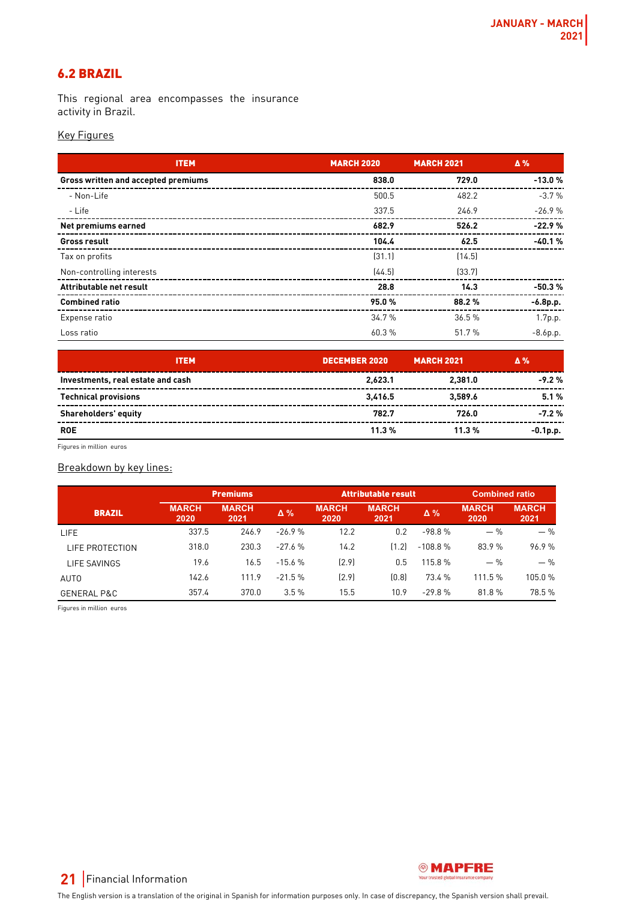## 6.2 BRAZIL

This regional area encompasses the insurance activity in Brazil.

Key Figures

| ITEM | MARCH 2020 | MARCH 2021 | Δ % |
|---|---|---|---|
| **Gross written and accepted premiums** | **838.0** | **729.0** | **-13.0 %** |
| - Non-Life | 500.5 | 482.2 | -3.7 % |
| - Life | 337.5 | 246.9 | -26.9 % |
| **Net premiums earned** | **682.9** | **526.2** | **-22.9 %** |
| **Gross result** | **104.4** | **62.5** | **-40.1 %** |
| Tax on profits | (31.1) | (14.5) | |
| Non-controlling interests | (44.5) | (33.7) | |
| **Attributable net result** | **28.8** | **14.3** | **-50.3 %** |
| **Combined ratio** | **95.0 %** | **88.2 %** | **-6.8p.p.** |
| Expense ratio | 34.7 % | 36.5 % | 1.7p.p. |
| Loss ratio | 60.3 % | 51.7 % | -8.6p.p. |

| ITEM | DECEMBER 2020 | MARCH 2021 | Δ % |
|---|---|---|---|
| **Investments, real estate and cash** | **2,623.1** | **2,381.0** | **-9.2 %** |
| **Technical provisions** | **3,416.5** | **3,589.6** | **5.1 %** |
| **Shareholders' equity** | **782.7** | **726.0** | **-7.2 %** |
| **ROE** | **11.3 %** | **11.3 %** | **-0.1p.p.** |

Figures in million euros

Breakdown by key lines:

| BRAZIL | Premiums | | | Attributable result | | | Combined ratio | |
|---|---|---|---|---|---|---|---|---|
| | MARCH 2020 | MARCH 2021 | Δ % | MARCH 2020 | MARCH 2021 | Δ % | MARCH 2020 | MARCH 2021 |
| LIFE | 337.5 | 246.9 | -26.9 % | 12.2 | 0.2 | -98.8 % | — % | — % |
| LIFE PROTECTION | 318.0 | 230.3 | -27.6 % | 14.2 | (1.2) | -108.8 % | 83.9 % | 96.9 % |
| LIFE SAVINGS | 19.6 | 16.5 | -15.6 % | (2.9) | 0.5 | 115.8 % | — % | — % |
| AUTO | 142.6 | 111.9 | -21.5 % | (2.9) | (0.8) | 73.4 % | 111.5 % | 105.0 % |
| GENERAL P&C | 357.4 | 370.0 | 3.5 % | 15.5 | 10.9 | -29.8 % | 81.8 % | 78.5 % |

Figures in million euros

The English version is a translation of the original in Spanish for information purposes only. In case of discrepancy, the Spanish version shall prevail.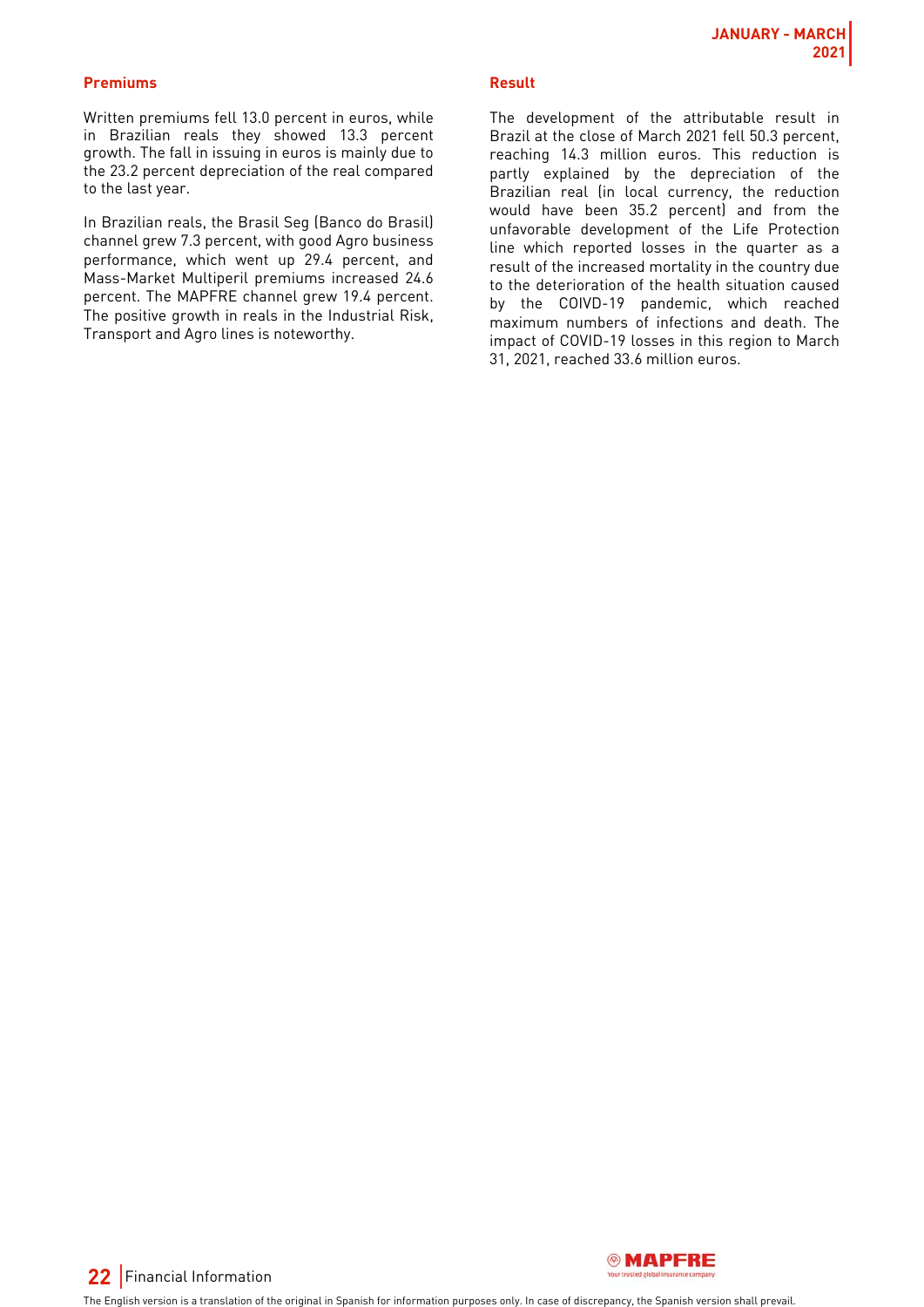#### Premiums

Written premiums fell 13.0 percent in euros, while in Brazilian reals they showed 13.3 percent growth. The fall in issuing in euros is mainly due to the 23.2 percent depreciation of the real compared to the last year.

In Brazilian reals, the Brasil Seg (Banco do Brasil) channel grew 7.3 percent, with good Agro business performance, which went up 29.4 percent, and Mass-Market Multiperil premiums increased 24.6 percent. The MAPFRE channel grew 19.4 percent. The positive growth in reals in the Industrial Risk, Transport and Agro lines is noteworthy.

#### Result

The development of the attributable result in Brazil at the close of March 2021 fell 50.3 percent, reaching 14.3 million euros. This reduction is partly explained by the depreciation of the Brazilian real (in local currency, the reduction would have been 35.2 percent) and from the unfavorable development of the Life Protection line which reported losses in the quarter as a result of the increased mortality in the country due to the deterioration of the health situation caused by the COIVD-19 pandemic, which reached maximum numbers of infections and death. The impact of COVID-19 losses in this region to March 31, 2021, reached 33.6 million euros.

The English version is a translation of the original in Spanish for information purposes only. In case of discrepancy, the Spanish version shall prevail.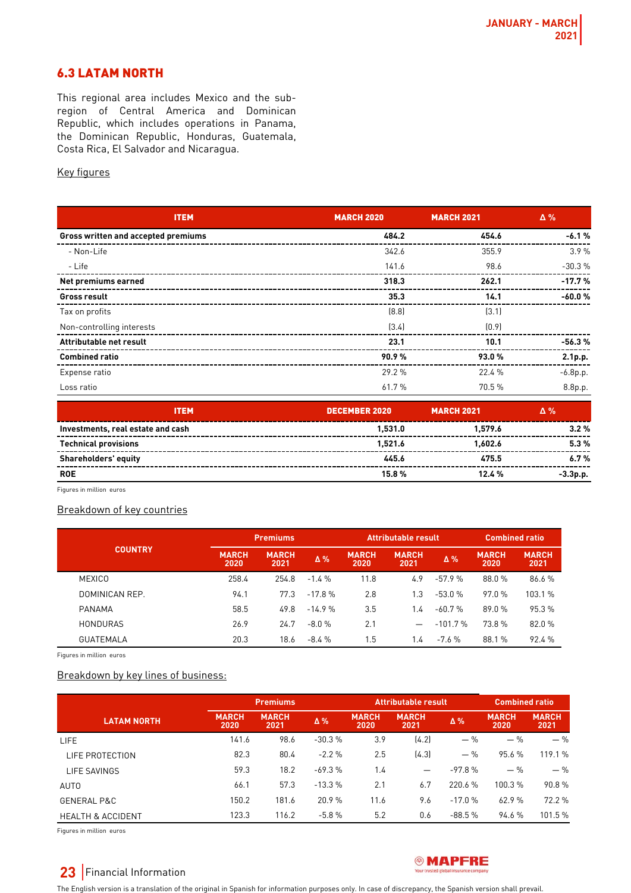## 6.3 LATAM NORTH

This regional area includes Mexico and the sub-region of Central America and Dominican Republic, which includes operations in Panama, the Dominican Republic, Honduras, Guatemala, Costa Rica, El Salvador and Nicaragua.

Key figures

| ITEM | MARCH 2020 | MARCH 2021 | Δ % |
|---|---|---|---|
| **Gross written and accepted premiums** | **484.2** | **454.6** | **-6.1 %** |
| - Non-Life | 342.6 | 355.9 | 3.9 % |
| - Life | 141.6 | 98.6 | -30.3 % |
| **Net premiums earned** | **318.3** | **262.1** | **-17.7 %** |
| **Gross result** | **35.3** | **14.1** | **-60.0 %** |
| Tax on profits | (8.8) | (3.1) | |
| Non-controlling interests | (3.4) | (0.9) | |
| **Attributable net result** | **23.1** | **10.1** | **-56.3 %** |
| **Combined ratio** | **90.9 %** | **93.0 %** | **2.1p.p.** |
| Expense ratio | 29.2 % | 22.4 % | -6.8p.p. |
| Loss ratio | 61.7 % | 70.5 % | 8.8p.p. |

| ITEM | DECEMBER 2020 | MARCH 2021 | Δ % |
|---|---|---|---|
| **Investments, real estate and cash** | **1,531.0** | **1,579.6** | **3.2 %** |
| **Technical provisions** | **1,521.6** | **1,602.6** | **5.3 %** |
| **Shareholders' equity** | **445.6** | **475.5** | **6.7 %** |
| **ROE** | **15.8 %** | **12.4 %** | **-3.3p.p.** |

Figures in million euros

Breakdown of key countries

| COUNTRY | Premiums | | | Attributable result | | | Combined ratio | |
|---|---|---|---|---|---|---|---|---|
| | MARCH 2020 | MARCH 2021 | Δ % | MARCH 2020 | MARCH 2021 | Δ % | MARCH 2020 | MARCH 2021 |
| MEXICO | 258.4 | 254.8 | -1.4 % | 11.8 | 4.9 | -57.9 % | 88.0 % | 86.6 % |
| DOMINICAN REP. | 94.1 | 77.3 | -17.8 % | 2.8 | 1.3 | -53.0 % | 97.0 % | 103.1 % |
| PANAMA | 58.5 | 49.8 | -14.9 % | 3.5 | 1.4 | -60.7 % | 89.0 % | 95.3 % |
| HONDURAS | 26.9 | 24.7 | -8.0 % | 2.1 | — | -101.7 % | 73.8 % | 82.0 % |
| GUATEMALA | 20.3 | 18.6 | -8.4 % | 1.5 | 1.4 | -7.6 % | 88.1 % | 92.4 % |

Figures in million euros

Breakdown by key lines of business:

| LATAM NORTH | Premiums | | | Attributable result | | | Combined ratio | |
|---|---|---|---|---|---|---|---|---|
| | MARCH 2020 | MARCH 2021 | Δ % | MARCH 2020 | MARCH 2021 | Δ % | MARCH 2020 | MARCH 2021 |
| LIFE | 141.6 | 98.6 | -30.3 % | 3.9 | (4.2) | — % | — % | — % |
| LIFE PROTECTION | 82.3 | 80.4 | -2.2 % | 2.5 | (4.3) | — % | 95.6 % | 119.1 % |
| LIFE SAVINGS | 59.3 | 18.2 | -69.3 % | 1.4 | — | -97.8 % | — % | — % |
| AUTO | 66.1 | 57.3 | -13.3 % | 2.1 | 6.7 | 220.6 % | 100.3 % | 90.8 % |
| GENERAL P&C | 150.2 | 181.6 | 20.9 % | 11.6 | 9.6 | -17.0 % | 62.9 % | 72.2 % |
| HEALTH & ACCIDENT | 123.3 | 116.2 | -5.8 % | 5.2 | 0.6 | -88.5 % | 94.6 % | 101.5 % |

Figures in million euros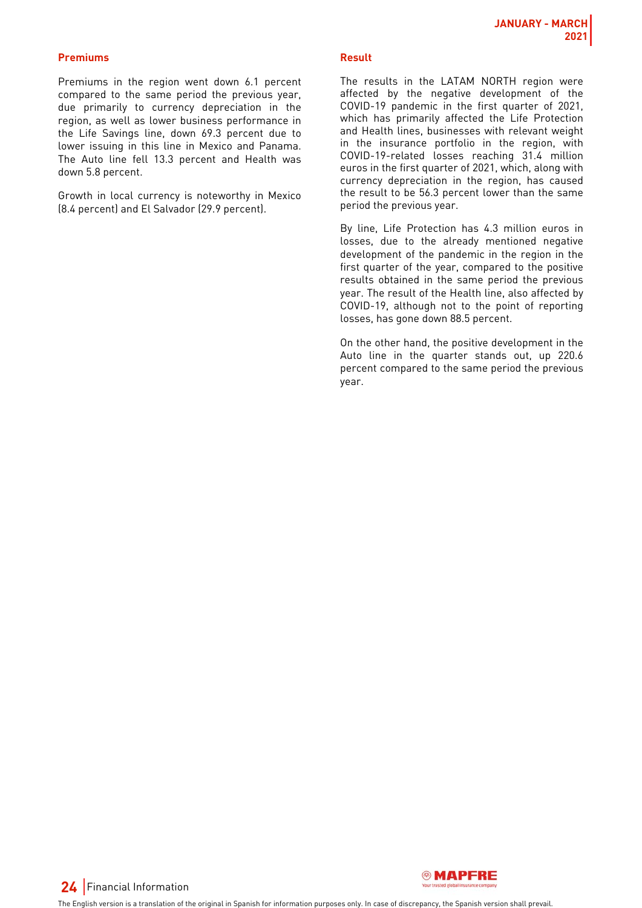#### Premiums

Premiums in the region went down 6.1 percent compared to the same period the previous year, due primarily to currency depreciation in the region, as well as lower business performance in the Life Savings line, down 69.3 percent due to lower issuing in this line in Mexico and Panama. The Auto line fell 13.3 percent and Health was down 5.8 percent.

Growth in local currency is noteworthy in Mexico (8.4 percent) and El Salvador (29.9 percent).

#### Result

The results in the LATAM NORTH region were affected by the negative development of the COVID-19 pandemic in the first quarter of 2021, which has primarily affected the Life Protection and Health lines, businesses with relevant weight in the insurance portfolio in the region, with COVID-19-related losses reaching 31.4 million euros in the first quarter of 2021, which, along with currency depreciation in the region, has caused the result to be 56.3 percent lower than the same period the previous year.

By line, Life Protection has 4.3 million euros in losses, due to the already mentioned negative development of the pandemic in the region in the first quarter of the year, compared to the positive results obtained in the same period the previous year. The result of the Health line, also affected by COVID-19, although not to the point of reporting losses, has gone down 88.5 percent.

On the other hand, the positive development in the Auto line in the quarter stands out, up 220.6 percent compared to the same period the previous year.

The English version is a translation of the original in Spanish for information purposes only. In case of discrepancy, the Spanish version shall prevail.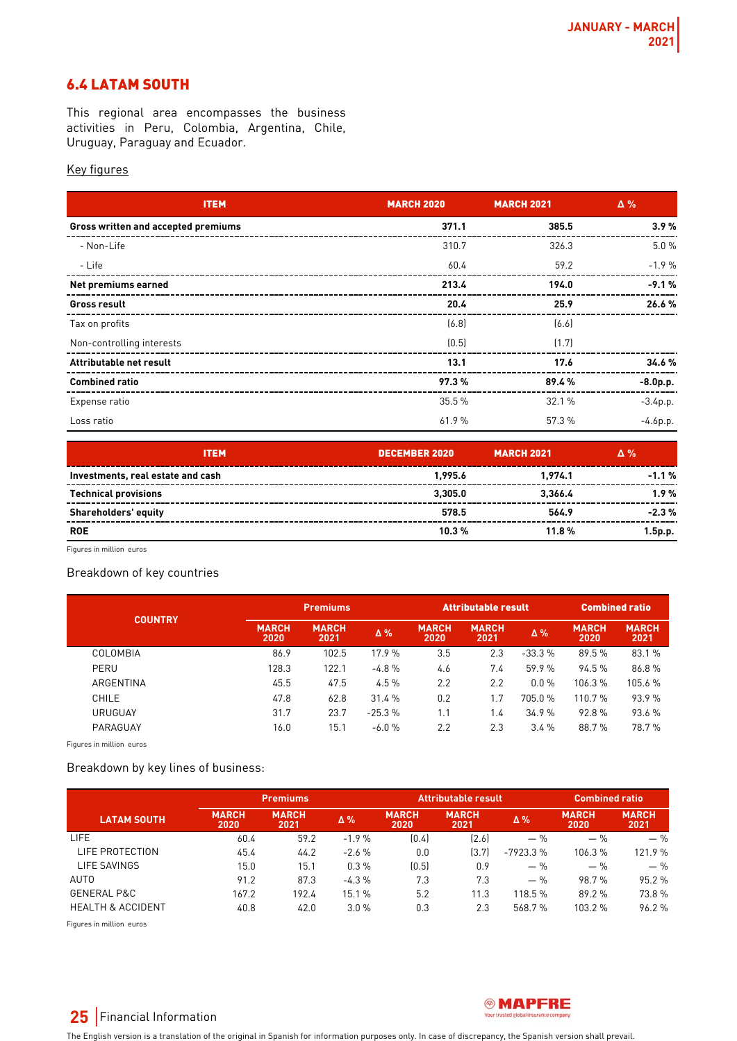## 6.4 LATAM SOUTH

This regional area encompasses the business activities in Peru, Colombia, Argentina, Chile, Uruguay, Paraguay and Ecuador.

Key figures

| ITEM | MARCH 2020 | MARCH 2021 | Δ % |
|---|---|---|---|
| **Gross written and accepted premiums** | **371.1** | **385.5** | **3.9 %** |
| - Non-Life | 310.7 | 326.3 | 5.0 % |
| - Life | 60.4 | 59.2 | -1.9 % |
| **Net premiums earned** | **213.4** | **194.0** | **-9.1 %** |
| **Gross result** | **20.4** | **25.9** | **26.6 %** |
| Tax on profits | (6.8) | (6.6) | |
| Non-controlling interests | (0.5) | (1.7) | |
| **Attributable net result** | **13.1** | **17.6** | **34.6 %** |
| **Combined ratio** | **97.3 %** | **89.4 %** | **-8.0p.p.** |
| Expense ratio | 35.5 % | 32.1 % | -3.4p.p. |
| Loss ratio | 61.9 % | 57.3 % | -4.6p.p. |

| ITEM | DECEMBER 2020 | MARCH 2021 | Δ % |
|---|---|---|---|
| **Investments, real estate and cash** | **1,995.6** | **1,974.1** | **-1.1 %** |
| **Technical provisions** | **3,305.0** | **3,366.4** | **1.9 %** |
| **Shareholders' equity** | **578.5** | **564.9** | **-2.3 %** |
| **ROE** | **10.3 %** | **11.8 %** | **1.5p.p.** |

Figures in million euros

Breakdown of key countries

| COUNTRY | Premiums | | | Attributable result | | | Combined ratio | |
|---|---|---|---|---|---|---|---|---|
| | MARCH 2020 | MARCH 2021 | Δ % | MARCH 2020 | MARCH 2021 | Δ % | MARCH 2020 | MARCH 2021 |
| COLOMBIA | 86.9 | 102.5 | 17.9 % | 3.5 | 2.3 | -33.3 % | 89.5 % | 83.1 % |
| PERU | 128.3 | 122.1 | -4.8 % | 4.6 | 7.4 | 59.9 % | 94.5 % | 86.8 % |
| ARGENTINA | 45.5 | 47.5 | 4.5 % | 2.2 | 2.2 | 0.0 % | 106.3 % | 105.6 % |
| CHILE | 47.8 | 62.8 | 31.4 % | 0.2 | 1.7 | 705.0 % | 110.7 % | 93.9 % |
| URUGUAY | 31.7 | 23.7 | -25.3 % | 1.1 | 1.4 | 34.9 % | 92.8 % | 93.6 % |
| PARAGUAY | 16.0 | 15.1 | -6.0 % | 2.2 | 2.3 | 3.4 % | 88.7 % | 78.7 % |

Figures in million euros

Breakdown by key lines of business:

| LATAM SOUTH | Premiums | | | Attributable result | | | Combined ratio | |
|---|---|---|---|---|---|---|---|---|
| | MARCH 2020 | MARCH 2021 | Δ % | MARCH 2020 | MARCH 2021 | Δ % | MARCH 2020 | MARCH 2021 |
| LIFE | 60.4 | 59.2 | -1.9 % | (0.4) | (2.6) | — % | — % | — % |
| LIFE PROTECTION | 45.4 | 44.2 | -2.6 % | 0.0 | (3.7) | -7923.3 % | 106.3 % | 121.9 % |
| LIFE SAVINGS | 15.0 | 15.1 | 0.3 % | (0.5) | 0.9 | — % | — % | — % |
| AUTO | 91.2 | 87.3 | -4.3 % | 7.3 | 7.3 | — % | 98.7 % | 95.2 % |
| GENERAL P&C | 167.2 | 192.4 | 15.1 % | 5.2 | 11.3 | 118.5 % | 89.2 % | 73.8 % |
| HEALTH & ACCIDENT | 40.8 | 42.0 | 3.0 % | 0.3 | 2.3 | 568.7 % | 103.2 % | 96.2 % |

Figures in million euros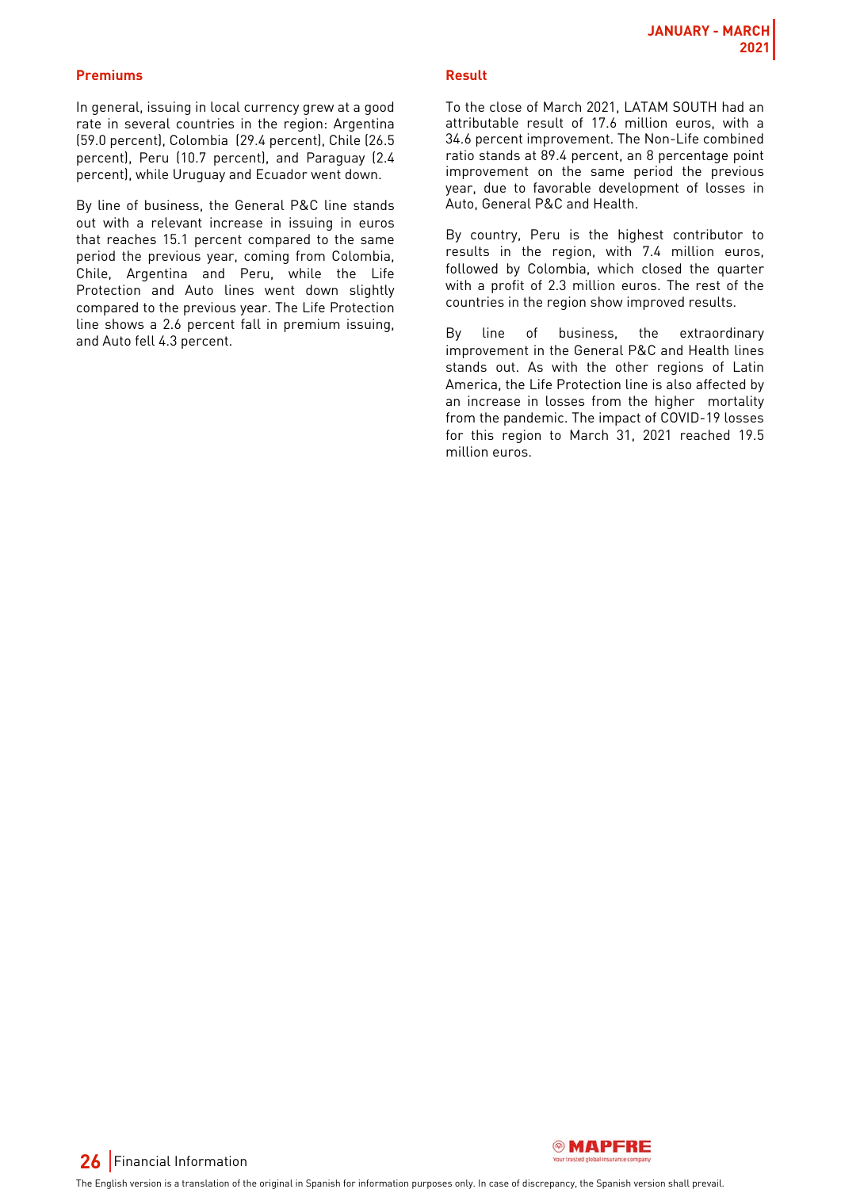### Premiums

In general, issuing in local currency grew at a good rate in several countries in the region: Argentina (59.0 percent), Colombia (29.4 percent), Chile (26.5 percent), Peru (10.7 percent), and Paraguay (2.4 percent), while Uruguay and Ecuador went down.

By line of business, the General P&C line stands out with a relevant increase in issuing in euros that reaches 15.1 percent compared to the same period the previous year, coming from Colombia, Chile, Argentina and Peru, while the Life Protection and Auto lines went down slightly compared to the previous year. The Life Protection line shows a 2.6 percent fall in premium issuing, and Auto fell 4.3 percent.

### Result

To the close of March 2021, LATAM SOUTH had an attributable result of 17.6 million euros, with a 34.6 percent improvement. The Non-Life combined ratio stands at 89.4 percent, an 8 percentage point improvement on the same period the previous year, due to favorable development of losses in Auto, General P&C and Health.

By country, Peru is the highest contributor to results in the region, with 7.4 million euros, followed by Colombia, which closed the quarter with a profit of 2.3 million euros. The rest of the countries in the region show improved results.

By line of business, the extraordinary improvement in the General P&C and Health lines stands out. As with the other regions of Latin America, the Life Protection line is also affected by an increase in losses from the higher mortality from the pandemic. The impact of COVID-19 losses for this region to March 31, 2021 reached 19.5 million euros.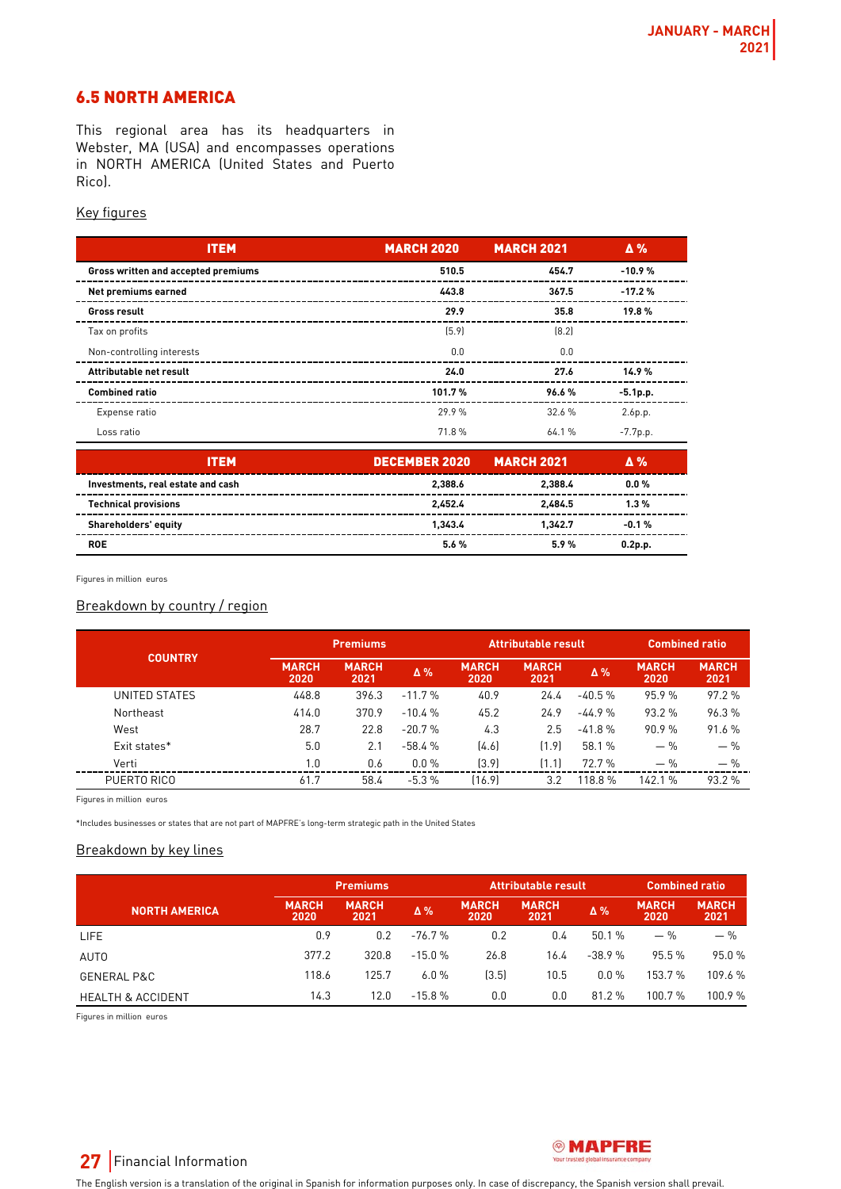## 6.5 NORTH AMERICA

This regional area has its headquarters in Webster, MA (USA) and encompasses operations in NORTH AMERICA (United States and Puerto Rico).

Key figures

| ITEM | MARCH 2020 | MARCH 2021 | Δ % |
|---|---|---|---|
| **Gross written and accepted premiums** | **510.5** | **454.7** | **-10.9 %** |
| **Net premiums earned** | **443.8** | **367.5** | **-17.2 %** |
| **Gross result** | **29.9** | **35.8** | **19.8 %** |
| Tax on profits | (5.9) | (8.2) | |
| Non-controlling interests | 0.0 | 0.0 | |
| **Attributable net result** | **24.0** | **27.6** | **14.9 %** |
| **Combined ratio** | **101.7 %** | **96.6 %** | **-5.1p.p.** |
| Expense ratio | 29.9 % | 32.6 % | 2.6p.p. |
| Loss ratio | 71.8 % | 64.1 % | -7.7p.p. |

| ITEM | DECEMBER 2020 | MARCH 2021 | Δ % |
|---|---|---|---|
| **Investments, real estate and cash** | **2,388.6** | **2,388.4** | **0.0 %** |
| **Technical provisions** | **2,452.4** | **2,484.5** | **1.3 %** |
| **Shareholders' equity** | **1,343.4** | **1,342.7** | **-0.1 %** |
| **ROE** | **5.6 %** | **5.9 %** | **0.2p.p.** |

Figures in million euros

Breakdown by country / region

| COUNTRY | Premiums | | | Attributable result | | | Combined ratio | |
|---|---|---|---|---|---|---|---|---|
| | MARCH 2020 | MARCH 2021 | Δ % | MARCH 2020 | MARCH 2021 | Δ % | MARCH 2020 | MARCH 2021 |
| UNITED STATES | 448.8 | 396.3 | -11.7 % | 40.9 | 24.4 | -40.5 % | 95.9 % | 97.2 % |
| Northeast | 414.0 | 370.9 | -10.4 % | 45.2 | 24.9 | -44.9 % | 93.2 % | 96.3 % |
| West | 28.7 | 22.8 | -20.7 % | 4.3 | 2.5 | -41.8 % | 90.9 % | 91.6 % |
| Exit states* | 5.0 | 2.1 | -58.4 % | (4.6) | (1.9) | 58.1 % | — % | — % |
| Verti | 1.0 | 0.6 | 0.0 % | (3.9) | (1.1) | 72.7 % | — % | — % |
| PUERTO RICO | 61.7 | 58.4 | -5.3 % | (16.9) | 3.2 | 118.8 % | 142.1 % | 93.2 % |

Figures in million euros

*Includes businesses or states that are not part of MAPFRE's long-term strategic path in the United States

Breakdown by key lines

| NORTH AMERICA | Premiums | | | Attributable result | | | Combined ratio | |
|---|---|---|---|---|---|---|---|---|
| | MARCH 2020 | MARCH 2021 | Δ % | MARCH 2020 | MARCH 2021 | Δ % | MARCH 2020 | MARCH 2021 |
| LIFE | 0.9 | 0.2 | -76.7 % | 0.2 | 0.4 | 50.1 % | — % | — % |
| AUTO | 377.2 | 320.8 | -15.0 % | 26.8 | 16.4 | -38.9 % | 95.5 % | 95.0 % |
| GENERAL P&C | 118.6 | 125.7 | 6.0 % | (3.5) | 10.5 | 0.0 % | 153.7 % | 109.6 % |
| HEALTH & ACCIDENT | 14.3 | 12.0 | -15.8 % | 0.0 | 0.0 | 81.2 % | 100.7 % | 100.9 % |

Figures in million euros

The English version is a translation of the original in Spanish for information purposes only. In case of discrepancy, the Spanish version shall prevail.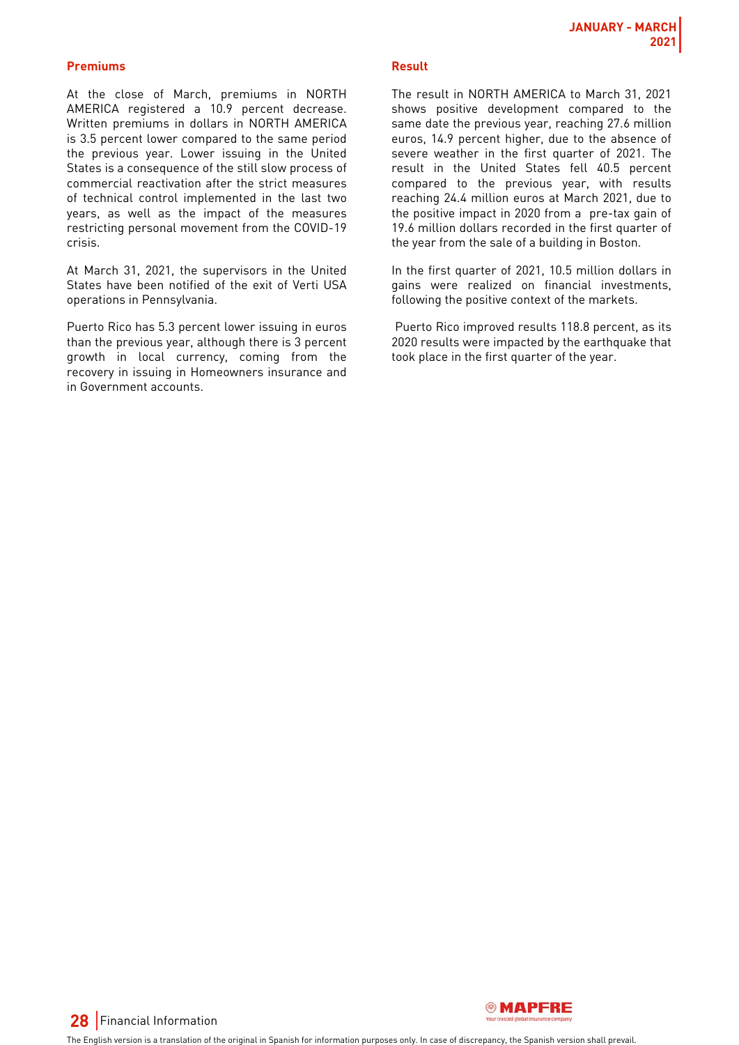#### Premiums

At the close of March, premiums in NORTH AMERICA registered a 10.9 percent decrease. Written premiums in dollars in NORTH AMERICA is 3.5 percent lower compared to the same period the previous year. Lower issuing in the United States is a consequence of the still slow process of commercial reactivation after the strict measures of technical control implemented in the last two years, as well as the impact of the measures restricting personal movement from the COVID-19 crisis.

At March 31, 2021, the supervisors in the United States have been notified of the exit of Verti USA operations in Pennsylvania.

Puerto Rico has 5.3 percent lower issuing in euros than the previous year, although there is 3 percent growth in local currency, coming from the recovery in issuing in Homeowners insurance and in Government accounts.

#### Result

The result in NORTH AMERICA to March 31, 2021 shows positive development compared to the same date the previous year, reaching 27.6 million euros, 14.9 percent higher, due to the absence of severe weather in the first quarter of 2021. The result in the United States fell 40.5 percent compared to the previous year, with results reaching 24.4 million euros at March 2021, due to the positive impact in 2020 from a pre-tax gain of 19.6 million dollars recorded in the first quarter of the year from the sale of a building in Boston.

In the first quarter of 2021, 10.5 million dollars in gains were realized on financial investments, following the positive context of the markets.

Puerto Rico improved results 118.8 percent, as its 2020 results were impacted by the earthquake that took place in the first quarter of the year.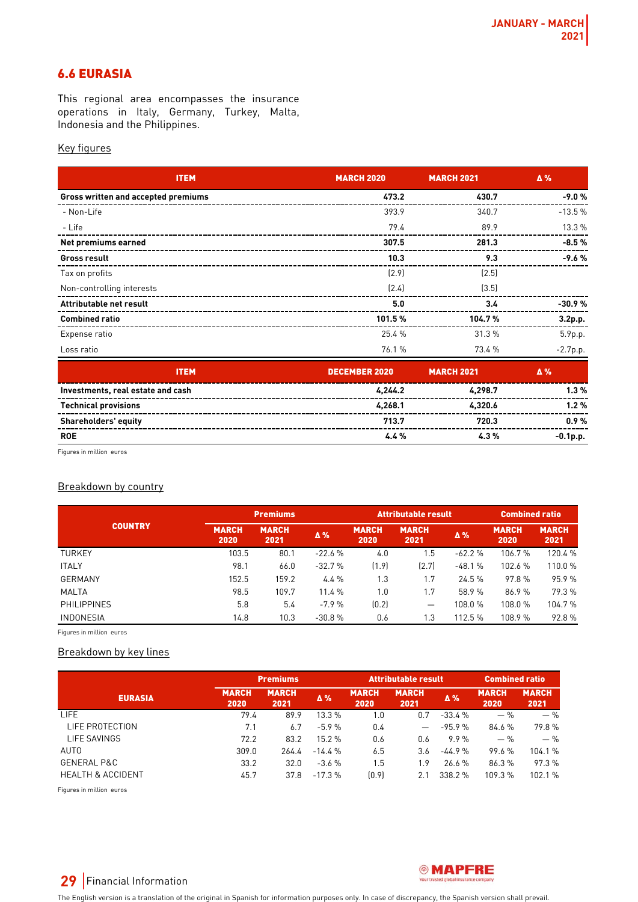## 6.6 EURASIA

This regional area encompasses the insurance operations in Italy, Germany, Turkey, Malta, Indonesia and the Philippines.

Key figures

| ITEM | MARCH 2020 | MARCH 2021 | Δ % |
|---|---|---|---|
| **Gross written and accepted premiums** | **473.2** | **430.7** | **-9.0 %** |
| - Non-Life | 393.9 | 340.7 | -13.5 % |
| - Life | 79.4 | 89.9 | 13.3 % |
| **Net premiums earned** | **307.5** | **281.3** | **-8.5 %** |
| **Gross result** | **10.3** | **9.3** | **-9.6 %** |
| Tax on profits | (2.9) | (2.5) | |
| Non-controlling interests | (2.4) | (3.5) | |
| **Attributable net result** | **5.0** | **3.4** | **-30.9 %** |
| **Combined ratio** | **101.5 %** | **104.7 %** | **3.2p.p.** |
| Expense ratio | 25.4 % | 31.3 % | 5.9p.p. |
| Loss ratio | 76.1 % | 73.4 % | -2.7p.p. |
| **ITEM** | **DECEMBER 2020** | **MARCH 2021** | **Δ %** |
| **Investments, real estate and cash** | **4,244.2** | **4,298.7** | **1.3 %** |
| **Technical provisions** | **4,268.1** | **4,320.6** | **1.2 %** |
| **Shareholders' equity** | **713.7** | **720.3** | **0.9 %** |
| **ROE** | **4.4 %** | **4.3 %** | **-0.1p.p.** |

Figures in million euros

Breakdown by country

| COUNTRY | Premiums | | | Attributable result | | | Combined ratio | |
|---|---|---|---|---|---|---|---|---|
| | MARCH 2020 | MARCH 2021 | Δ % | MARCH 2020 | MARCH 2021 | Δ % | MARCH 2020 | MARCH 2021 |
| TURKEY | 103.5 | 80.1 | -22.6 % | 4.0 | 1.5 | -62.2 % | 106.7 % | 120.4 % |
| ITALY | 98.1 | 66.0 | -32.7 % | (1.9) | (2.7) | -48.1 % | 102.6 % | 110.0 % |
| GERMANY | 152.5 | 159.2 | 4.4 % | 1.3 | 1.7 | 24.5 % | 97.8 % | 95.9 % |
| MALTA | 98.5 | 109.7 | 11.4 % | 1.0 | 1.7 | 58.9 % | 86.9 % | 79.3 % |
| PHILIPPINES | 5.8 | 5.4 | -7.9 % | (0.2) | — | 108.0 % | 108.0 % | 104.7 % |
| INDONESIA | 14.8 | 10.3 | -30.8 % | 0.6 | 1.3 | 112.5 % | 108.9 % | 92.8 % |

Figures in million euros

Breakdown by key lines

| EURASIA | Premiums | | | Attributable result | | | Combined ratio | |
|---|---|---|---|---|---|---|---|---|
| | MARCH 2020 | MARCH 2021 | Δ % | MARCH 2020 | MARCH 2021 | Δ % | MARCH 2020 | MARCH 2021 |
| LIFE | 79.4 | 89.9 | 13.3 % | 1.0 | 0.7 | -33.4 % | — % | — % |
| LIFE PROTECTION | 7.1 | 6.7 | -5.9 % | 0.4 | — | -95.9 % | 84.6 % | 79.8 % |
| LIFE SAVINGS | 72.2 | 83.2 | 15.2 % | 0.6 | 0.6 | 9.9 % | — % | — % |
| AUTO | 309.0 | 264.4 | -14.4 % | 6.5 | 3.6 | -44.9 % | 99.6 % | 104.1 % |
| GENERAL P&C | 33.2 | 32.0 | -3.6 % | 1.5 | 1.9 | 26.6 % | 86.3 % | 97.3 % |
| HEALTH & ACCIDENT | 45.7 | 37.8 | -17.3 % | (0.9) | 2.1 | 338.2 % | 109.3 % | 102.1 % |

Figures in million euros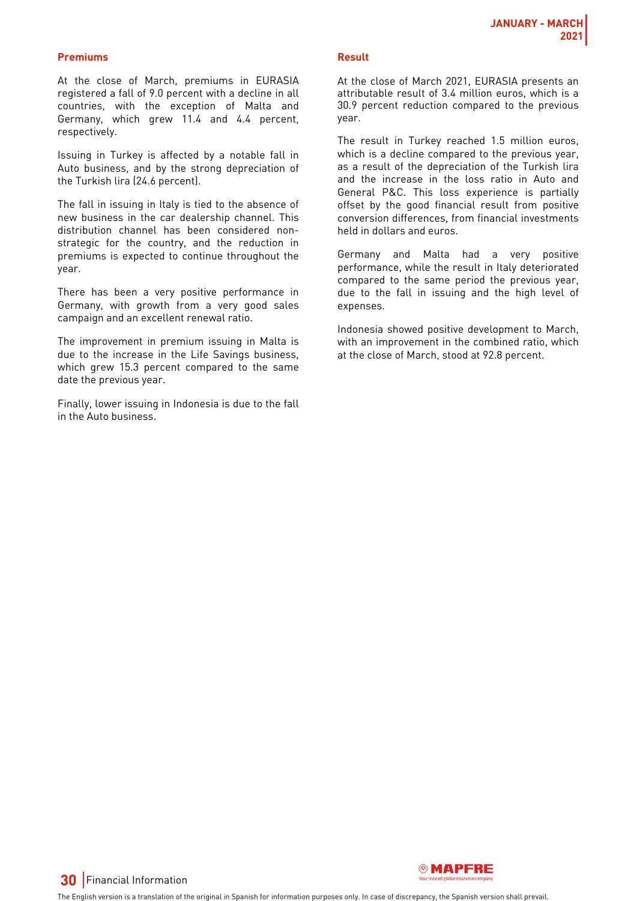## Premiums

At the close of March, premiums in EURASIA registered a fall of 9.0 percent with a decline in all countries, with the exception of Malta and Germany, which grew 11.4 and 4.4 percent, respectively.

Issuing in Turkey is affected by a notable fall in Auto business, and by the strong depreciation of the Turkish lira (24.6 percent).

The fall in issuing in Italy is tied to the absence of new business in the car dealership channel. This distribution channel has been considered non-strategic for the country, and the reduction in premiums is expected to continue throughout the year.

There has been a very positive performance in Germany, with growth from a very good sales campaign and an excellent renewal ratio.

The improvement in premium issuing in Malta is due to the increase in the Life Savings business, which grew 15.3 percent compared to the same date the previous year.

Finally, lower issuing in Indonesia is due to the fall in the Auto business.

## Result

At the close of March 2021, EURASIA presents an attributable result of 3.4 million euros, which is a 30.9 percent reduction compared to the previous year.

The result in Turkey reached 1.5 million euros, which is a decline compared to the previous year, as a result of the depreciation of the Turkish lira and the increase in the loss ratio in Auto and General P&C. This loss experience is partially offset by the good financial result from positive conversion differences, from financial investments held in dollars and euros.

Germany and Malta had a very positive performance, while the result in Italy deteriorated compared to the same period the previous year, due to the fall in issuing and the high level of expenses.

Indonesia showed positive development to March, with an improvement in the combined ratio, which at the close of March, stood at 92.8 percent.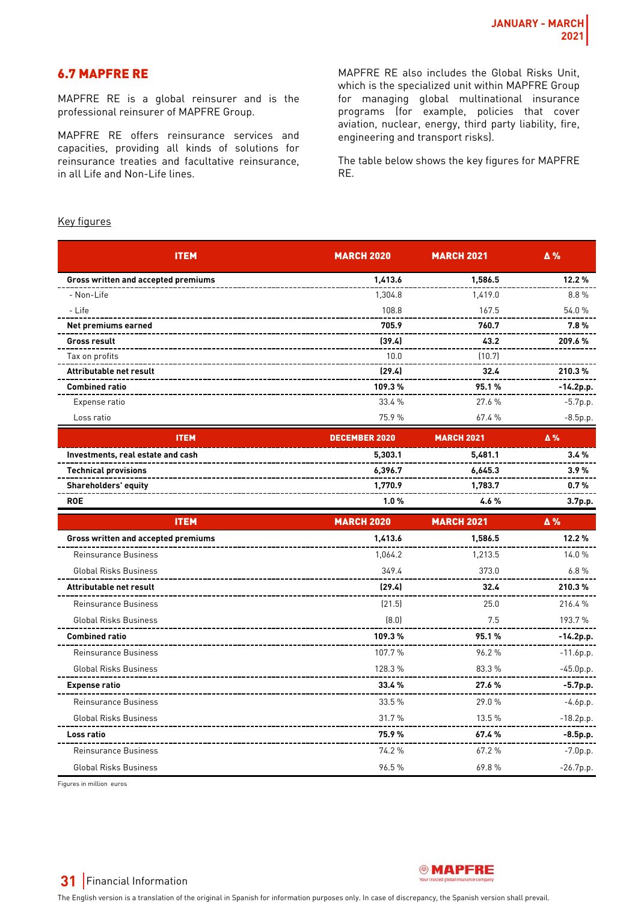## 6.7 MAPFRE RE

MAPFRE RE is a global reinsurer and is the professional reinsurer of MAPFRE Group.

MAPFRE RE offers reinsurance services and capacities, providing all kinds of solutions for reinsurance treaties and facultative reinsurance, in all Life and Non-Life lines.

MAPFRE RE also includes the Global Risks Unit, which is the specialized unit within MAPFRE Group for managing global multinational insurance programs (for example, policies that cover aviation, nuclear, energy, third party liability, fire, engineering and transport risks).

The table below shows the key figures for MAPFRE RE.

Key figures

| ITEM | MARCH 2020 | MARCH 2021 | Δ % |
|---|---|---|---|
| **Gross written and accepted premiums** | **1,413.6** | **1,586.5** | **12.2 %** |
| - Non-Life | 1,304.8 | 1,419.0 | 8.8 % |
| - Life | 108.8 | 167.5 | 54.0 % |
| **Net premiums earned** | **705.9** | **760.7** | **7.8 %** |
| **Gross result** | **(39.4)** | **43.2** | **209.6 %** |
| Tax on profits | 10.0 | (10.7) | |
| **Attributable net result** | **(29.4)** | **32.4** | **210.3 %** |
| **Combined ratio** | **109.3 %** | **95.1 %** | **-14.2p.p.** |
| Expense ratio | 33.4 % | 27.6 % | -5.7p.p. |
| Loss ratio | 75.9 % | 67.4 % | -8.5p.p. |

| ITEM | DECEMBER 2020 | MARCH 2021 | Δ % |
|---|---|---|---|
| **Investments, real estate and cash** | **5,303.1** | **5,481.1** | **3.4 %** |
| **Technical provisions** | **6,396.7** | **6,645.3** | **3.9 %** |
| **Shareholders' equity** | **1,770.9** | **1,783.7** | **0.7 %** |
| **ROE** | **1.0 %** | **4.6 %** | **3.7p.p.** |

| ITEM | MARCH 2020 | MARCH 2021 | Δ % |
|---|---|---|---|
| **Gross written and accepted premiums** | **1,413.6** | **1,586.5** | **12.2 %** |
| Reinsurance Business | 1,064.2 | 1,213.5 | 14.0 % |
| Global Risks Business | 349.4 | 373.0 | 6.8 % |
| **Attributable net result** | **(29.4)** | **32.4** | **210.3 %** |
| Reinsurance Business | (21.5) | 25.0 | 216.4 % |
| Global Risks Business | (8.0) | 7.5 | 193.7 % |
| **Combined ratio** | **109.3 %** | **95.1 %** | **-14.2p.p.** |
| Reinsurance Business | 107.7 % | 96.2 % | -11.6p.p. |
| Global Risks Business | 128.3 % | 83.3 % | -45.0p.p. |
| **Expense ratio** | **33.4 %** | **27.6 %** | **-5.7p.p.** |
| Reinsurance Business | 33.5 % | 29.0 % | -4.6p.p. |
| Global Risks Business | 31.7 % | 13.5 % | -18.2p.p. |
| **Loss ratio** | **75.9 %** | **67.4 %** | **-8.5p.p.** |
| Reinsurance Business | 74.2 % | 67.2 % | -7.0p.p. |
| Global Risks Business | 96.5 % | 69.8 % | -26.7p.p. |

Figures in million euros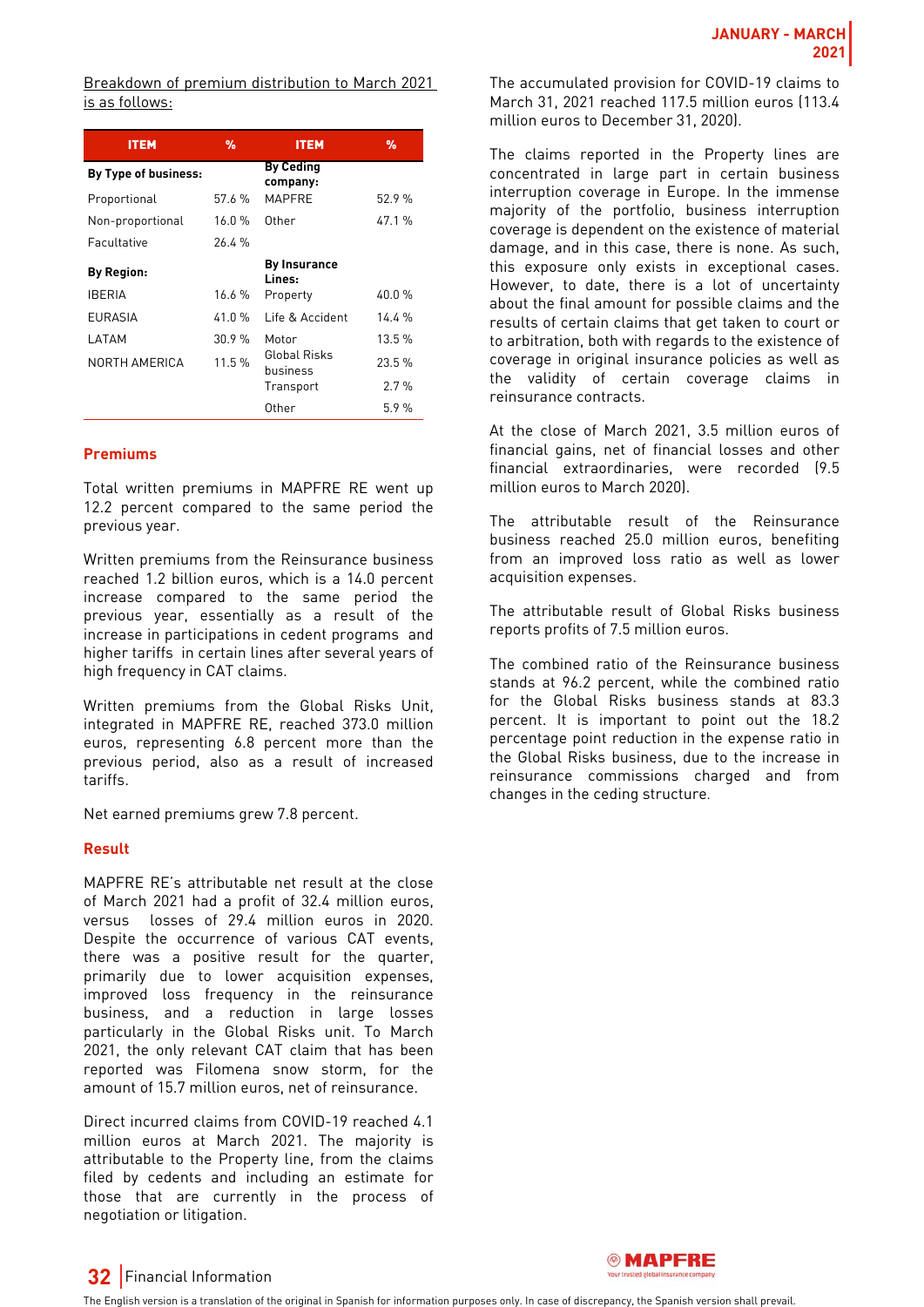Breakdown of premium distribution to March 2021 is as follows:

| ITEM | % | ITEM | % |
|---|---|---|---|
| **By Type of business:** | | **By Ceding company:** | |
| Proportional | 57.6 % | MAPFRE | 52.9 % |
| Non-proportional | 16.0 % | Other | 47.1 % |
| Facultative | 26.4 % | | |
| **By Region:** | | **By Insurance Lines:** | |
| IBERIA | 16.6 % | Property | 40.0 % |
| EURASIA | 41.0 % | Life & Accident | 14.4 % |
| LATAM | 30.9 % | Motor | 13.5 % |
| NORTH AMERICA | 11.5 % | Global Risks business | 23.5 % |
| | | Transport | 2.7 % |
| | | Other | 5.9 % |

## Premiums

Total written premiums in MAPFRE RE went up 12.2 percent compared to the same period the previous year.

Written premiums from the Reinsurance business reached 1.2 billion euros, which is a 14.0 percent increase compared to the same period the previous year, essentially as a result of the increase in participations in cedent programs and higher tariffs in certain lines after several years of high frequency in CAT claims.

Written premiums from the Global Risks Unit, integrated in MAPFRE RE, reached 373.0 million euros, representing 6.8 percent more than the previous period, also as a result of increased tariffs.

Net earned premiums grew 7.8 percent.

## Result

MAPFRE RE's attributable net result at the close of March 2021 had a profit of 32.4 million euros, versus losses of 29.4 million euros in 2020. Despite the occurrence of various CAT events, there was a positive result for the quarter, primarily due to lower acquisition expenses, improved loss frequency in the reinsurance business, and a reduction in large losses particularly in the Global Risks unit. To March 2021, the only relevant CAT claim that has been reported was Filomena snow storm, for the amount of 15.7 million euros, net of reinsurance.

Direct incurred claims from COVID-19 reached 4.1 million euros at March 2021. The majority is attributable to the Property line, from the claims filed by cedents and including an estimate for those that are currently in the process of negotiation or litigation.

The accumulated provision for COVID-19 claims to March 31, 2021 reached 117.5 million euros (113.4 million euros to December 31, 2020).

The claims reported in the Property lines are concentrated in large part in certain business interruption coverage in Europe. In the immense majority of the portfolio, business interruption coverage is dependent on the existence of material damage, and in this case, there is none. As such, this exposure only exists in exceptional cases. However, to date, there is a lot of uncertainty about the final amount for possible claims and the results of certain claims that get taken to court or to arbitration, both with regards to the existence of coverage in original insurance policies as well as the validity of certain coverage claims in reinsurance contracts.

At the close of March 2021, 3.5 million euros of financial gains, net of financial losses and other financial extraordinaries, were recorded (9.5 million euros to March 2020).

The attributable result of the Reinsurance business reached 25.0 million euros, benefiting from an improved loss ratio as well as lower acquisition expenses.

The attributable result of Global Risks business reports profits of 7.5 million euros.

The combined ratio of the Reinsurance business stands at 96.2 percent, while the combined ratio for the Global Risks business stands at 83.3 percent. It is important to point out the 18.2 percentage point reduction in the expense ratio in the Global Risks business, due to the increase in reinsurance commissions charged and from changes in the ceding structure.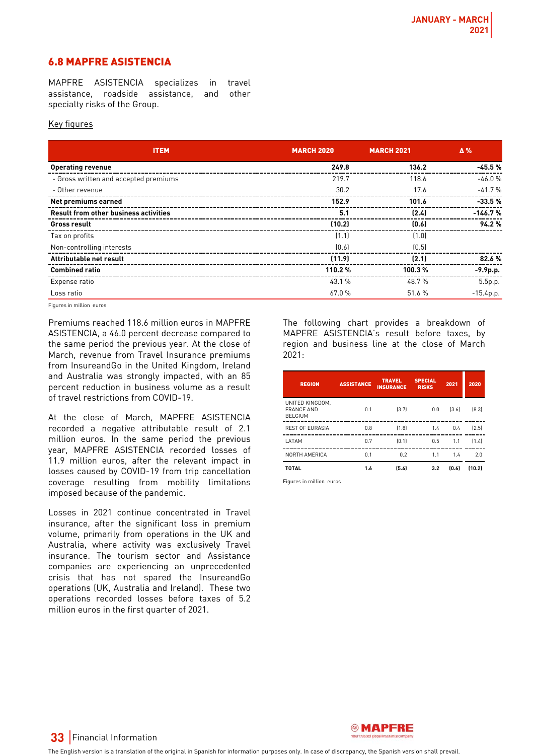## 6.8 MAPFRE ASISTENCIA

MAPFRE ASISTENCIA specializes in travel assistance, roadside assistance, and other specialty risks of the Group.

Key figures

| ITEM | MARCH 2020 | MARCH 2021 | Δ % |
|---|---|---|---|
| **Operating revenue** | **249.8** | **136.2** | **-45.5 %** |
| - Gross written and accepted premiums | 219.7 | 118.6 | -46.0 % |
| - Other revenue | 30.2 | 17.6 | -41.7 % |
| **Net premiums earned** | **152.9** | **101.6** | **-33.5 %** |
| **Result from other business activities** | **5.1** | **(2.4)** | **-146.7 %** |
| **Gross result** | **(10.2)** | **(0.6)** | **94.2 %** |
| Tax on profits | (1.1) | (1.0) | |
| Non-controlling interests | (0.6) | (0.5) | |
| **Attributable net result** | **(11.9)** | **(2.1)** | **82.6 %** |
| **Combined ratio** | **110.2 %** | **100.3 %** | **-9.9p.p.** |
| Expense ratio | 43.1 % | 48.7 % | 5.5p.p. |
| Loss ratio | 67.0 % | 51.6 % | -15.4p.p. |

Figures in million euros

Premiums reached 118.6 million euros in MAPFRE ASISTENCIA, a 46.0 percent decrease compared to the same period the previous year. At the close of March, revenue from Travel Insurance premiums from InsureandGo in the United Kingdom, Ireland and Australia was strongly impacted, with an 85 percent reduction in business volume as a result of travel restrictions from COVID-19.

At the close of March, MAPFRE ASISTENCIA recorded a negative attributable result of 2.1 million euros. In the same period the previous year, MAPFRE ASISTENCIA recorded losses of 11.9 million euros, after the relevant impact in losses caused by COVID-19 from trip cancellation coverage resulting from mobility limitations imposed because of the pandemic.

Losses in 2021 continue concentrated in Travel insurance, after the significant loss in premium volume, primarily from operations in the UK and Australia, where activity was exclusively Travel insurance. The tourism sector and Assistance companies are experiencing an unprecedented crisis that has not spared the InsureandGo operations (UK, Australia and Ireland). These two operations recorded losses before taxes of 5.2 million euros in the first quarter of 2021.

The following chart provides a breakdown of MAPFRE ASISTENCIA's result before taxes, by region and business line at the close of March 2021:

| REGION | ASSISTANCE | TRAVEL INSURANCE | SPECIAL RISKS | 2021 | 2020 |
|---|---|---|---|---|---|
| UNITED KINGDOM, FRANCE AND BELGIUM | 0.1 | (3.7) | 0.0 | (3.6) | (8.3) |
| REST OF EURASIA | 0.8 | (1.8) | 1.4 | 0.4 | (2.5) |
| LATAM | 0.7 | (0.1) | 0.5 | 1.1 | (1.4) |
| NORTH AMERICA | 0.1 | 0.2 | 1.1 | 1.4 | 2.0 |
| **TOTAL** | **1.6** | **(5.4)** | **3.2** | **(0.6)** | **(10.2)** |

Figures in million euros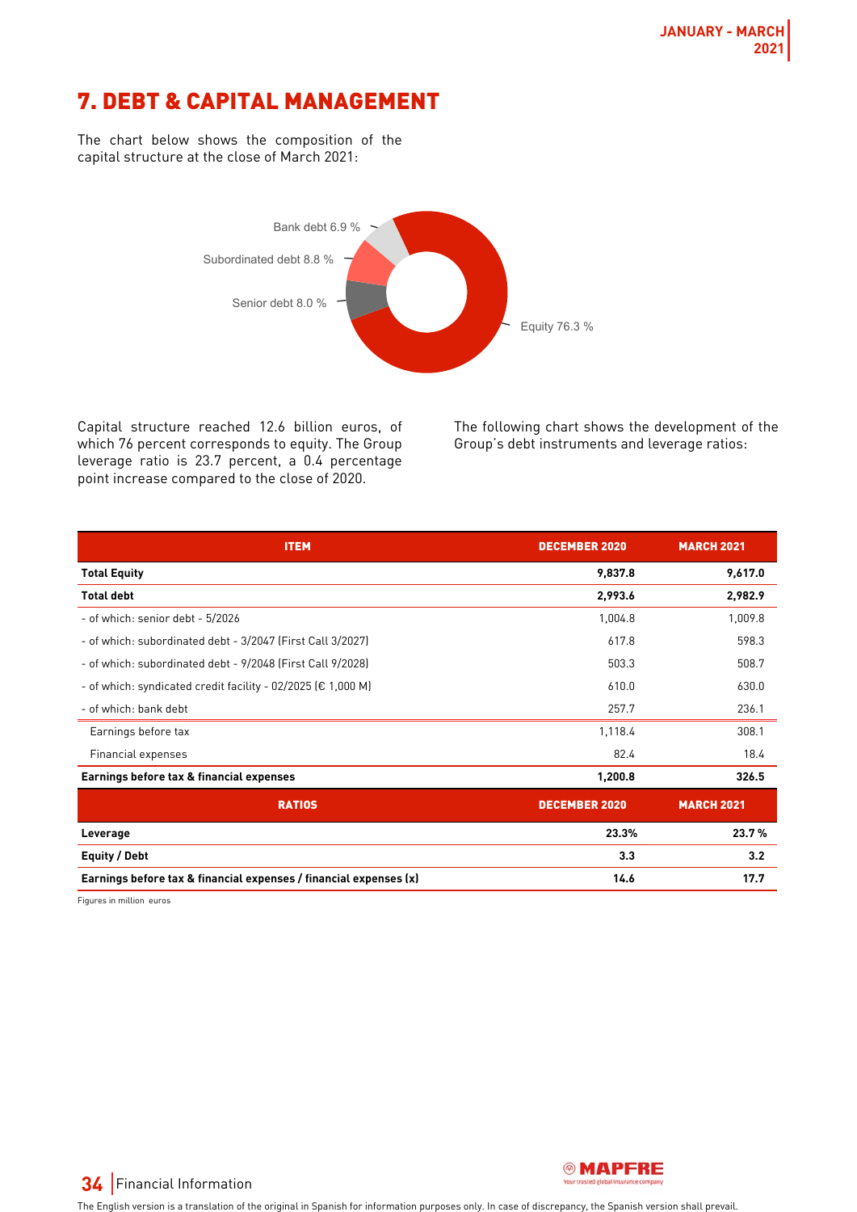# 7. DEBT & CAPITAL MANAGEMENT

The chart below shows the composition of the capital structure at the close of March 2021:

Bank debt 6.9 %
Subordinated debt 8.8 %
Senior debt 8.0 %
Equity 76.3 %

Capital structure reached 12.6 billion euros, of which 76 percent corresponds to equity. The Group leverage ratio is 23.7 percent, a 0.4 percentage point increase compared to the close of 2020.

The following chart shows the development of the Group's debt instruments and leverage ratios:

| ITEM | DECEMBER 2020 | MARCH 2021 |
|---|---|---|
| **Total Equity** | **9,837.8** | **9,617.0** |
| **Total debt** | **2,993.6** | **2,982.9** |
| - of which: senior debt - 5/2026 | 1,004.8 | 1,009.8 |
| - of which: subordinated debt - 3/2047 (First Call 3/2027) | 617.8 | 598.3 |
| - of which: subordinated debt - 9/2048 (First Call 9/2028) | 503.3 | 508.7 |
| - of which: syndicated credit facility - 02/2025 (€ 1,000 M) | 610.0 | 630.0 |
| - of which: bank debt | 257.7 | 236.1 |
| Earnings before tax | 1,118.4 | 308.1 |
| Financial expenses | 82.4 | 18.4 |
| **Earnings before tax & financial expenses** | **1,200.8** | **326.5** |
| **RATIOS** | **DECEMBER 2020** | **MARCH 2021** |
| **Leverage** | **23.3%** | **23.7 %** |
| **Equity / Debt** | **3.3** | **3.2** |
| **Earnings before tax & financial expenses / financial expenses (x)** | **14.6** | **17.7** |

Figures in million euros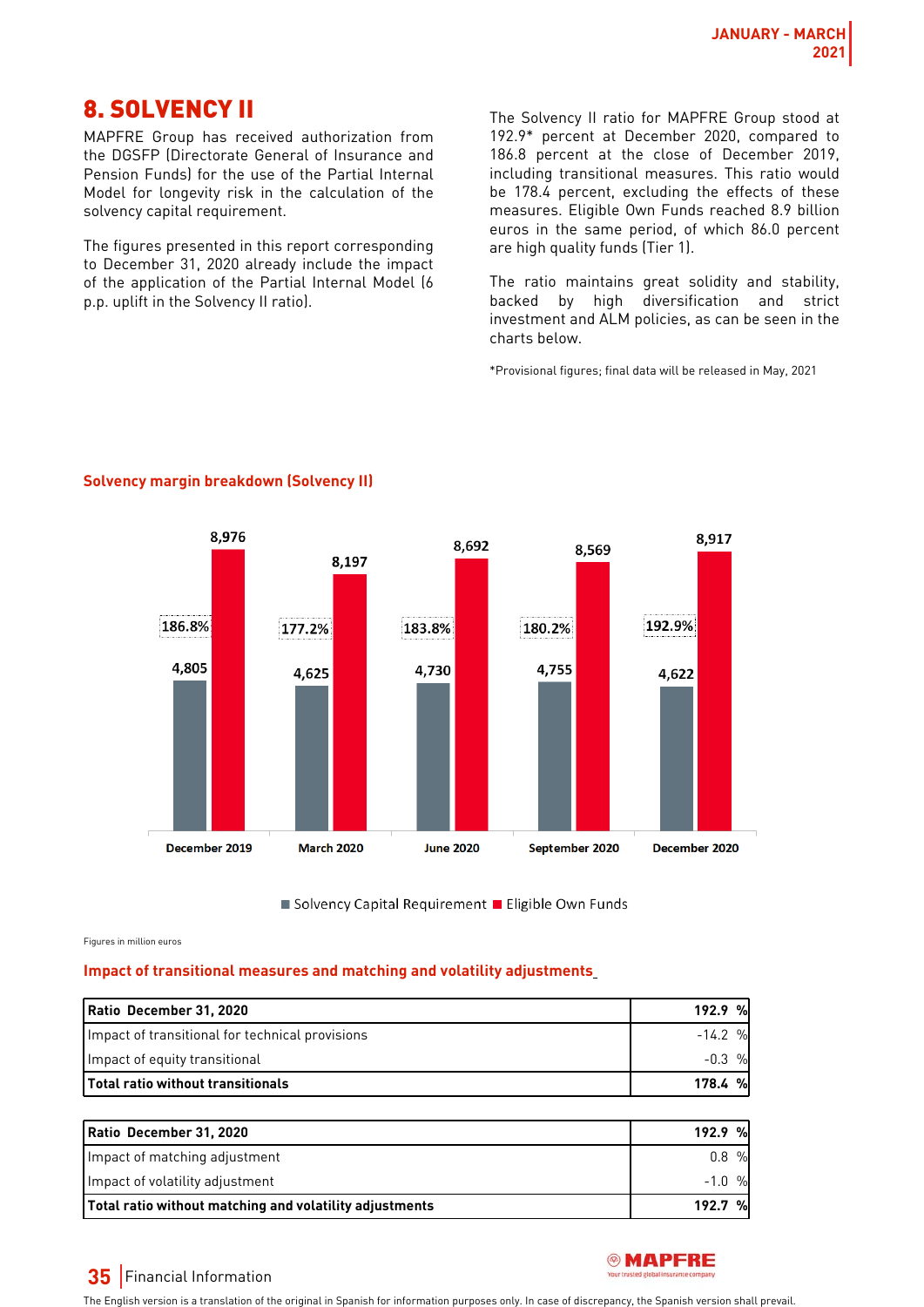# 8. SOLVENCY II

MAPFRE Group has received authorization from the DGSFP (Directorate General of Insurance and Pension Funds) for the use of the Partial Internal Model for longevity risk in the calculation of the solvency capital requirement.

The figures presented in this report corresponding to December 31, 2020 already include the impact of the application of the Partial Internal Model (6 p.p. uplift in the Solvency II ratio).

The Solvency II ratio for MAPFRE Group stood at 192.9* percent at December 2020, compared to 186.8 percent at the close of December 2019, including transitional measures. This ratio would be 178.4 percent, excluding the effects of these measures. Eligible Own Funds reached 8.9 billion euros in the same period, of which 86.0 percent are high quality funds (Tier 1).

The ratio maintains great solidity and stability, backed by high diversification and strict investment and ALM policies, as can be seen in the charts below.

*Provisional figures; final data will be released in May, 2021

### Solvency margin breakdown (Solvency II)

| | December 2019 | March 2020 | June 2020 | September 2020 | December 2020 |
|---|---|---|---|---|---|
| Solvency Capital Requirement | 4,805 | 4,625 | 4,730 | 4,755 | 4,622 |
| Eligible Own Funds | 8,976 | 8,197 | 8,692 | 8,569 | 8,917 |
| Ratio | 186.8% | 177.2% | 183.8% | 180.2% | 192.9% |

Figures in million euros

### Impact of transitional measures and matching and volatility adjustments

| Ratio December 31, 2020 | 192.9 % |
|---|---|
| Impact of transitional for technical provisions | -14.2 % |
| Impact of equity transitional | -0.3 % |
| **Total ratio without transitionals** | **178.4 %** |

| Ratio December 31, 2020 | 192.9 % |
|---|---|
| Impact of matching adjustment | 0.8 % |
| Impact of volatility adjustment | -1.0 % |
| **Total ratio without matching and volatility adjustments** | **192.7 %** |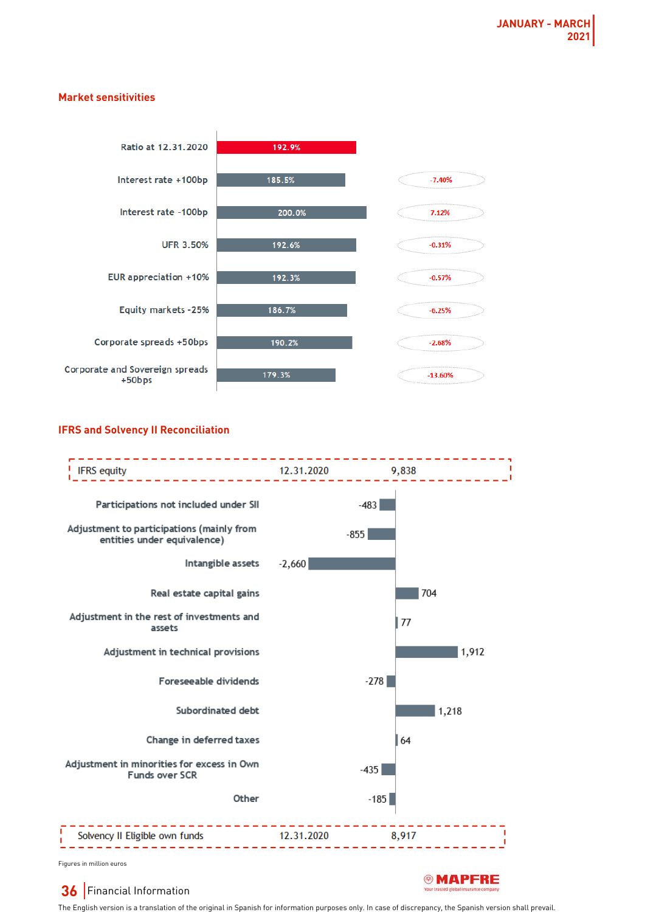## Market sensitivities

| Scenario | Ratio | Change |
|---|---|---|
| Ratio at 12.31.2020 | 192.9% | |
| Interest rate +100bp | 185.5% | -7.40% |
| Interest rate -100bp | 200.0% | 7.12% |
| UFR 3.50% | 192.6% | -0.31% |
| EUR appreciation +10% | 192.3% | -0.57% |
| Equity markets -25% | 186.7% | -6.25% |
| Corporate spreads +50bps | 190.2% | -2.68% |
| Corporate and Sovereign spreads +50bps | 179.3% | -13.60% |

## IFRS and Solvency II Reconciliation

| Item | Date | Amount |
|---|---|---|
| IFRS equity | 12.31.2020 | 9,838 |
| Participations not included under SII | | -483 |
| Adjustment to participations (mainly from entities under equivalence) | | -855 |
| Intangible assets | | -2,660 |
| Real estate capital gains | | 704 |
| Adjustment in the rest of investments and assets | | 77 |
| Adjustment in technical provisions | | 1,912 |
| Foreseeable dividends | | -278 |
| Subordinated debt | | 1,218 |
| Change in deferred taxes | | 64 |
| Adjustment in minorities for excess in Own Funds over SCR | | -435 |
| Other | | -185 |
| Solvency II Eligible own funds | 12.31.2020 | 8,917 |

Figures in million euros

The English version is a translation of the original in Spanish for information purposes only. In case of discrepancy, the Spanish version shall prevail.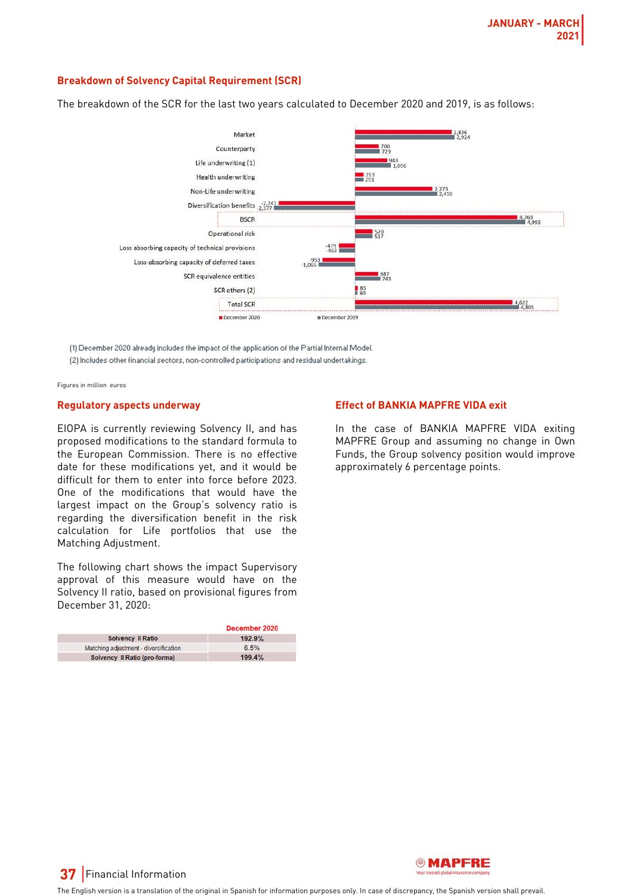## Breakdown of Solvency Capital Requirement (SCR)

The breakdown of the SCR for the last two years calculated to December 2020 and 2019, is as follows:

| | December 2020 | December 2019 |
|---|---|---|
| Market | 2,836 | 2,924 |
| Counterparty | 700 | 729 |
| Life underwriting (1) | 943 | 1,056 |
| Health underwriting | 253 | 251 |
| Non-Life underwriting | 2,273 | 2,410 |
| Diversification benefits | -2,241 | -2,377 |
| BSCR | 4,763 | 4,993 |
| Operational risk | 520 | 517 |
| Loss absorbing capacity of technical provisions | -479 | -463 |
| Loss-absorbing capacity of deferred taxes | -953 | -1,065 |
| SCR equivalence entities | 687 | 743 |
| SCR others (2) | 85 | 80 |
| Total SCR | 4,622 | 4,805 |

(1) December 2020 already includes the impact of the application of the Partial Internal Model.

(2) Includes other financial sectors, non-controlled participations and residual undertakings.

Figures in million euros

## Regulatory aspects underway

EIOPA is currently reviewing Solvency II, and has proposed modifications to the standard formula to the European Commission. There is no effective date for these modifications yet, and it would be difficult for them to enter into force before 2023. One of the modifications that would have the largest impact on the Group's solvency ratio is regarding the diversification benefit in the risk calculation for Life portfolios that use the Matching Adjustment.

The following chart shows the impact Supervisory approval of this measure would have on the Solvency II ratio, based on provisional figures from December 31, 2020:

| | December 2020 |
|---|---|
| **Solvency II Ratio** | **192.9%** |
| Matching adjustment - diversification | 6.5% |
| **Solvency II Ratio (pro-forma)** | **199.4%** |

## Effect of BANKIA MAPFRE VIDA exit

In the case of BANKIA MAPFRE VIDA exiting MAPFRE Group and assuming no change in Own Funds, the Group solvency position would improve approximately 6 percentage points.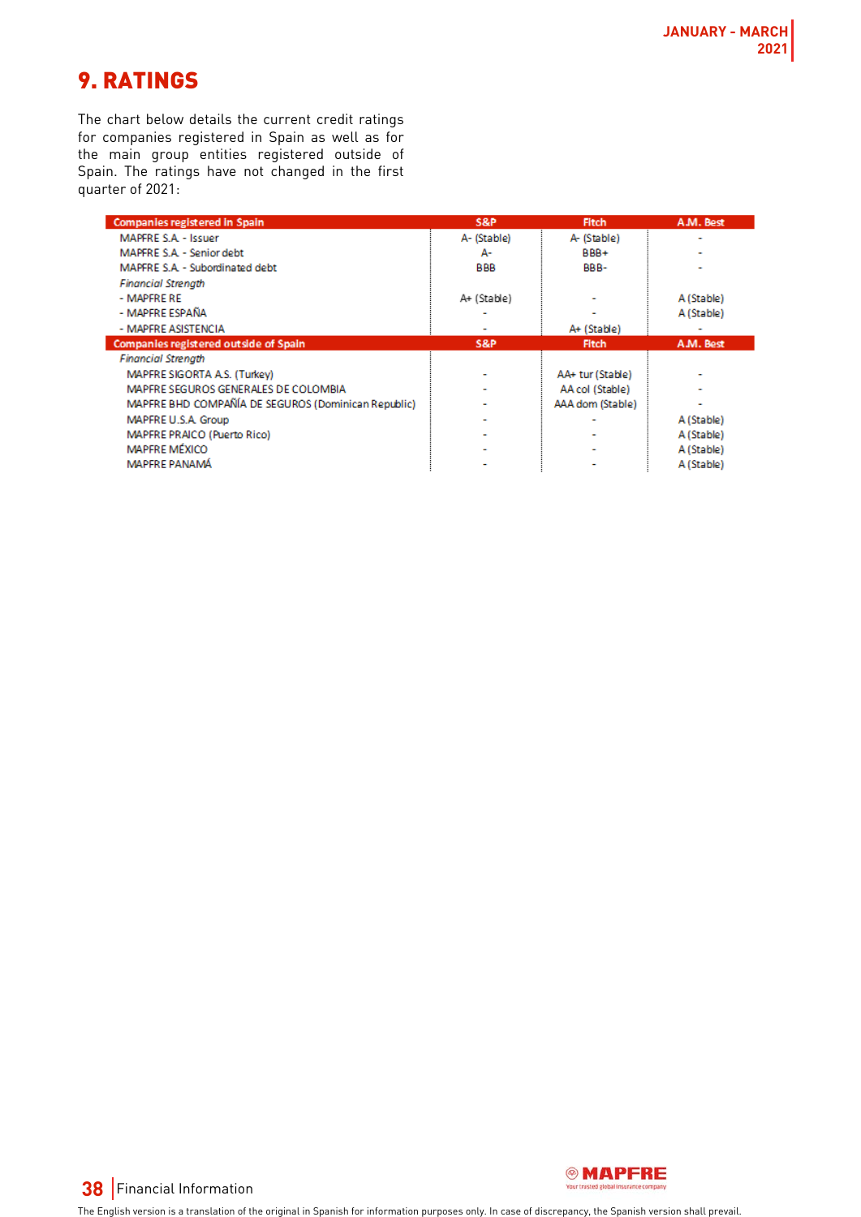# 9. RATINGS

The chart below details the current credit ratings for companies registered in Spain as well as for the main group entities registered outside of Spain. The ratings have not changed in the first quarter of 2021:

| Companies registered in Spain | S&P | Fitch | A.M. Best |
|---|---|---|---|
| MAPFRE S.A. - Issuer | A- (Stable) | A- (Stable) | - |
| MAPFRE S.A. - Senior debt | A- | BBB+ | - |
| MAPFRE S.A. - Subordinated debt | BBB | BBB- | - |
| *Financial Strength* | | | |
| - MAPFRE RE | A+ (Stable) | - | A (Stable) |
| - MAPFRE ESPAÑA | - | - | A (Stable) |
| - MAPFRE ASISTENCIA | - | A+ (Stable) | - |
| **Companies registered outside of Spain** | **S&P** | **Fitch** | **A.M. Best** |
| *Financial Strength* | | | |
| MAPFRE SIGORTA A.S. (Turkey) | - | AA+ tur (Stable) | - |
| MAPFRE SEGUROS GENERALES DE COLOMBIA | - | AA col (Stable) | - |
| MAPFRE BHD COMPAÑÍA DE SEGUROS (Dominican Republic) | - | AAA dom (Stable) | - |
| MAPFRE U.S.A. Group | - | - | A (Stable) |
| MAPFRE PRAICO (Puerto Rico) | - | - | A (Stable) |
| MAPFRE MÉXICO | - | - | A (Stable) |
| MAPFRE PANAMÁ | - | - | A (Stable) |

The English version is a translation of the original in Spanish for information purposes only. In case of discrepancy, the Spanish version shall prevail.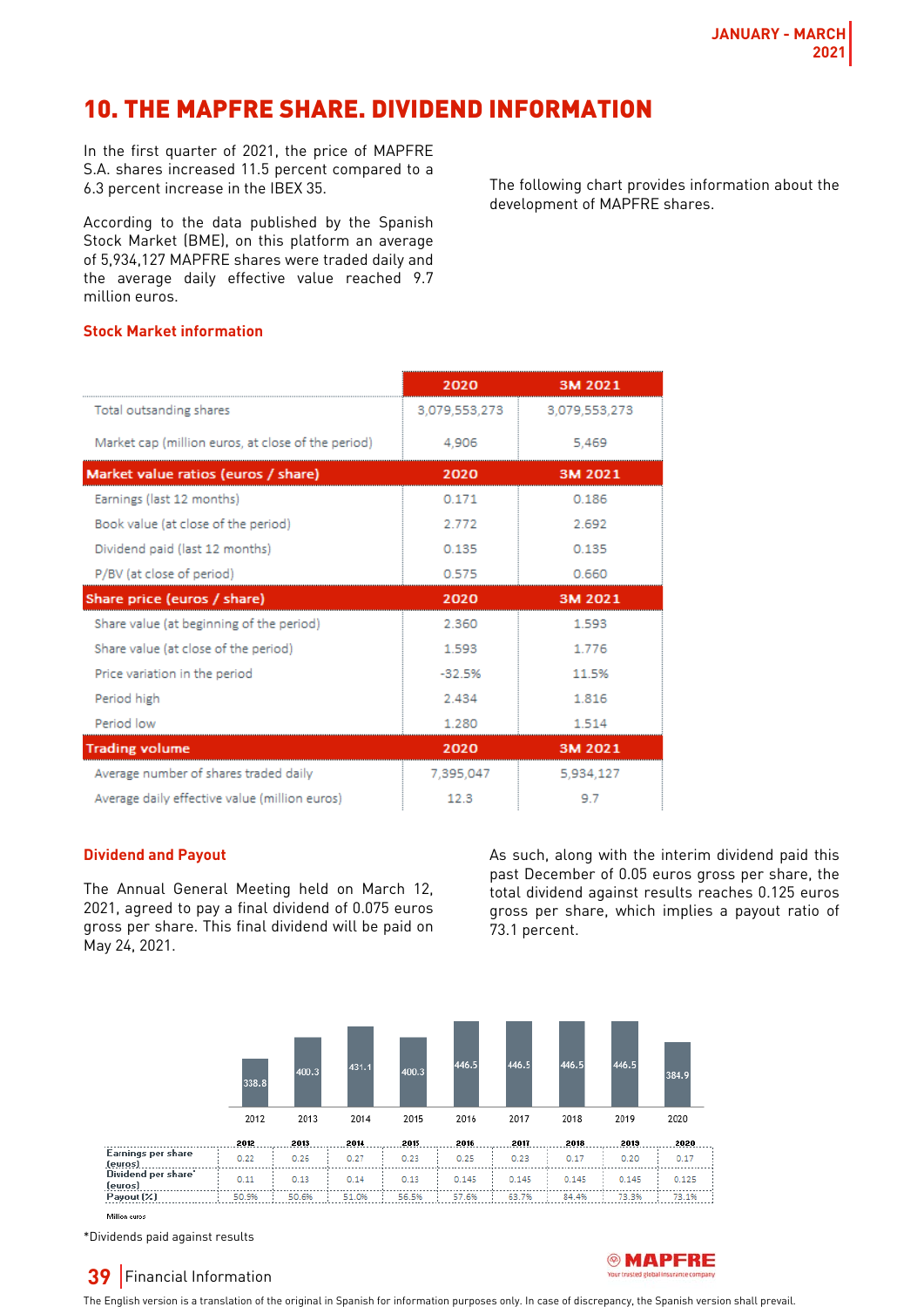# 10. THE MAPFRE SHARE. DIVIDEND INFORMATION

In the first quarter of 2021, the price of MAPFRE S.A. shares increased 11.5 percent compared to a 6.3 percent increase in the IBEX 35.

According to the data published by the Spanish Stock Market (BME), on this platform an average of 5,934,127 MAPFRE shares were traded daily and the average daily effective value reached 9.7 million euros.

The following chart provides information about the development of MAPFRE shares.

### Stock Market information

| | 2020 | 3M 2021 |
|---|---|---|
| Total outsanding shares | 3,079,553,273 | 3,079,553,273 |
| Market cap (million euros, at close of the period) | 4,906 | 5,469 |
| **Market value ratios (euros / share)** | **2020** | **3M 2021** |
| Earnings (last 12 months) | 0.171 | 0.186 |
| Book value (at close of the period) | 2.772 | 2.692 |
| Dividend paid (last 12 months) | 0.135 | 0.135 |
| P/BV (at close of period) | 0.575 | 0.660 |
| **Share price (euros / share)** | **2020** | **3M 2021** |
| Share value (at beginning of the period) | 2.360 | 1.593 |
| Share value (at close of the period) | 1.593 | 1.776 |
| Price variation in the period | -32.5% | 11.5% |
| Period high | 2.434 | 1.816 |
| Period low | 1.280 | 1.514 |
| **Trading volume** | **2020** | **3M 2021** |
| Average number of shares traded daily | 7,395,047 | 5,934,127 |
| Average daily effective value (million euros) | 12.3 | 9.7 |

### Dividend and Payout

The Annual General Meeting held on March 12, 2021, agreed to pay a final dividend of 0.075 euros gross per share. This final dividend will be paid on May 24, 2021.

As such, along with the interim dividend paid this past December of 0.05 euros gross per share, the total dividend against results reaches 0.125 euros gross per share, which implies a payout ratio of 73.1 percent.

| | 2012 | 2013 | 2014 | 2015 | 2016 | 2017 | 2018 | 2019 | 2020 |
|---|---|---|---|---|---|---|---|---|---|
| Million euros | 338.8 | 400.3 | 431.1 | 400.3 | 446.5 | 446.5 | 446.5 | 446.5 | 384.9 |
| Earnings per share (euros) | 0.22 | 0.26 | 0.27 | 0.23 | 0.25 | 0.23 | 0.17 | 0.20 | 0.17 |
| Dividend per share* (euros) | 0.11 | 0.13 | 0.14 | 0.13 | 0.145 | 0.145 | 0.145 | 0.145 | 0.125 |
| Payout (%) | 50.5% | 50.6% | 51.0% | 56.5% | 57.6% | 63.7% | 84.4% | 73.3% | 73.1% |

*Dividends paid against results

The English version is a translation of the original in Spanish for information purposes only. In case of discrepancy, the Spanish version shall prevail.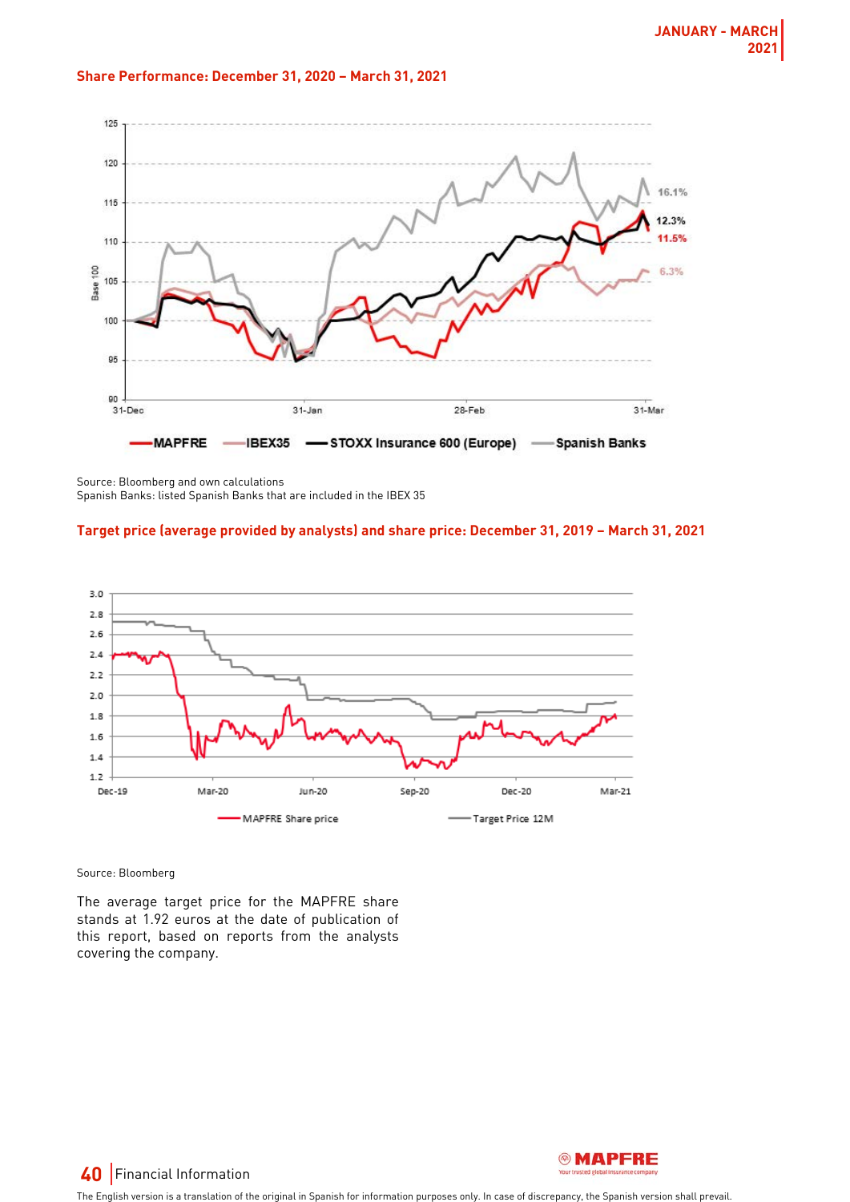## Share Performance: December 31, 2020 – March 31, 2021

Source: Bloomberg and own calculations
Spanish Banks: listed Spanish Banks that are included in the IBEX 35

## Target price (average provided by analysts) and share price: December 31, 2019 – March 31, 2021

Source: Bloomberg

The average target price for the MAPFRE share stands at 1.92 euros at the date of publication of this report, based on reports from the analysts covering the company.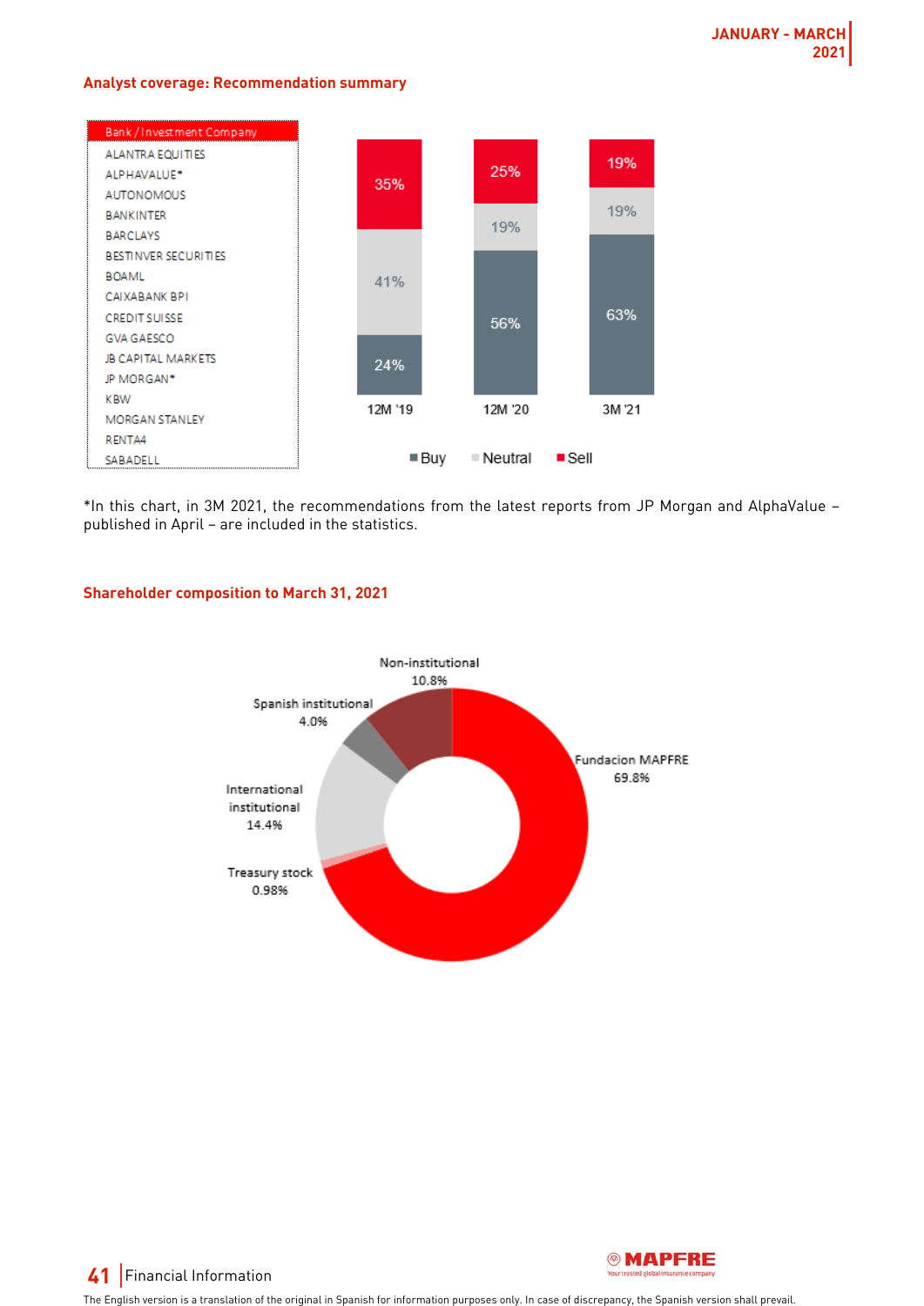## Analyst coverage: Recommendation summary

| Bank / Investment Company |
|---|
| ALANTRA EQUITIES |
| ALPHAVALUE* |
| AUTONOMOUS |
| BANKINTER |
| BARCLAYS |
| BESTINVER SECURITIES |
| BOAML |
| CAIXABANK BPI |
| CREDIT SUISSE |
| GVA GAESCO |
| JB CAPITAL MARKETS |
| JP MORGAN* |
| KBW |
| MORGAN STANLEY |
| RENTA4 |
| SABADELL |

| | 12M '19 | 12M '20 | 3M '21 |
|---|---|---|---|
| Buy | 24% | 56% | 63% |
| Neutral | 41% | 19% | 19% |
| Sell | 35% | 25% | 19% |

*In this chart, in 3M 2021, the recommendations from the latest reports from JP Morgan and AlphaValue – published in April – are included in the statistics.

## Shareholder composition to March 31, 2021

| Shareholder | % |
|---|---|
| Fundacion MAPFRE | 69.8% |
| Non-institutional | 10.8% |
| Spanish institutional | 4.0% |
| International institutional | 14.4% |
| Treasury stock | 0.98% |

The English version is a translation of the original in Spanish for information purposes only. In case of discrepancy, the Spanish version shall prevail.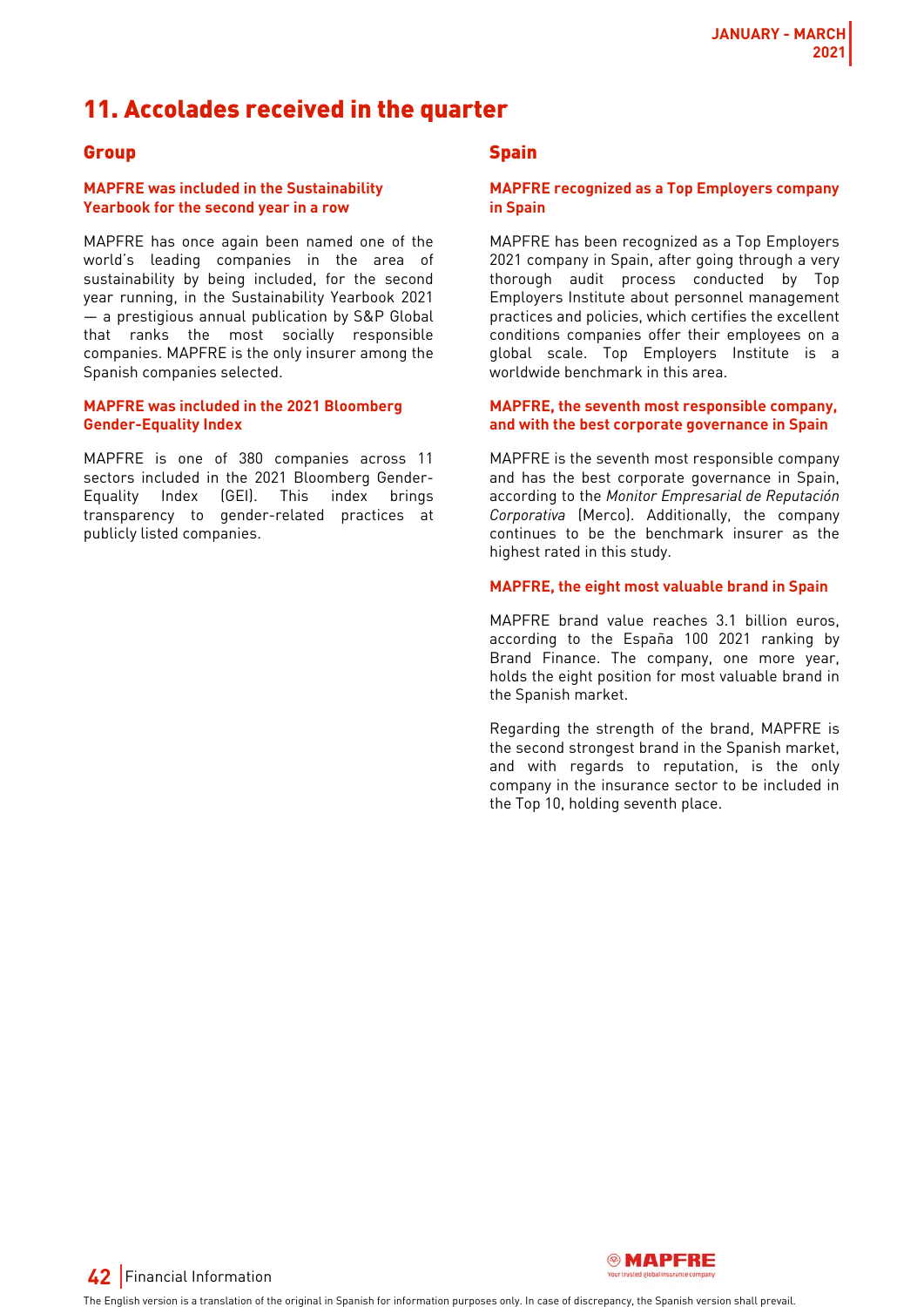# 11. Accolades received in the quarter

## Group

### MAPFRE was included in the Sustainability Yearbook for the second year in a row

MAPFRE has once again been named one of the world's leading companies in the area of sustainability by being included, for the second year running, in the Sustainability Yearbook 2021 — a prestigious annual publication by S&P Global that ranks the most socially responsible companies. MAPFRE is the only insurer among the Spanish companies selected.

### MAPFRE was included in the 2021 Bloomberg Gender-Equality Index

MAPFRE is one of 380 companies across 11 sectors included in the 2021 Bloomberg Gender-Equality Index (GEI). This index brings transparency to gender-related practices at publicly listed companies.

## Spain

### MAPFRE recognized as a Top Employers company in Spain

MAPFRE has been recognized as a Top Employers 2021 company in Spain, after going through a very thorough audit process conducted by Top Employers Institute about personnel management practices and policies, which certifies the excellent conditions companies offer their employees on a global scale. Top Employers Institute is a worldwide benchmark in this area.

### MAPFRE, the seventh most responsible company, and with the best corporate governance in Spain

MAPFRE is the seventh most responsible company and has the best corporate governance in Spain, according to the *Monitor Empresarial de Reputación Corporativa* (Merco). Additionally, the company continues to be the benchmark insurer as the highest rated in this study.

### MAPFRE, the eight most valuable brand in Spain

MAPFRE brand value reaches 3.1 billion euros, according to the España 100 2021 ranking by Brand Finance. The company, one more year, holds the eight position for most valuable brand in the Spanish market.

Regarding the strength of the brand, MAPFRE is the second strongest brand in the Spanish market, and with regards to reputation, is the only company in the insurance sector to be included in the Top 10, holding seventh place.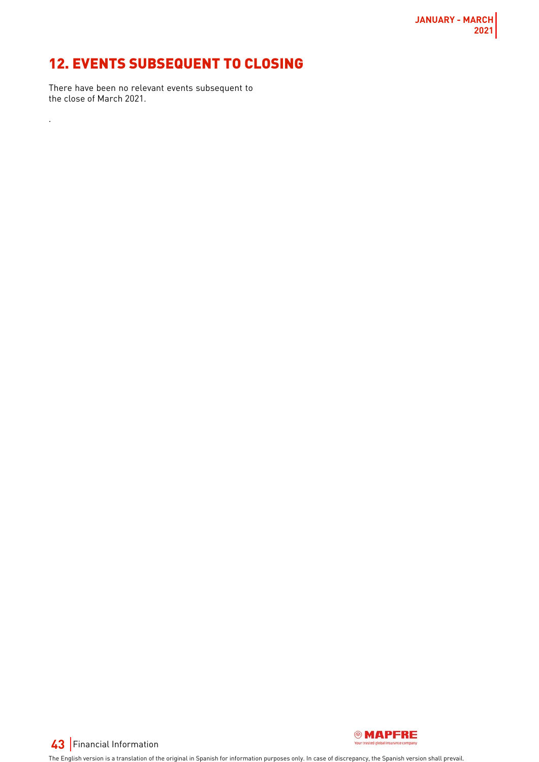# 12. EVENTS SUBSEQUENT TO CLOSING

There have been no relevant events subsequent to the close of March 2021.

.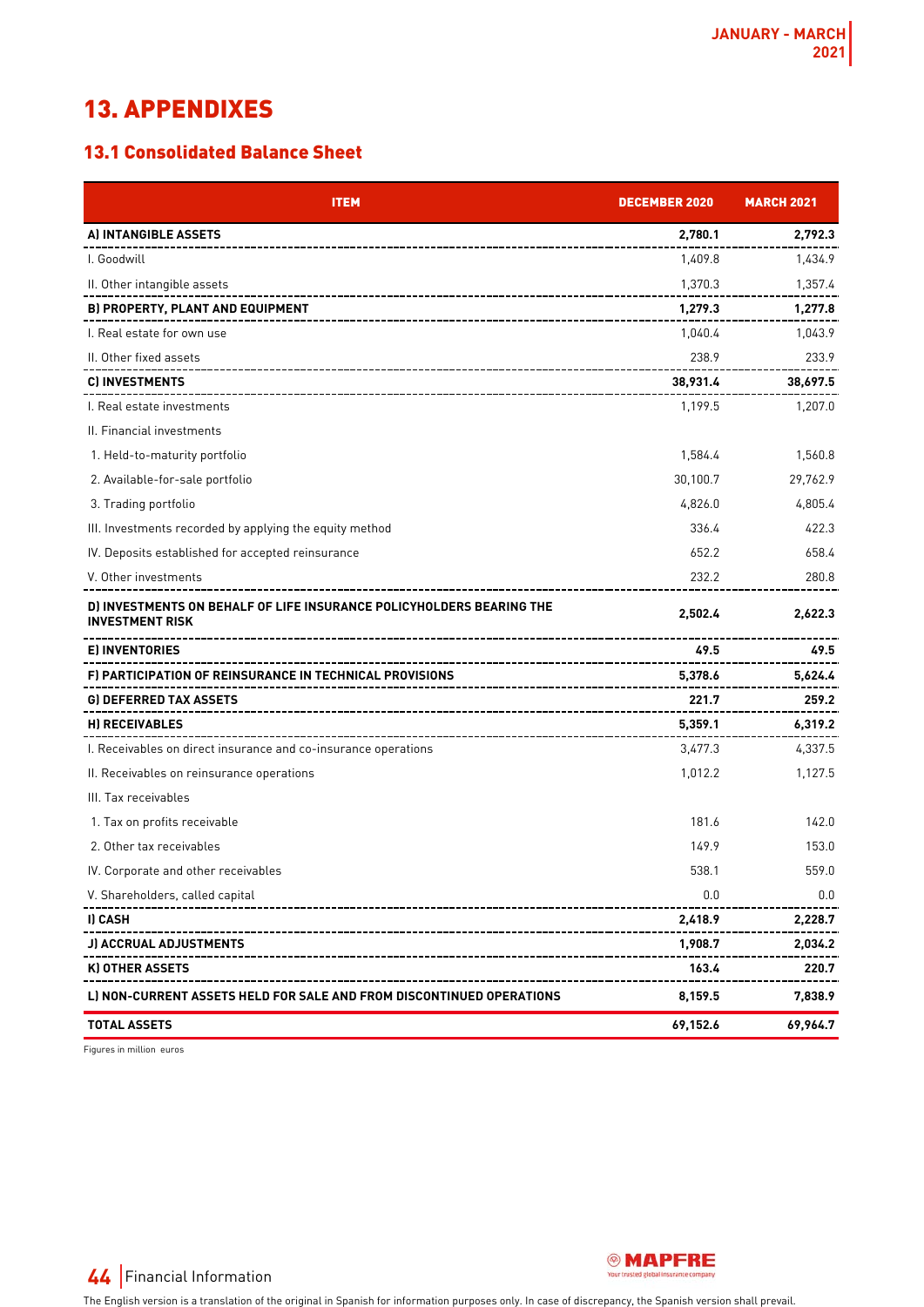# 13. APPENDIXES

## 13.1 Consolidated Balance Sheet

| ITEM | DECEMBER 2020 | MARCH 2021 |
|---|---|---|
| **A) INTANGIBLE ASSETS** | **2,780.1** | **2,792.3** |
| I. Goodwill | 1,409.8 | 1,434.9 |
| II. Other intangible assets | 1,370.3 | 1,357.4 |
| **B) PROPERTY, PLANT AND EQUIPMENT** | **1,279.3** | **1,277.8** |
| I. Real estate for own use | 1,040.4 | 1,043.9 |
| II. Other fixed assets | 238.9 | 233.9 |
| **C) INVESTMENTS** | **38,931.4** | **38,697.5** |
| I. Real estate investments | 1,199.5 | 1,207.0 |
| II. Financial investments | | |
| 1. Held-to-maturity portfolio | 1,584.4 | 1,560.8 |
| 2. Available-for-sale portfolio | 30,100.7 | 29,762.9 |
| 3. Trading portfolio | 4,826.0 | 4,805.4 |
| III. Investments recorded by applying the equity method | 336.4 | 422.3 |
| IV. Deposits established for accepted reinsurance | 652.2 | 658.4 |
| V. Other investments | 232.2 | 280.8 |
| **D) INVESTMENTS ON BEHALF OF LIFE INSURANCE POLICYHOLDERS BEARING THE INVESTMENT RISK** | **2,502.4** | **2,622.3** |
| **E) INVENTORIES** | **49.5** | **49.5** |
| **F) PARTICIPATION OF REINSURANCE IN TECHNICAL PROVISIONS** | **5,378.6** | **5,624.4** |
| **G) DEFERRED TAX ASSETS** | **221.7** | **259.2** |
| **H) RECEIVABLES** | **5,359.1** | **6,319.2** |
| I. Receivables on direct insurance and co-insurance operations | 3,477.3 | 4,337.5 |
| II. Receivables on reinsurance operations | 1,012.2 | 1,127.5 |
| III. Tax receivables | | |
| 1. Tax on profits receivable | 181.6 | 142.0 |
| 2. Other tax receivables | 149.9 | 153.0 |
| IV. Corporate and other receivables | 538.1 | 559.0 |
| V. Shareholders, called capital | 0.0 | 0.0 |
| **I) CASH** | **2,418.9** | **2,228.7** |
| **J) ACCRUAL ADJUSTMENTS** | **1,908.7** | **2,034.2** |
| **K) OTHER ASSETS** | **163.4** | **220.7** |
| **L) NON-CURRENT ASSETS HELD FOR SALE AND FROM DISCONTINUED OPERATIONS** | **8,159.5** | **7,838.9** |
| **TOTAL ASSETS** | **69,152.6** | **69,964.7** |

Figures in million euros

The English version is a translation of the original in Spanish for information purposes only. In case of discrepancy, the Spanish version shall prevail.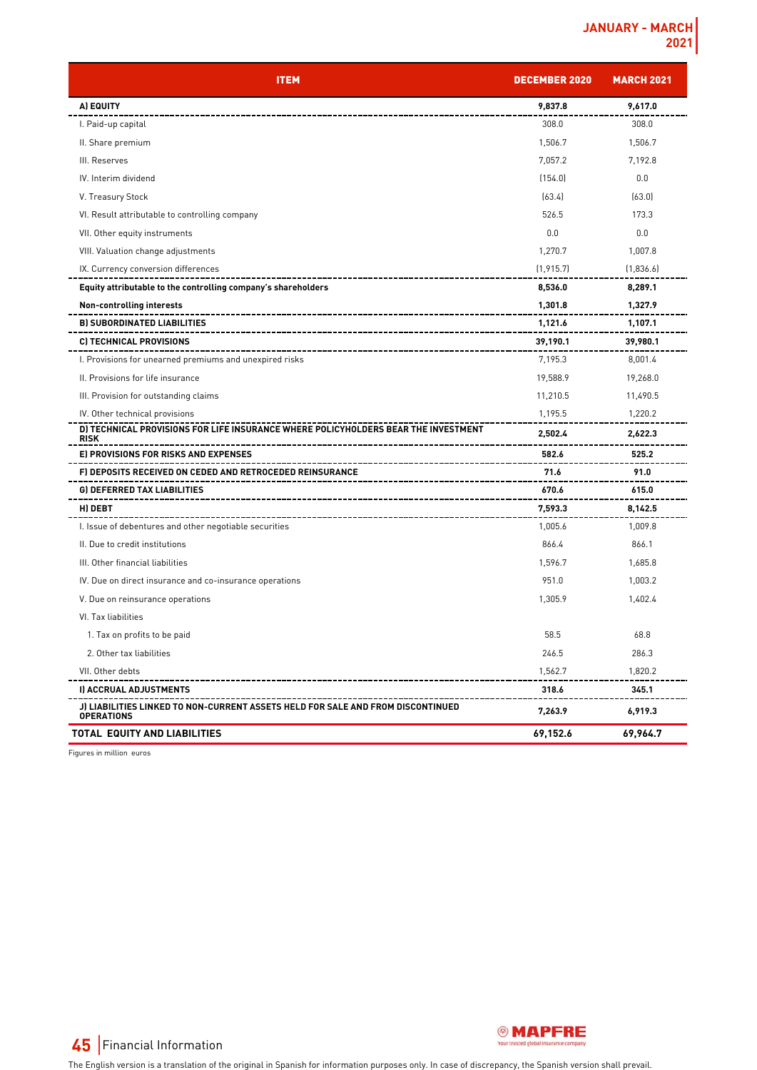| ITEM | DECEMBER 2020 | MARCH 2021 |
|---|---|---|
| **A) EQUITY** | **9,837.8** | **9,617.0** |
| I. Paid-up capital | 308.0 | 308.0 |
| II. Share premium | 1,506.7 | 1,506.7 |
| III. Reserves | 7,057.2 | 7,192.8 |
| IV. Interim dividend | (154.0) | 0.0 |
| V. Treasury Stock | (63.4) | (63.0) |
| VI. Result attributable to controlling company | 526.5 | 173.3 |
| VII. Other equity instruments | 0.0 | 0.0 |
| VIII. Valuation change adjustments | 1,270.7 | 1,007.8 |
| IX. Currency conversion differences | (1,915.7) | (1,836.6) |
| **Equity attributable to the controlling company's shareholders** | **8,536.0** | **8,289.1** |
| **Non-controlling interests** | **1,301.8** | **1,327.9** |
| **B) SUBORDINATED LIABILITIES** | **1,121.6** | **1,107.1** |
| **C) TECHNICAL PROVISIONS** | **39,190.1** | **39,980.1** |
| I. Provisions for unearned premiums and unexpired risks | 7,195.3 | 8,001.4 |
| II. Provisions for life insurance | 19,588.9 | 19,268.0 |
| III. Provision for outstanding claims | 11,210.5 | 11,490.5 |
| IV. Other technical provisions | 1,195.5 | 1,220.2 |
| **D) TECHNICAL PROVISIONS FOR LIFE INSURANCE WHERE POLICYHOLDERS BEAR THE INVESTMENT RISK** | **2,502.4** | **2,622.3** |
| **E) PROVISIONS FOR RISKS AND EXPENSES** | **582.6** | **525.2** |
| **F) DEPOSITS RECEIVED ON CEDED AND RETROCEDED REINSURANCE** | **71.6** | **91.0** |
| **G) DEFERRED TAX LIABILITIES** | **670.6** | **615.0** |
| **H) DEBT** | **7,593.3** | **8,142.5** |
| I. Issue of debentures and other negotiable securities | 1,005.6 | 1,009.8 |
| II. Due to credit institutions | 866.4 | 866.1 |
| III. Other financial liabilities | 1,596.7 | 1,685.8 |
| IV. Due on direct insurance and co-insurance operations | 951.0 | 1,003.2 |
| V. Due on reinsurance operations | 1,305.9 | 1,402.4 |
| VI. Tax liabilities | | |
| 1. Tax on profits to be paid | 58.5 | 68.8 |
| 2. Other tax liabilities | 246.5 | 286.3 |
| VII. Other debts | 1,562.7 | 1,820.2 |
| **I) ACCRUAL ADJUSTMENTS** | **318.6** | **345.1** |
| **J) LIABILITIES LINKED TO NON-CURRENT ASSETS HELD FOR SALE AND FROM DISCONTINUED OPERATIONS** | **7,263.9** | **6,919.3** |
| **TOTAL EQUITY AND LIABILITIES** | **69,152.6** | **69,964.7** |

Figures in million euros

The English version is a translation of the original in Spanish for information purposes only. In case of discrepancy, the Spanish version shall prevail.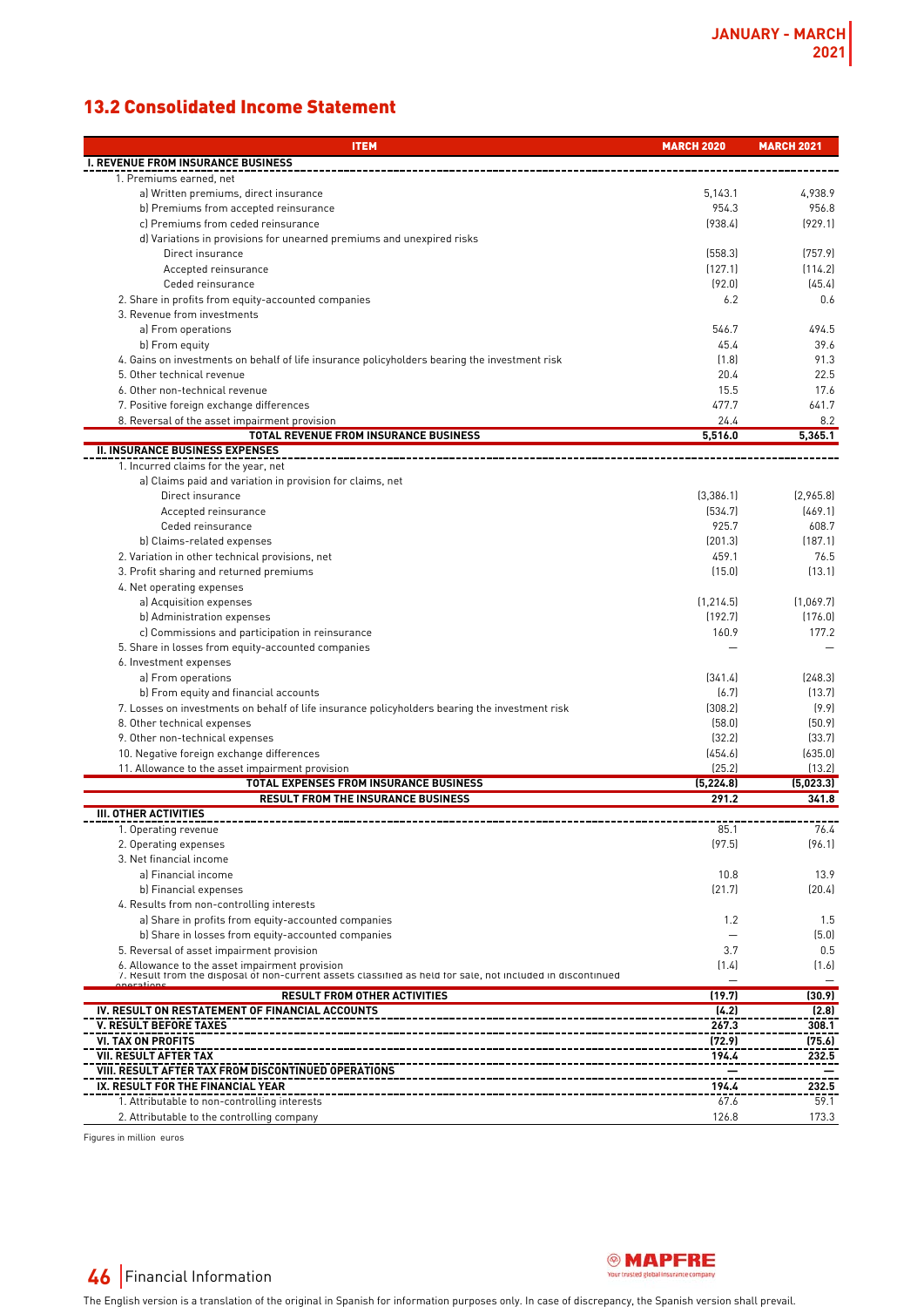## 13.2 Consolidated Income Statement

| ITEM | MARCH 2020 | MARCH 2021 |
|---|---|---|
| **I. REVENUE FROM INSURANCE BUSINESS** | | |
| 1. Premiums earned, net | | |
| a) Written premiums, direct insurance | 5,143.1 | 4,938.9 |
| b) Premiums from accepted reinsurance | 954.3 | 956.8 |
| c) Premiums from ceded reinsurance | (938.4) | (929.1) |
| d) Variations in provisions for unearned premiums and unexpired risks | | |
| Direct insurance | (558.3) | (757.9) |
| Accepted reinsurance | (127.1) | (114.2) |
| Ceded reinsurance | (92.0) | (45.4) |
| 2. Share in profits from equity-accounted companies | 6.2 | 0.6 |
| 3. Revenue from investments | | |
| a) From operations | 546.7 | 494.5 |
| b) From equity | 45.4 | 39.6 |
| 4. Gains on investments on behalf of life insurance policyholders bearing the investment risk | (1.8) | 91.3 |
| 5. Other technical revenue | 20.4 | 22.5 |
| 6. Other non-technical revenue | 15.5 | 17.6 |
| 7. Positive foreign exchange differences | 477.7 | 641.7 |
| 8. Reversal of the asset impairment provision | 24.4 | 8.2 |
| **TOTAL REVENUE FROM INSURANCE BUSINESS** | **5,516.0** | **5,365.1** |
| **II. INSURANCE BUSINESS EXPENSES** | | |
| 1. Incurred claims for the year, net | | |
| a) Claims paid and variation in provision for claims, net | | |
| Direct insurance | (3,386.1) | (2,965.8) |
| Accepted reinsurance | (534.7) | (469.1) |
| Ceded reinsurance | 925.7 | 608.7 |
| b) Claims-related expenses | (201.3) | (187.1) |
| 2. Variation in other technical provisions, net | 459.1 | 76.5 |
| 3. Profit sharing and returned premiums | (15.0) | (13.1) |
| 4. Net operating expenses | | |
| a) Acquisition expenses | (1,214.5) | (1,069.7) |
| b) Administration expenses | (192.7) | (176.0) |
| c) Commissions and participation in reinsurance | 160.9 | 177.2 |
| 5. Share in losses from equity-accounted companies | — | — |
| 6. Investment expenses | | |
| a) From operations | (341.4) | (248.3) |
| b) From equity and financial accounts | (6.7) | (13.7) |
| 7. Losses on investments on behalf of life insurance policyholders bearing the investment risk | (308.2) | (9.9) |
| 8. Other technical expenses | (58.0) | (50.9) |
| 9. Other non-technical expenses | (32.2) | (33.7) |
| 10. Negative foreign exchange differences | (454.6) | (635.0) |
| 11. Allowance to the asset impairment provision | (25.2) | (13.2) |
| **TOTAL EXPENSES FROM INSURANCE BUSINESS** | **(5,224.8)** | **(5,023.3)** |
| **RESULT FROM THE INSURANCE BUSINESS** | **291.2** | **341.8** |
| **III. OTHER ACTIVITIES** | | |
| 1. Operating revenue | 85.1 | 76.4 |
| 2. Operating expenses | (97.5) | (96.1) |
| 3. Net financial income | | |
| a) Financial income | 10.8 | 13.9 |
| b) Financial expenses | (21.7) | (20.4) |
| 4. Results from non-controlling interests | | |
| a) Share in profits from equity-accounted companies | 1.2 | 1.5 |
| b) Share in losses from equity-accounted companies | — | (5.0) |
| 5. Reversal of asset impairment provision | 3.7 | 0.5 |
| 6. Allowance to the asset impairment provision | (1.4) | (1.6) |
| 7. Result from the disposal of non-current assets classified as held for sale, not included in discontinued operations | — | — |
| **RESULT FROM OTHER ACTIVITIES** | **(19.7)** | **(30.9)** |
| **IV. RESULT ON RESTATEMENT OF FINANCIAL ACCOUNTS** | **(4.2)** | **(2.8)** |
| **V. RESULT BEFORE TAXES** | **267.3** | **308.1** |
| **VI. TAX ON PROFITS** | **(72.9)** | **(75.6)** |
| **VII. RESULT AFTER TAX** | **194.4** | **232.5** |
| **VIII. RESULT AFTER TAX FROM DISCONTINUED OPERATIONS** | **—** | **—** |
| **IX. RESULT FOR THE FINANCIAL YEAR** | **194.4** | **232.5** |
| 1. Attributable to non-controlling interests | 67.6 | 59.1 |
| 2. Attributable to the controlling company | 126.8 | 173.3 |

Figures in million euros

The English version is a translation of the original in Spanish for information purposes only. In case of discrepancy, the Spanish version shall prevail.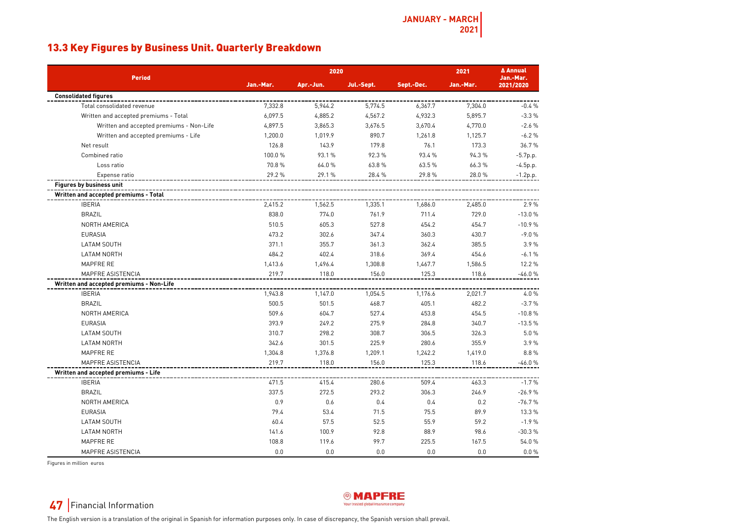## 13.3 Key Figures by Business Unit. Quarterly Breakdown

| Period | 2020 | | | | 2021 | Δ Annual |
|---|---|---|---|---|---|---|
| | Jan.-Mar. | Apr.-Jun. | Jul.-Sept. | Sept.-Dec. | Jan.-Mar. | Jan.-Mar. 2021/2020 |
| **Consolidated figures** | | | | | | |
| Total consolidated revenue | 7,332.8 | 5,944.2 | 5,774.5 | 6,367.7 | 7,304.0 | -0.4 % |
| Written and accepted premiums - Total | 6,097.5 | 4,885.2 | 4,567.2 | 4,932.3 | 5,895.7 | -3.3 % |
| Written and accepted premiums - Non-Life | 4,897.5 | 3,865.3 | 3,676.5 | 3,670.4 | 4,770.0 | -2.6 % |
| Written and accepted premiums - Life | 1,200.0 | 1,019.9 | 890.7 | 1,261.8 | 1,125.7 | -6.2 % |
| Net result | 126.8 | 143.9 | 179.8 | 76.1 | 173.3 | 36.7 % |
| Combined ratio | 100.0 % | 93.1 % | 92.3 % | 93.4 % | 94.3 % | -5.7p.p. |
| Loss ratio | 70.8 % | 64.0 % | 63.8 % | 63.5 % | 66.3 % | -4.5p.p. |
| Expense ratio | 29.2 % | 29.1 % | 28.4 % | 29.8 % | 28.0 % | -1.2p.p. |
| **Figures by business unit** | | | | | | |
| **Written and accepted premiums - Total** | | | | | | |
| IBERIA | 2,415.2 | 1,562.5 | 1,335.1 | 1,686.0 | 2,485.0 | 2.9 % |
| BRAZIL | 838.0 | 774.0 | 761.9 | 711.4 | 729.0 | -13.0 % |
| NORTH AMERICA | 510.5 | 605.3 | 527.8 | 454.2 | 454.7 | -10.9 % |
| EURASIA | 473.2 | 302.6 | 347.4 | 360.3 | 430.7 | -9.0 % |
| LATAM SOUTH | 371.1 | 355.7 | 361.3 | 362.4 | 385.5 | 3.9 % |
| LATAM NORTH | 484.2 | 402.4 | 318.6 | 369.4 | 454.6 | -6.1 % |
| MAPFRE RE | 1,413.6 | 1,496.4 | 1,308.8 | 1,467.7 | 1,586.5 | 12.2 % |
| MAPFRE ASISTENCIA | 219.7 | 118.0 | 156.0 | 125.3 | 118.6 | -46.0 % |
| **Written and accepted premiums - Non-Life** | | | | | | |
| IBERIA | 1,943.8 | 1,147.0 | 1,054.5 | 1,176.6 | 2,021.7 | 4.0 % |
| BRAZIL | 500.5 | 501.5 | 468.7 | 405.1 | 482.2 | -3.7 % |
| NORTH AMERICA | 509.6 | 604.7 | 527.4 | 453.8 | 454.5 | -10.8 % |
| EURASIA | 393.9 | 249.2 | 275.9 | 284.8 | 340.7 | -13.5 % |
| LATAM SOUTH | 310.7 | 298.2 | 308.7 | 306.5 | 326.3 | 5.0 % |
| LATAM NORTH | 342.6 | 301.5 | 225.9 | 280.6 | 355.9 | 3.9 % |
| MAPFRE RE | 1,304.8 | 1,376.8 | 1,209.1 | 1,242.2 | 1,419.0 | 8.8 % |
| MAPFRE ASISTENCIA | 219.7 | 118.0 | 156.0 | 125.3 | 118.6 | -46.0 % |
| **Written and accepted premiums - Life** | | | | | | |
| IBERIA | 471.5 | 415.4 | 280.6 | 509.4 | 463.3 | -1.7 % |
| BRAZIL | 337.5 | 272.5 | 293.2 | 306.3 | 246.9 | -26.9 % |
| NORTH AMERICA | 0.9 | 0.6 | 0.4 | 0.4 | 0.2 | -76.7 % |
| EURASIA | 79.4 | 53.4 | 71.5 | 75.5 | 89.9 | 13.3 % |
| LATAM SOUTH | 60.4 | 57.5 | 52.5 | 55.9 | 59.2 | -1.9 % |
| LATAM NORTH | 141.6 | 100.9 | 92.8 | 88.9 | 98.6 | -30.3 % |
| MAPFRE RE | 108.8 | 119.6 | 99.7 | 225.5 | 167.5 | 54.0 % |
| MAPFRE ASISTENCIA | 0.0 | 0.0 | 0.0 | 0.0 | 0.0 | 0.0 % |

Figures in million euros

The English version is a translation of the original in Spanish for information purposes only. In case of discrepancy, the Spanish version shall prevail.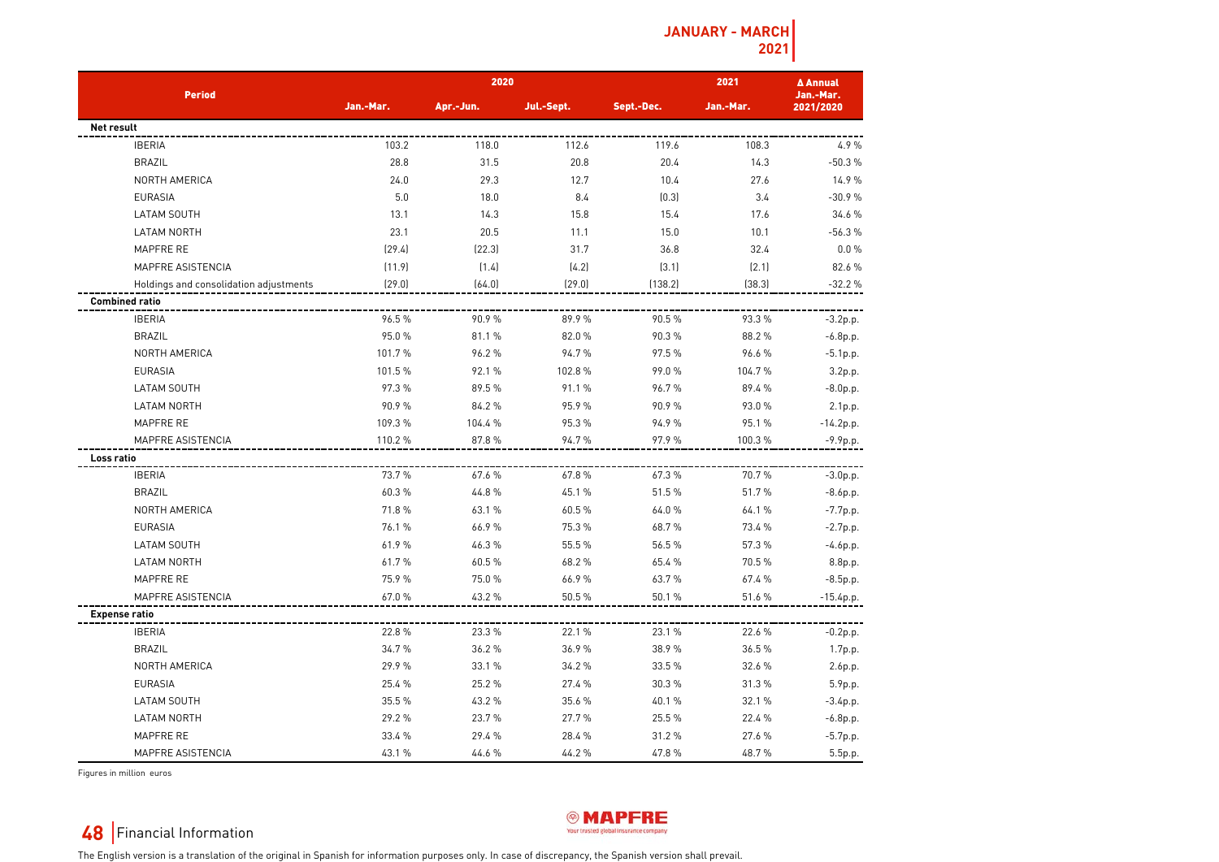| Period | 2020 | | | | 2021 | Δ Annual |
|---|---|---|---|---|---|---|
| | Jan.-Mar. | Apr.-Jun. | Jul.-Sept. | Sept.-Dec. | Jan.-Mar. | Jan.-Mar. 2021/2020 |
| **Net result** | | | | | | |
| IBERIA | 103.2 | 118.0 | 112.6 | 119.6 | 108.3 | 4.9 % |
| BRAZIL | 28.8 | 31.5 | 20.8 | 20.4 | 14.3 | -50.3 % |
| NORTH AMERICA | 24.0 | 29.3 | 12.7 | 10.4 | 27.6 | 14.9 % |
| EURASIA | 5.0 | 18.0 | 8.4 | (0.3) | 3.4 | -30.9 % |
| LATAM SOUTH | 13.1 | 14.3 | 15.8 | 15.4 | 17.6 | 34.6 % |
| LATAM NORTH | 23.1 | 20.5 | 11.1 | 15.0 | 10.1 | -56.3 % |
| MAPFRE RE | (29.4) | (22.3) | 31.7 | 36.8 | 32.4 | 0.0 % |
| MAPFRE ASISTENCIA | (11.9) | (1.4) | (4.2) | (3.1) | (2.1) | 82.6 % |
| Holdings and consolidation adjustments | (29.0) | (64.0) | (29.0) | (138.2) | (38.3) | -32.2 % |
| **Combined ratio** | | | | | | |
| IBERIA | 96.5 % | 90.9 % | 89.9 % | 90.5 % | 93.3 % | -3.2p.p. |
| BRAZIL | 95.0 % | 81.1 % | 82.0 % | 90.3 % | 88.2 % | -6.8p.p. |
| NORTH AMERICA | 101.7 % | 96.2 % | 94.7 % | 97.5 % | 96.6 % | -5.1p.p. |
| EURASIA | 101.5 % | 92.1 % | 102.8 % | 99.0 % | 104.7 % | 3.2p.p. |
| LATAM SOUTH | 97.3 % | 89.5 % | 91.1 % | 96.7 % | 89.4 % | -8.0p.p. |
| LATAM NORTH | 90.9 % | 84.2 % | 95.9 % | 90.9 % | 93.0 % | 2.1p.p. |
| MAPFRE RE | 109.3 % | 104.4 % | 95.3 % | 94.9 % | 95.1 % | -14.2p.p. |
| MAPFRE ASISTENCIA | 110.2 % | 87.8 % | 94.7 % | 97.9 % | 100.3 % | -9.9p.p. |
| **Loss ratio** | | | | | | |
| IBERIA | 73.7 % | 67.6 % | 67.8 % | 67.3 % | 70.7 % | -3.0p.p. |
| BRAZIL | 60.3 % | 44.8 % | 45.1 % | 51.5 % | 51.7 % | -8.6p.p. |
| NORTH AMERICA | 71.8 % | 63.1 % | 60.5 % | 64.0 % | 64.1 % | -7.7p.p. |
| EURASIA | 76.1 % | 66.9 % | 75.3 % | 68.7 % | 73.4 % | -2.7p.p. |
| LATAM SOUTH | 61.9 % | 46.3 % | 55.5 % | 56.5 % | 57.3 % | -4.6p.p. |
| LATAM NORTH | 61.7 % | 60.5 % | 68.2 % | 65.4 % | 70.5 % | 8.8p.p. |
| MAPFRE RE | 75.9 % | 75.0 % | 66.9 % | 63.7 % | 67.4 % | -8.5p.p. |
| MAPFRE ASISTENCIA | 67.0 % | 43.2 % | 50.5 % | 50.1 % | 51.6 % | -15.4p.p. |
| **Expense ratio** | | | | | | |
| IBERIA | 22.8 % | 23.3 % | 22.1 % | 23.1 % | 22.6 % | -0.2p.p. |
| BRAZIL | 34.7 % | 36.2 % | 36.9 % | 38.9 % | 36.5 % | 1.7p.p. |
| NORTH AMERICA | 29.9 % | 33.1 % | 34.2 % | 33.5 % | 32.6 % | 2.6p.p. |
| EURASIA | 25.4 % | 25.2 % | 27.4 % | 30.3 % | 31.3 % | 5.9p.p. |
| LATAM SOUTH | 35.5 % | 43.2 % | 35.6 % | 40.1 % | 32.1 % | -3.4p.p. |
| LATAM NORTH | 29.2 % | 23.7 % | 27.7 % | 25.5 % | 22.4 % | -6.8p.p. |
| MAPFRE RE | 33.4 % | 29.4 % | 28.4 % | 31.2 % | 27.6 % | -5.7p.p. |
| MAPFRE ASISTENCIA | 43.1 % | 44.6 % | 44.2 % | 47.8 % | 48.7 % | 5.5p.p. |

Figures in million euros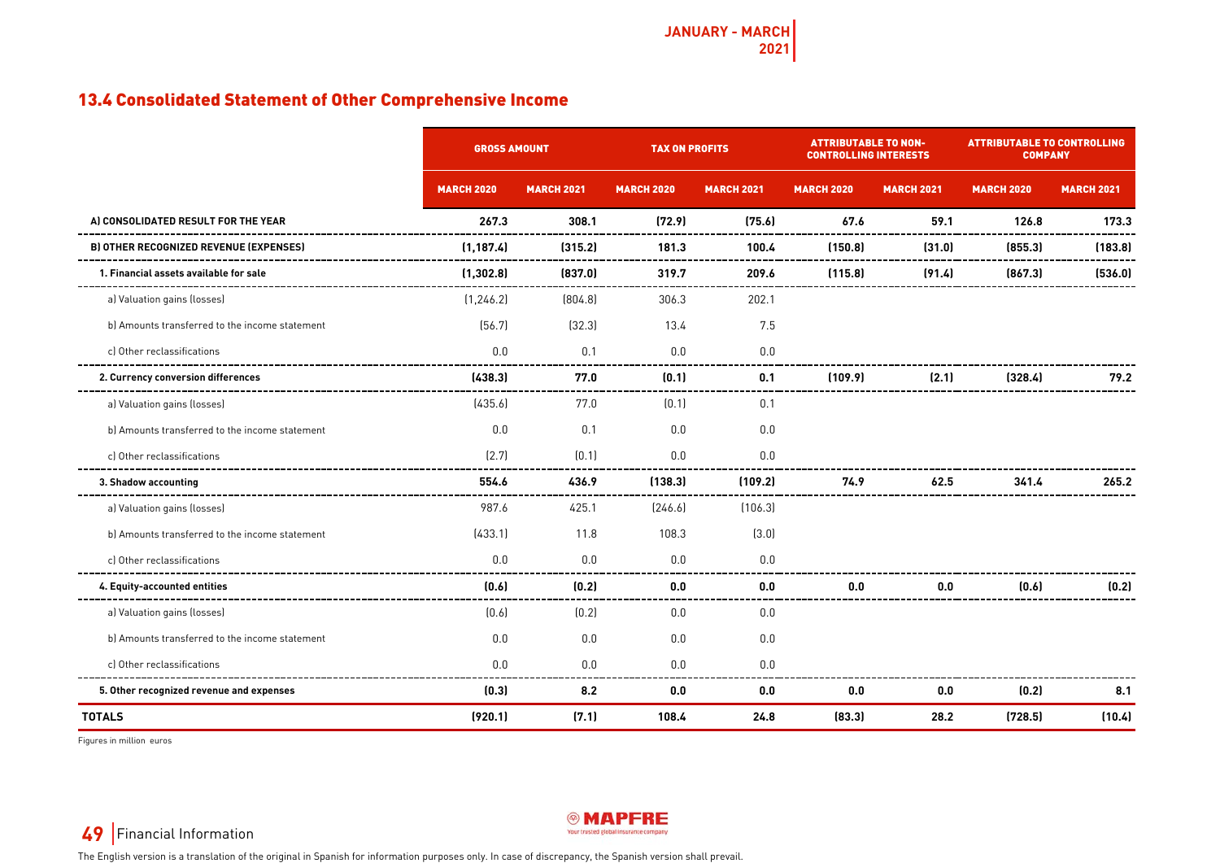## 13.4 Consolidated Statement of Other Comprehensive Income

| | GROSS AMOUNT | | TAX ON PROFITS | | ATTRIBUTABLE TO NON-CONTROLLING INTERESTS | | ATTRIBUTABLE TO CONTROLLING COMPANY | |
|---|---|---|---|---|---|---|---|---|
| | MARCH 2020 | MARCH 2021 | MARCH 2020 | MARCH 2021 | MARCH 2020 | MARCH 2021 | MARCH 2020 | MARCH 2021 |
| **A) CONSOLIDATED RESULT FOR THE YEAR** | **267.3** | **308.1** | **(72.9)** | **(75.6)** | **67.6** | **59.1** | **126.8** | **173.3** |
| **B) OTHER RECOGNIZED REVENUE (EXPENSES)** | **(1,187.4)** | **(315.2)** | **181.3** | **100.4** | **(150.8)** | **(31.0)** | **(855.3)** | **(183.8)** |
| **1. Financial assets available for sale** | **(1,302.8)** | **(837.0)** | **319.7** | **209.6** | **(115.8)** | **(91.4)** | **(867.3)** | **(536.0)** |
| a) Valuation gains (losses) | (1,246.2) | (804.8) | 306.3 | 202.1 | | | | |
| b) Amounts transferred to the income statement | (56.7) | (32.3) | 13.4 | 7.5 | | | | |
| c) Other reclassifications | 0.0 | 0.1 | 0.0 | 0.0 | | | | |
| **2. Currency conversion differences** | **(438.3)** | **77.0** | **(0.1)** | **0.1** | **(109.9)** | **(2.1)** | **(328.4)** | **79.2** |
| a) Valuation gains (losses) | (435.6) | 77.0 | (0.1) | 0.1 | | | | |
| b) Amounts transferred to the income statement | 0.0 | 0.1 | 0.0 | 0.0 | | | | |
| c) Other reclassifications | (2.7) | (0.1) | 0.0 | 0.0 | | | | |
| **3. Shadow accounting** | **554.6** | **436.9** | **(138.3)** | **(109.2)** | **74.9** | **62.5** | **341.4** | **265.2** |
| a) Valuation gains (losses) | 987.6 | 425.1 | (246.6) | (106.3) | | | | |
| b) Amounts transferred to the income statement | (433.1) | 11.8 | 108.3 | (3.0) | | | | |
| c) Other reclassifications | 0.0 | 0.0 | 0.0 | 0.0 | | | | |
| **4. Equity-accounted entities** | **(0.6)** | **(0.2)** | **0.0** | **0.0** | **0.0** | **0.0** | **(0.6)** | **(0.2)** |
| a) Valuation gains (losses) | (0.6) | (0.2) | 0.0 | 0.0 | | | | |
| b) Amounts transferred to the income statement | 0.0 | 0.0 | 0.0 | 0.0 | | | | |
| c) Other reclassifications | 0.0 | 0.0 | 0.0 | 0.0 | | | | |
| **5. Other recognized revenue and expenses** | **(0.3)** | **8.2** | **0.0** | **0.0** | **0.0** | **0.0** | **(0.2)** | **8.1** |
| **TOTALS** | **(920.1)** | **(7.1)** | **108.4** | **24.8** | **(83.3)** | **28.2** | **(728.5)** | **(10.4)** |

Figures in million euros

The English version is a translation of the original in Spanish for information purposes only. In case of discrepancy, the Spanish version shall prevail.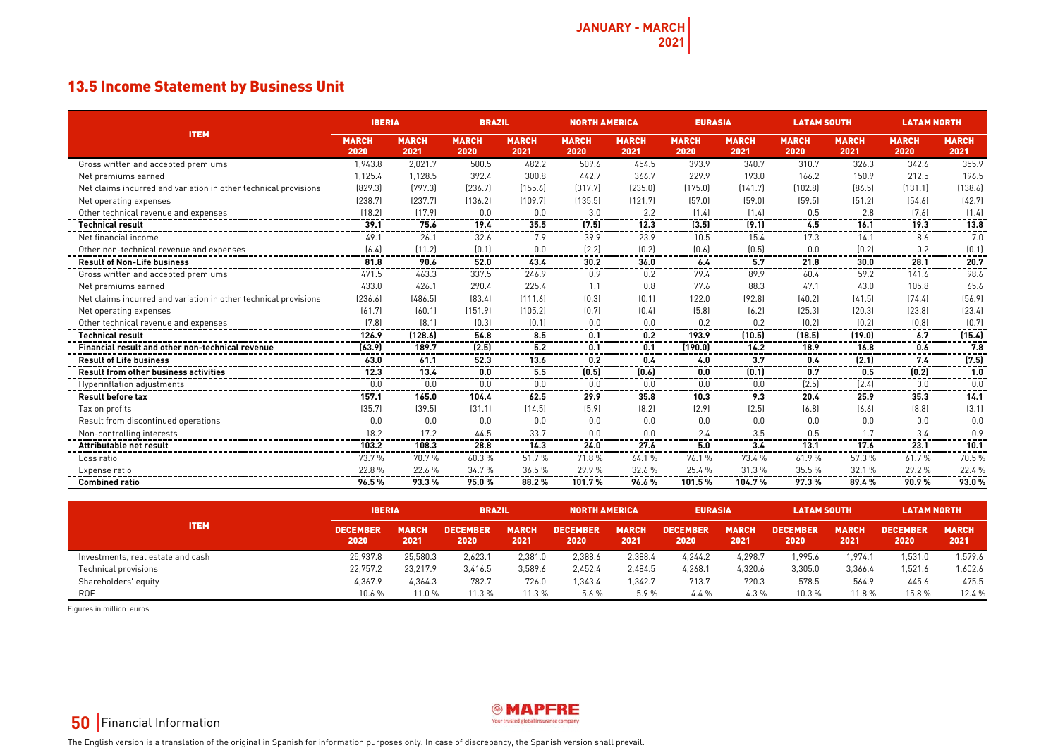## 13.5 Income Statement by Business Unit

| ITEM | IBERIA | | BRAZIL | | NORTH AMERICA | | EURASIA | | LATAM SOUTH | | LATAM NORTH | |
|---|---|---|---|---|---|---|---|---|---|---|---|---|
| | MARCH 2020 | MARCH 2021 | MARCH 2020 | MARCH 2021 | MARCH 2020 | MARCH 2021 | MARCH 2020 | MARCH 2021 | MARCH 2020 | MARCH 2021 | MARCH 2020 | MARCH 2021 |
| Gross written and accepted premiums | 1,943.8 | 2,021.7 | 500.5 | 482.2 | 509.6 | 454.5 | 393.9 | 340.7 | 310.7 | 326.3 | 342.6 | 355.9 |
| Net premiums earned | 1,125.4 | 1,128.5 | 392.4 | 300.8 | 442.7 | 366.7 | 229.9 | 193.0 | 166.2 | 150.9 | 212.5 | 196.5 |
| Net claims incurred and variation in other technical provisions | (829.3) | (797.3) | (236.7) | (155.6) | (317.7) | (235.0) | (175.0) | (141.7) | (102.8) | (86.5) | (131.1) | (138.6) |
| Net operating expenses | (238.7) | (237.7) | (136.2) | (109.7) | (135.5) | (121.7) | (57.0) | (59.0) | (59.5) | (51.2) | (54.6) | (42.7) |
| Other technical revenue and expenses | (18.2) | (17.9) | 0.0 | 0.0 | 3.0 | 2.2 | (1.4) | (1.4) | 0.5 | 2.8 | (7.6) | (1.4) |
| **Technical result** | **39.1** | **75.6** | **19.4** | **35.5** | **(7.5)** | **12.3** | **(3.5)** | **(9.1)** | **4.5** | **16.1** | **19.3** | **13.8** |
| Net financial income | 49.1 | 26.1 | 32.6 | 7.9 | 39.9 | 23.9 | 10.5 | 15.4 | 17.3 | 14.1 | 8.6 | 7.0 |
| Other non-technical revenue and expenses | (6.4) | (11.2) | (0.1) | 0.0 | (2.2) | (0.2) | (0.6) | (0.5) | 0.0 | (0.2) | 0.2 | (0.1) |
| **Result of Non-Life business** | **81.8** | **90.6** | **52.0** | **43.4** | **30.2** | **36.0** | **6.4** | **5.7** | **21.8** | **30.0** | **28.1** | **20.7** |
| Gross written and accepted premiums | 471.5 | 463.3 | 337.5 | 246.9 | 0.9 | 0.2 | 79.4 | 89.9 | 60.4 | 59.2 | 141.6 | 98.6 |
| Net premiums earned | 433.0 | 426.1 | 290.4 | 225.4 | 1.1 | 0.8 | 77.6 | 88.3 | 47.1 | 43.0 | 105.8 | 65.6 |
| Net claims incurred and variation in other technical provisions | (236.6) | (486.5) | (83.4) | (111.6) | (0.3) | (0.1) | 122.0 | (92.8) | (40.2) | (41.5) | (74.4) | (56.9) |
| Net operating expenses | (61.7) | (60.1) | (151.9) | (105.2) | (0.7) | (0.4) | (5.8) | (6.2) | (25.3) | (20.3) | (23.8) | (23.4) |
| Other technical revenue and expenses | (7.8) | (8.1) | (0.3) | (0.1) | 0.0 | 0.0 | 0.2 | 0.2 | (0.2) | (0.2) | (0.8) | (0.7) |
| **Technical result** | **126.9** | **(128.6)** | **54.8** | **8.5** | **0.1** | **0.2** | **193.9** | **(10.5)** | **(18.5)** | **(19.0)** | **6.7** | **(15.4)** |
| **Financial result and other non-technical revenue** | **(63.9)** | **189.7** | **(2.5)** | **5.2** | **0.1** | **0.1** | **(190.0)** | **14.2** | **18.9** | **16.8** | **0.6** | **7.8** |
| **Result of Life business** | **63.0** | **61.1** | **52.3** | **13.6** | **0.2** | **0.4** | **4.0** | **3.7** | **0.4** | **(2.1)** | **7.4** | **(7.5)** |
| **Result from other business activities** | **12.3** | **13.4** | **0.0** | **5.5** | **(0.5)** | **(0.6)** | **0.0** | **(0.1)** | **0.7** | **0.5** | **(0.2)** | **1.0** |
| Hyperinflation adjustments | 0.0 | 0.0 | 0.0 | 0.0 | 0.0 | 0.0 | 0.0 | 0.0 | (2.5) | (2.4) | 0.0 | 0.0 |
| **Result before tax** | **157.1** | **165.0** | **104.4** | **62.5** | **29.9** | **35.8** | **10.3** | **9.3** | **20.4** | **25.9** | **35.3** | **14.1** |
| Tax on profits | (35.7) | (39.5) | (31.1) | (14.5) | (5.9) | (8.2) | (2.9) | (2.5) | (6.8) | (6.6) | (8.8) | (3.1) |
| Result from discontinued operations | 0.0 | 0.0 | 0.0 | 0.0 | 0.0 | 0.0 | 0.0 | 0.0 | 0.0 | 0.0 | 0.0 | 0.0 |
| Non-controlling interests | 18.2 | 17.2 | 44.5 | 33.7 | 0.0 | 0.0 | 2.4 | 3.5 | 0.5 | 1.7 | 3.4 | 0.9 |
| **Attributable net result** | **103.2** | **108.3** | **28.8** | **14.3** | **24.0** | **27.6** | **5.0** | **3.4** | **13.1** | **17.6** | **23.1** | **10.1** |
| Loss ratio | 73.7 % | 70.7 % | 60.3 % | 51.7 % | 71.8 % | 64.1 % | 76.1 % | 73.4 % | 61.9 % | 57.3 % | 61.7 % | 70.5 % |
| Expense ratio | 22.8 % | 22.6 % | 34.7 % | 36.5 % | 29.9 % | 32.6 % | 25.4 % | 31.3 % | 35.5 % | 32.1 % | 29.2 % | 22.4 % |
| **Combined ratio** | **96.5 %** | **93.3 %** | **95.0 %** | **88.2 %** | **101.7 %** | **96.6 %** | **101.5 %** | **104.7 %** | **97.3 %** | **89.4 %** | **90.9 %** | **93.0 %** |

| ITEM | IBERIA | | BRAZIL | | NORTH AMERICA | | EURASIA | | LATAM SOUTH | | LATAM NORTH | |
|---|---|---|---|---|---|---|---|---|---|---|---|---|
| | DECEMBER 2020 | MARCH 2021 | DECEMBER 2020 | MARCH 2021 | DECEMBER 2020 | MARCH 2021 | DECEMBER 2020 | MARCH 2021 | DECEMBER 2020 | MARCH 2021 | DECEMBER 2020 | MARCH 2021 |
| Investments, real estate and cash | 25,937.8 | 25,580.3 | 2,623.1 | 2,381.0 | 2,388.6 | 2,388.4 | 4,244.2 | 4,298.7 | 1,995.6 | 1,974.1 | 1,531.0 | 1,579.6 |
| Technical provisions | 22,757.2 | 23,217.9 | 3,416.5 | 3,589.6 | 2,452.4 | 2,484.5 | 4,268.1 | 4,320.6 | 3,305.0 | 3,366.4 | 1,521.6 | 1,602.6 |
| Shareholders' equity | 4,367.9 | 4,364.3 | 782.7 | 726.0 | 1,343.4 | 1,342.7 | 713.7 | 720.3 | 578.5 | 564.9 | 445.6 | 475.5 |
| ROE | 10.6 % | 11.0 % | 11.3 % | 11.3 % | 5.6 % | 5.9 % | 4.4 % | 4.3 % | 10.3 % | 11.8 % | 15.8 % | 12.4 % |

Figures in million euros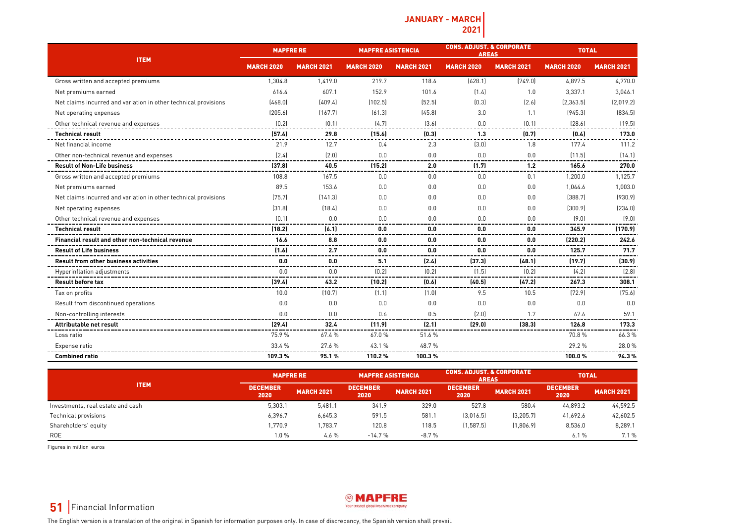## JANUARY - MARCH 2021

| ITEM | MAPFRE RE | | MAPFRE ASISTENCIA | | CONS. ADJUST. & CORPORATE AREAS | | TOTAL | |
|---|---|---|---|---|---|---|---|---|
| | MARCH 2020 | MARCH 2021 | MARCH 2020 | MARCH 2021 | MARCH 2020 | MARCH 2021 | MARCH 2020 | MARCH 2021 |
| Gross written and accepted premiums | 1,304.8 | 1,419.0 | 219.7 | 118.6 | (628.1) | (749.0) | 4,897.5 | 4,770.0 |
| Net premiums earned | 616.4 | 607.1 | 152.9 | 101.6 | (1.4) | 1.0 | 3,337.1 | 3,046.1 |
| Net claims incurred and variation in other technical provisions | (468.0) | (409.4) | (102.5) | (52.5) | (0.3) | (2.6) | (2,363.5) | (2,019.2) |
| Net operating expenses | (205.6) | (167.7) | (61.3) | (45.8) | 3.0 | 1.1 | (945.3) | (834.5) |
| Other technical revenue and expenses | (0.2) | (0.1) | (4.7) | (3.6) | 0.0 | (0.1) | (28.6) | (19.5) |
| **Technical result** | **(57.4)** | **29.8** | **(15.6)** | **(0.3)** | **1.3** | **(0.7)** | **(0.4)** | **173.0** |
| Net financial income | 21.9 | 12.7 | 0.4 | 2.3 | (3.0) | 1.8 | 177.4 | 111.2 |
| Other non-technical revenue and expenses | (2.4) | (2.0) | 0.0 | 0.0 | 0.0 | 0.0 | (11.5) | (14.1) |
| **Result of Non-Life business** | **(37.8)** | **40.5** | **(15.2)** | **2.0** | **(1.7)** | **1.2** | **165.6** | **270.0** |
| Gross written and accepted premiums | 108.8 | 167.5 | 0.0 | 0.0 | 0.0 | 0.1 | 1,200.0 | 1,125.7 |
| Net premiums earned | 89.5 | 153.6 | 0.0 | 0.0 | 0.0 | 0.0 | 1,044.6 | 1,003.0 |
| Net claims incurred and variation in other technical provisions | (75.7) | (141.3) | 0.0 | 0.0 | 0.0 | 0.0 | (388.7) | (930.9) |
| Net operating expenses | (31.8) | (18.4) | 0.0 | 0.0 | 0.0 | 0.0 | (300.9) | (234.0) |
| Other technical revenue and expenses | (0.1) | 0.0 | 0.0 | 0.0 | 0.0 | 0.0 | (9.0) | (9.0) |
| **Technical result** | **(18.2)** | **(6.1)** | **0.0** | **0.0** | **0.0** | **0.0** | **345.9** | **(170.9)** |
| **Financial result and other non-technical revenue** | **16.6** | **8.8** | **0.0** | **0.0** | **0.0** | **0.0** | **(220.2)** | **242.6** |
| **Result of Life business** | **(1.6)** | **2.7** | **0.0** | **0.0** | **0.0** | **0.0** | **125.7** | **71.7** |
| **Result from other business activities** | **0.0** | **0.0** | **5.1** | **(2.4)** | **(37.3)** | **(48.1)** | **(19.7)** | **(30.9)** |
| Hyperinflation adjustments | 0.0 | 0.0 | (0.2) | (0.2) | (1.5) | (0.2) | (4.2) | (2.8) |
| **Result before tax** | **(39.4)** | **43.2** | **(10.2)** | **(0.6)** | **(40.5)** | **(47.2)** | **267.3** | **308.1** |
| Tax on profits | 10.0 | (10.7) | (1.1) | (1.0) | 9.5 | 10.5 | (72.9) | (75.6) |
| Result from discontinued operations | 0.0 | 0.0 | 0.0 | 0.0 | 0.0 | 0.0 | 0.0 | 0.0 |
| Non-controlling interests | 0.0 | 0.0 | 0.6 | 0.5 | (2.0) | 1.7 | 67.6 | 59.1 |
| **Attributable net result** | **(29.4)** | **32.4** | **(11.9)** | **(2.1)** | **(29.0)** | **(38.3)** | **126.8** | **173.3** |
| Loss ratio | 75.9 % | 67.4 % | 67.0 % | 51.6 % | | | 70.8 % | 66.3 % |
| Expense ratio | 33.4 % | 27.6 % | 43.1 % | 48.7 % | | | 29.2 % | 28.0 % |
| **Combined ratio** | **109.3 %** | **95.1 %** | **110.2 %** | **100.3 %** | | | **100.0 %** | **94.3 %** |

| ITEM | MAPFRE RE | | MAPFRE ASISTENCIA | | CONS. ADJUST. & CORPORATE AREAS | | TOTAL | |
|---|---|---|---|---|---|---|---|---|
| | DECEMBER 2020 | MARCH 2021 | DECEMBER 2020 | MARCH 2021 | DECEMBER 2020 | MARCH 2021 | DECEMBER 2020 | MARCH 2021 |
| Investments, real estate and cash | 5,303.1 | 5,481.1 | 341.9 | 329.0 | 527.8 | 580.4 | 44,893.2 | 44,592.5 |
| Technical provisions | 6,396.7 | 6,645.3 | 591.5 | 581.1 | (3,016.5) | (3,205.7) | 41,692.6 | 42,602.5 |
| Shareholders' equity | 1,770.9 | 1,783.7 | 120.8 | 118.5 | (1,587.5) | (1,806.9) | 8,536.0 | 8,289.1 |
| ROE | 1.0 % | 4.6 % | -14.7 % | -8.7 % | | | 6.1 % | 7.1 % |

Figures in million euros

The English version is a translation of the original in Spanish for information purposes only. In case of discrepancy, the Spanish version shall prevail.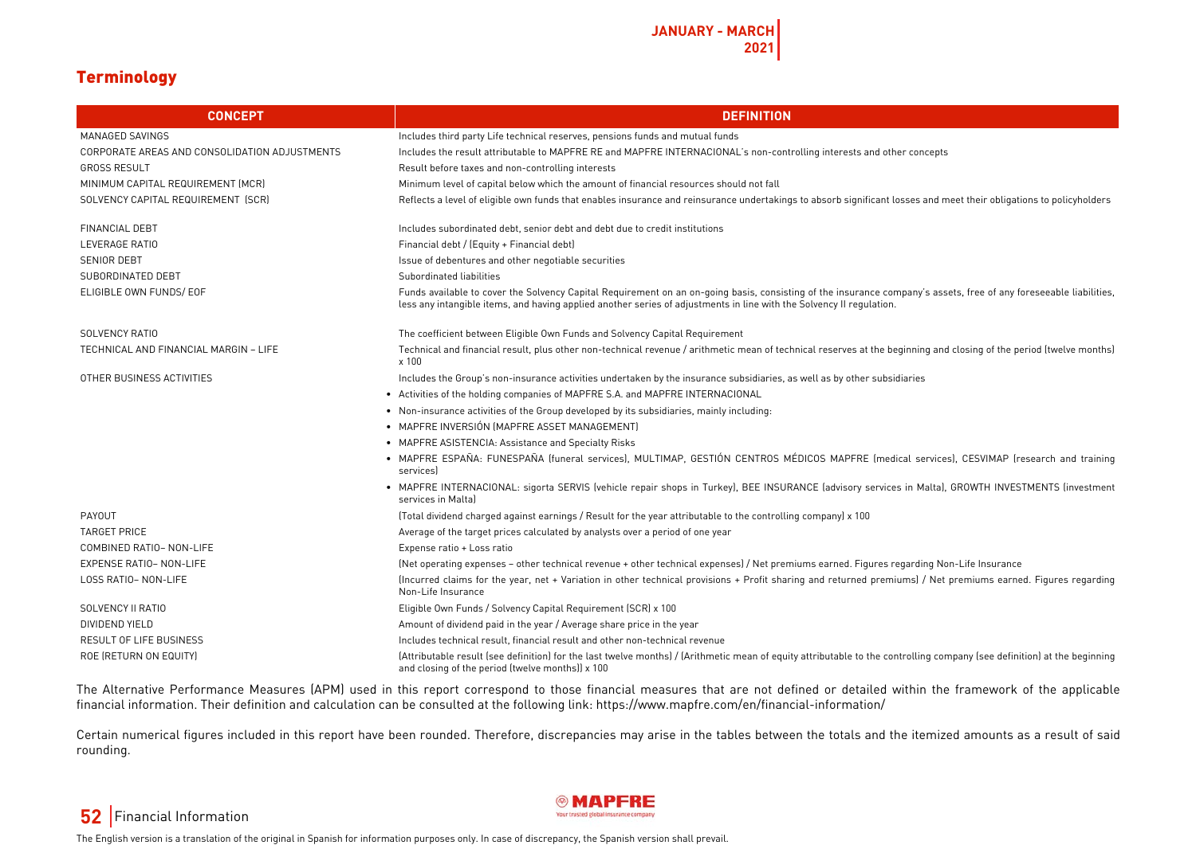## Terminology

| CONCEPT | DEFINITION |
|---|---|
| MANAGED SAVINGS | Includes third party Life technical reserves, pensions funds and mutual funds |
| CORPORATE AREAS AND CONSOLIDATION ADJUSTMENTS | Includes the result attributable to MAPFRE RE and MAPFRE INTERNACIONAL's non-controlling interests and other concepts |
| GROSS RESULT | Result before taxes and non-controlling interests |
| MINIMUM CAPITAL REQUIREMENT (MCR) | Minimum level of capital below which the amount of financial resources should not fall |
| SOLVENCY CAPITAL REQUIREMENT (SCR) | Reflects a level of eligible own funds that enables insurance and reinsurance undertakings to absorb significant losses and meet their obligations to policyholders |
| FINANCIAL DEBT | Includes subordinated debt, senior debt and debt due to credit institutions |
| LEVERAGE RATIO | Financial debt / (Equity + Financial debt) |
| SENIOR DEBT | Issue of debentures and other negotiable securities |
| SUBORDINATED DEBT | Subordinated liabilities |
| ELIGIBLE OWN FUNDS/ EOF | Funds available to cover the Solvency Capital Requirement on an on-going basis, consisting of the insurance company's assets, free of any foreseeable liabilities, less any intangible items, and having applied another series of adjustments in line with the Solvency II regulation. |
| SOLVENCY RATIO | The coefficient between Eligible Own Funds and Solvency Capital Requirement |
| TECHNICAL AND FINANCIAL MARGIN – LIFE | Technical and financial result, plus other non-technical revenue / arithmetic mean of technical reserves at the beginning and closing of the period (twelve months) x 100 |
| OTHER BUSINESS ACTIVITIES | Includes the Group's non-insurance activities undertaken by the insurance subsidiaries, as well as by other subsidiaries |
| | • Activities of the holding companies of MAPFRE S.A. and MAPFRE INTERNACIONAL |
| | • Non-insurance activities of the Group developed by its subsidiaries, mainly including: |
| | • MAPFRE INVERSIÓN (MAPFRE ASSET MANAGEMENT) |
| | • MAPFRE ASISTENCIA: Assistance and Specialty Risks |
| | • MAPFRE ESPAÑA: FUNESPAÑA (funeral services), MULTIMAP, GESTIÓN CENTROS MÉDICOS MAPFRE (medical services), CESVIMAP (research and training services) |
| | • MAPFRE INTERNACIONAL: sigorta SERVIS (vehicle repair shops in Turkey), BEE INSURANCE (advisory services in Malta), GROWTH INVESTMENTS (investment services in Malta) |
| PAYOUT | (Total dividend charged against earnings / Result for the year attributable to the controlling company) x 100 |
| TARGET PRICE | Average of the target prices calculated by analysts over a period of one year |
| COMBINED RATIO– NON-LIFE | Expense ratio + Loss ratio |
| EXPENSE RATIO– NON-LIFE | (Net operating expenses – other technical revenue + other technical expenses) / Net premiums earned. Figures regarding Non-Life Insurance |
| LOSS RATIO– NON-LIFE | (Incurred claims for the year, net + Variation in other technical provisions + Profit sharing and returned premiums) / Net premiums earned. Figures regarding Non-Life Insurance |
| SOLVENCY II RATIO | Eligible Own Funds / Solvency Capital Requirement (SCR) x 100 |
| DIVIDEND YIELD | Amount of dividend paid in the year / Average share price in the year |
| RESULT OF LIFE BUSINESS | Includes technical result, financial result and other non-technical revenue |
| ROE (RETURN ON EQUITY) | (Attributable result (see definition) for the last twelve months) / (Arithmetic mean of equity attributable to the controlling company (see definition) at the beginning and closing of the period (twelve months)) x 100 |

The Alternative Performance Measures (APM) used in this report correspond to those financial measures that are not defined or detailed within the framework of the applicable financial information. Their definition and calculation can be consulted at the following link: https://www.mapfre.com/en/financial-information/

Certain numerical figures included in this report have been rounded. Therefore, discrepancies may arise in the tables between the totals and the itemized amounts as a result of said rounding.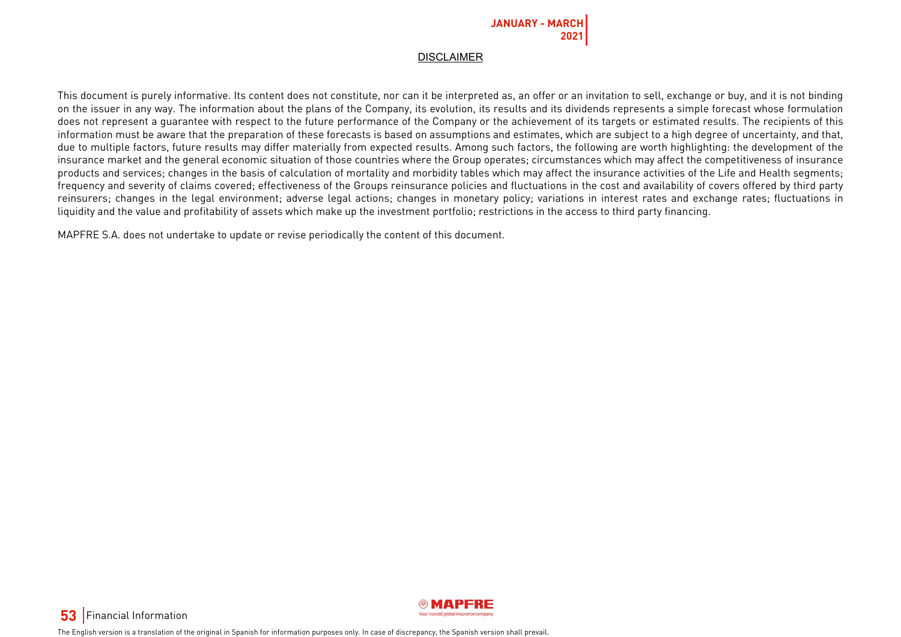## DISCLAIMER

This document is purely informative. Its content does not constitute, nor can it be interpreted as, an offer or an invitation to sell, exchange or buy, and it is not binding on the issuer in any way. The information about the plans of the Company, its evolution, its results and its dividends represents a simple forecast whose formulation does not represent a guarantee with respect to the future performance of the Company or the achievement of its targets or estimated results. The recipients of this information must be aware that the preparation of these forecasts is based on assumptions and estimates, which are subject to a high degree of uncertainty, and that, due to multiple factors, future results may differ materially from expected results. Among such factors, the following are worth highlighting: the development of the insurance market and the general economic situation of those countries where the Group operates; circumstances which may affect the competitiveness of insurance products and services; changes in the basis of calculation of mortality and morbidity tables which may affect the insurance activities of the Life and Health segments; frequency and severity of claims covered; effectiveness of the Groups reinsurance policies and fluctuations in the cost and availability of covers offered by third party reinsurers; changes in the legal environment; adverse legal actions; changes in monetary policy; variations in interest rates and exchange rates; fluctuations in liquidity and the value and profitability of assets which make up the investment portfolio; restrictions in the access to third party financing.

MAPFRE S.A. does not undertake to update or revise periodically the content of this document.

The English version is a translation of the original in Spanish for information purposes only. In case of discrepancy, the Spanish version shall prevail.